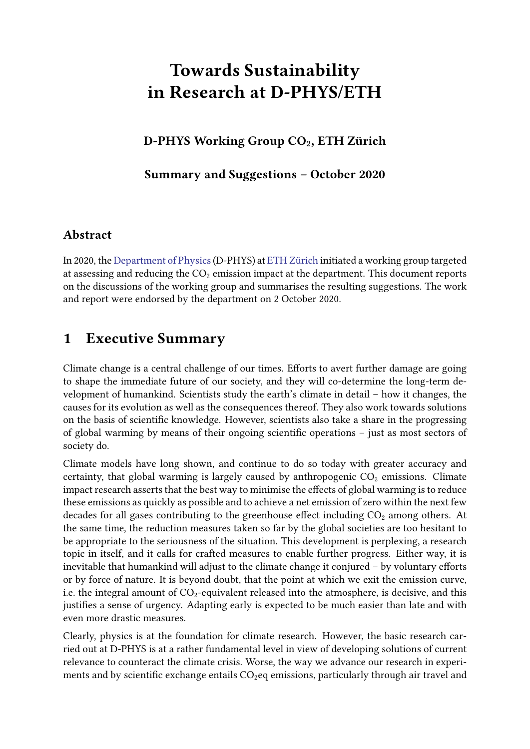# Towards Sustainability in Research at D-PHYS/ETH

**D-PHYS Working Group $CO_2$, ETH Zürich**

**Summary and Suggestions – October 2020**

## Abstract

In 2020, the Department of Physics (D-PHYS) at ETH Zürich initiated a working group targeted at assessing and reducing the $CO_2$ emission impact at the department. This document reports on the discussions of the working group and summarises the resulting suggestions. The work and report were endorsed by the department on 2 October 2020.

## 1 Executive Summary

Climate change is a central challenge of our times. Efforts to avert further damage are going to shape the immediate future of our society, and they will co-determine the long-term development of humankind. Scientists study the earth's climate in detail – how it changes, the causes for its evolution as well as the consequences thereof. They also work towards solutions on the basis of scientific knowledge. However, scientists also take a share in the progressing of global warming by means of their ongoing scientific operations – just as most sectors of society do.

Climate models have long shown, and continue to do so today with greater accuracy and certainty, that global warming is largely caused by anthropogenic $CO_2$ emissions. Climate impact research asserts that the best way to minimise the effects of global warming is to reduce these emissions as quickly as possible and to achieve a net emission of zero within the next few decades for all gases contributing to the greenhouse effect including $CO_2$ among others. At the same time, the reduction measures taken so far by the global societies are too hesitant to be appropriate to the seriousness of the situation. This development is perplexing, a research topic in itself, and it calls for crafted measures to enable further progress. Either way, it is inevitable that humankind will adjust to the climate change it conjured – by voluntary efforts or by force of nature. It is beyond doubt, that the point at which we exit the emission curve, i.e. the integral amount of $CO_2$-equivalent released into the atmosphere, is decisive, and this justifies a sense of urgency. Adapting early is expected to be much easier than late and with even more drastic measures.

Clearly, physics is at the foundation for climate research. However, the basic research carried out at D-PHYS is at a rather fundamental level in view of developing solutions of current relevance to counteract the climate crisis. Worse, the way we advance our research in experiments and by scientific exchange entails $CO_2$eq emissions, particularly through air travel and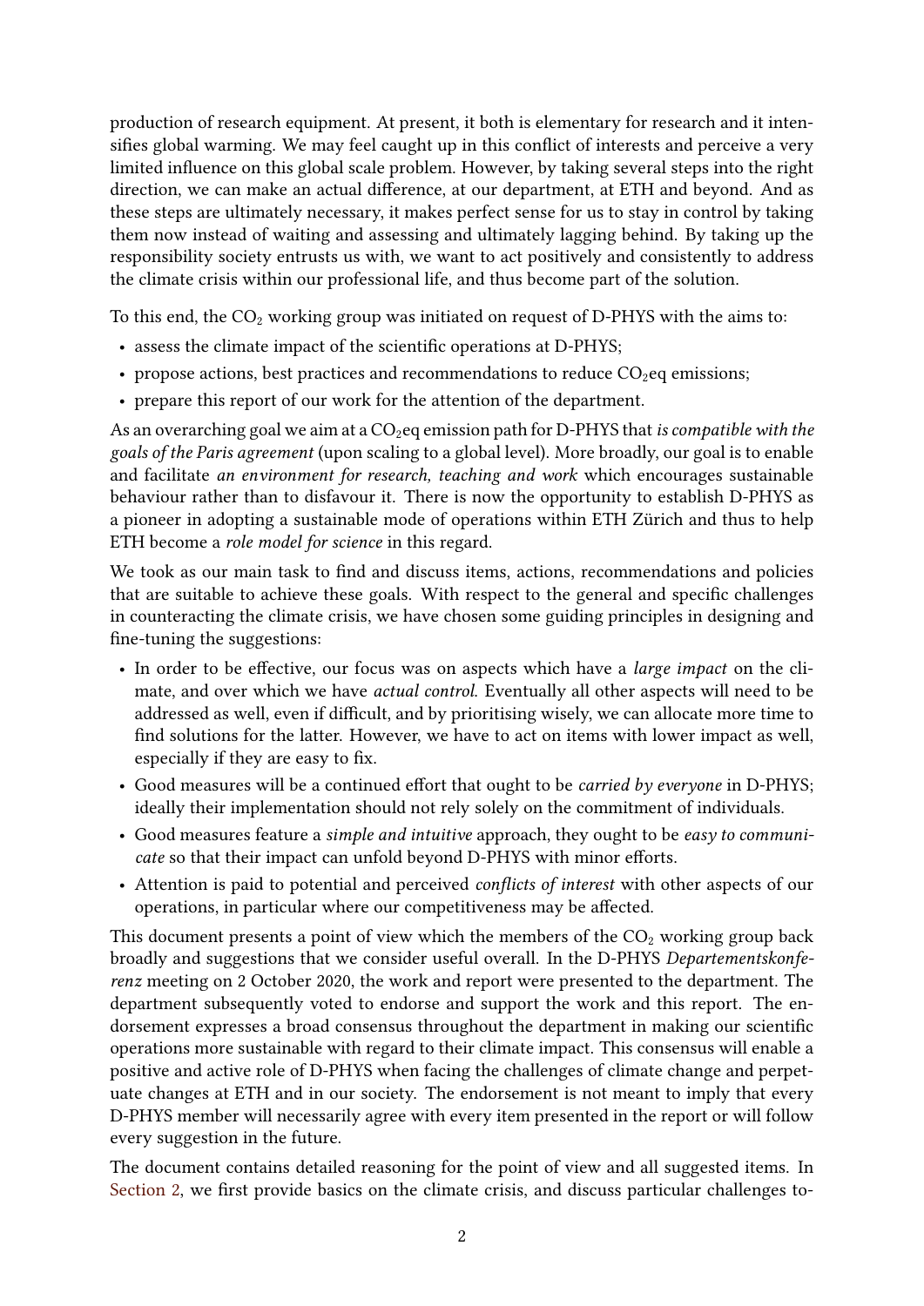production of research equipment. At present, it both is elementary for research and it intensifies global warming. We may feel caught up in this conflict of interests and perceive a very limited influence on this global scale problem. However, by taking several steps into the right direction, we can make an actual difference, at our department, at ETH and beyond. And as these steps are ultimately necessary, it makes perfect sense for us to stay in control by taking them now instead of waiting and assessing and ultimately lagging behind. By taking up the responsibility society entrusts us with, we want to act positively and consistently to address the climate crisis within our professional life, and thus become part of the solution.

To this end, the $CO_2$ working group was initiated on request of D-PHYS with the aims to:

- assess the climate impact of the scientific operations at D-PHYS;
- propose actions, best practices and recommendations to reduce $CO_2$eq emissions;
- prepare this report of our work for the attention of the department.

As an overarching goal we aim at a $CO_2$eq emission path for D-PHYS that *is compatible with the goals of the Paris agreement* (upon scaling to a global level). More broadly, our goal is to enable and facilitate *an environment for research, teaching and work* which encourages sustainable behaviour rather than to disfavour it. There is now the opportunity to establish D-PHYS as a pioneer in adopting a sustainable mode of operations within ETH Zürich and thus to help ETH become a *role model for science* in this regard.

We took as our main task to find and discuss items, actions, recommendations and policies that are suitable to achieve these goals. With respect to the general and specific challenges in counteracting the climate crisis, we have chosen some guiding principles in designing and fine-tuning the suggestions:

- In order to be effective, our focus was on aspects which have a *large impact* on the climate, and over which we have *actual control*. Eventually all other aspects will need to be addressed as well, even if difficult, and by prioritising wisely, we can allocate more time to find solutions for the latter. However, we have to act on items with lower impact as well, especially if they are easy to fix.
- Good measures will be a continued effort that ought to be *carried by everyone* in D-PHYS; ideally their implementation should not rely solely on the commitment of individuals.
- Good measures feature a *simple and intuitive* approach, they ought to be *easy to communicate* so that their impact can unfold beyond D-PHYS with minor efforts.
- Attention is paid to potential and perceived *conflicts of interest* with other aspects of our operations, in particular where our competitiveness may be affected.

This document presents a point of view which the members of the $CO_2$ working group back broadly and suggestions that we consider useful overall. In the D-PHYS *Departementskonferenz* meeting on 2 October 2020, the work and report were presented to the department. The department subsequently voted to endorse and support the work and this report. The endorsement expresses a broad consensus throughout the department in making our scientific operations more sustainable with regard to their climate impact. This consensus will enable a positive and active role of D-PHYS when facing the challenges of climate change and perpetuate changes at ETH and in our society. The endorsement is not meant to imply that every D-PHYS member will necessarily agree with every item presented in the report or will follow every suggestion in the future.

The document contains detailed reasoning for the point of view and all suggested items. In Section 2, we first provide basics on the climate crisis, and discuss particular challenges to-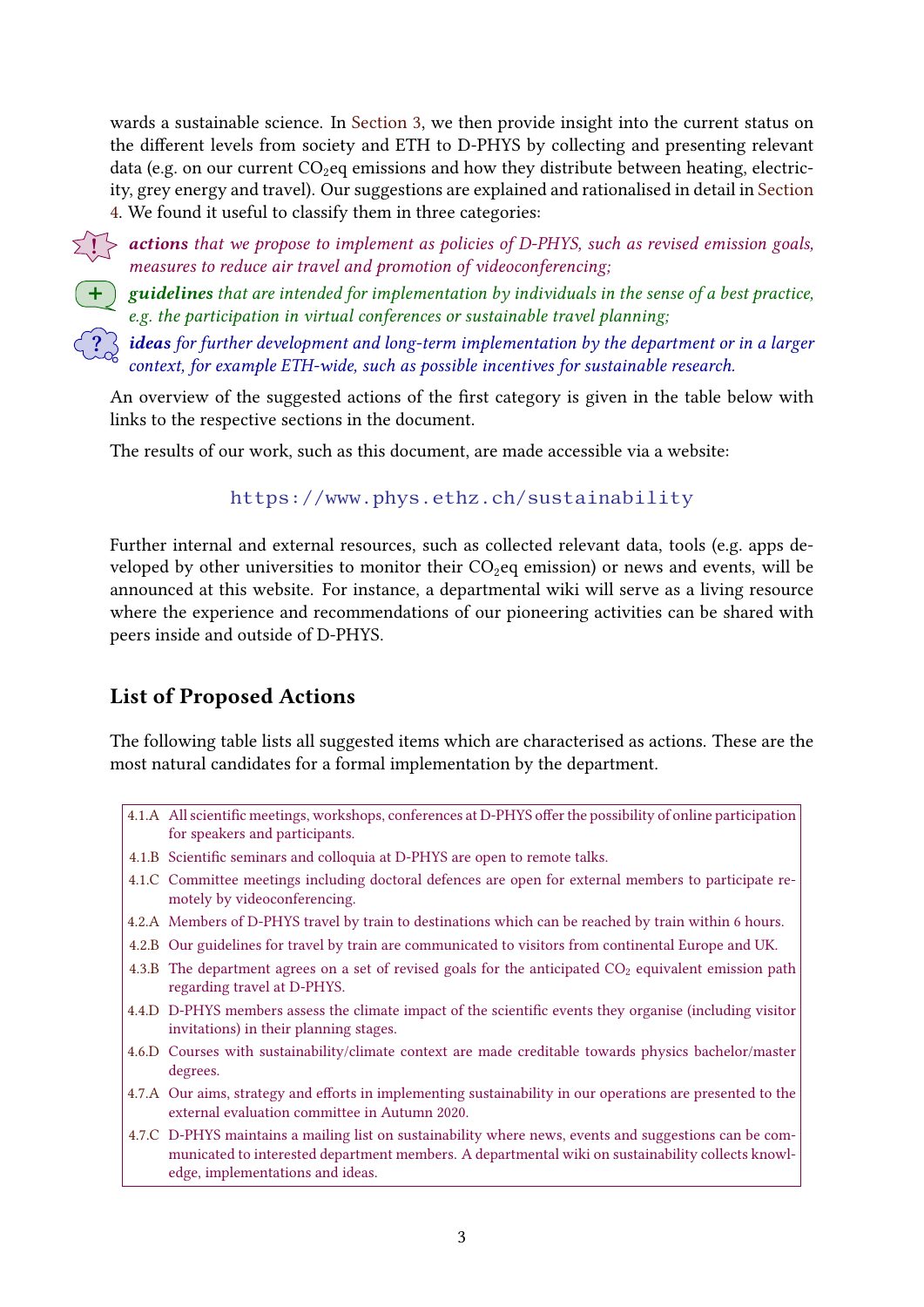wards a sustainable science. In Section 3, we then provide insight into the current status on the different levels from society and ETH to D-PHYS by collecting and presenting relevant data (e.g. on our current $CO_2$eq emissions and how they distribute between heating, electricity, grey energy and travel). Our suggestions are explained and rationalised in detail in Section 4. We found it useful to classify them in three categories:

- ! ***actions*** *that we propose to implement as policies of D-PHYS, such as revised emission goals, measures to reduce air travel and promotion of videoconferencing;*
- \+ ***guidelines*** *that are intended for implementation by individuals in the sense of a best practice, e.g. the participation in virtual conferences or sustainable travel planning;*
- ? ***ideas*** *for further development and long-term implementation by the department or in a larger context, for example ETH-wide, such as possible incentives for sustainable research.*

An overview of the suggested actions of the first category is given in the table below with links to the respective sections in the document.

The results of our work, such as this document, are made accessible via a website:

https://www.phys.ethz.ch/sustainability

Further internal and external resources, such as collected relevant data, tools (e.g. apps developed by other universities to monitor their $CO_2$eq emission) or news and events, will be announced at this website. For instance, a departmental wiki will serve as a living resource where the experience and recommendations of our pioneering activities can be shared with peers inside and outside of D-PHYS.

## List of Proposed Actions

The following table lists all suggested items which are characterised as actions. These are the most natural candidates for a formal implementation by the department.

| | |
|---|---|
| 4.1.A | All scientific meetings, workshops, conferences at D-PHYS offer the possibility of online participation for speakers and participants. |
| 4.1.B | Scientific seminars and colloquia at D-PHYS are open to remote talks. |
| 4.1.C | Committee meetings including doctoral defences are open for external members to participate remotely by videoconferencing. |
| 4.2.A | Members of D-PHYS travel by train to destinations which can be reached by train within 6 hours. |
| 4.2.B | Our guidelines for travel by train are communicated to visitors from continental Europe and UK. |
| 4.3.B | The department agrees on a set of revised goals for the anticipated $CO_2$ equivalent emission path regarding travel at D-PHYS. |
| 4.4.D | D-PHYS members assess the climate impact of the scientific events they organise (including visitor invitations) in their planning stages. |
| 4.6.D | Courses with sustainability/climate context are made creditable towards physics bachelor/master degrees. |
| 4.7.A | Our aims, strategy and efforts in implementing sustainability in our operations are presented to the external evaluation committee in Autumn 2020. |
| 4.7.C | D-PHYS maintains a mailing list on sustainability where news, events and suggestions can be communicated to interested department members. A departmental wiki on sustainability collects knowledge, implementations and ideas. |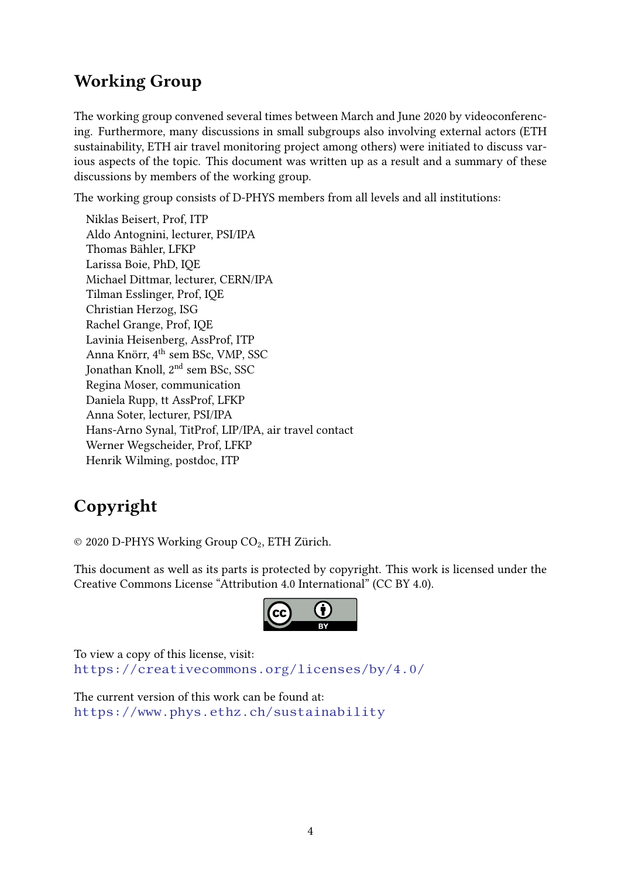## Working Group

The working group convened several times between March and June 2020 by videoconferencing. Furthermore, many discussions in small subgroups also involving external actors (ETH sustainability, ETH air travel monitoring project among others) were initiated to discuss various aspects of the topic. This document was written up as a result and a summary of these discussions by members of the working group.

The working group consists of D-PHYS members from all levels and all institutions:

Niklas Beisert, Prof, ITP
Aldo Antognini, lecturer, PSI/IPA
Thomas Bähler, LFKP
Larissa Boie, PhD, IQE
Michael Dittmar, lecturer, CERN/IPA
Tilman Esslinger, Prof, IQE
Christian Herzog, ISG
Rachel Grange, Prof, IQE
Lavinia Heisenberg, AssProf, ITP
Anna Knörr, 4th sem BSc, VMP, SSC
Jonathan Knoll, 2nd sem BSc, SSC
Regina Moser, communication
Daniela Rupp, tt AssProf, LFKP
Anna Soter, lecturer, PSI/IPA
Hans-Arno Synal, TitProf, LIP/IPA, air travel contact
Werner Wegscheider, Prof, LFKP
Henrik Wilming, postdoc, ITP

## Copyright

© 2020 D-PHYS Working Group $CO_2$, ETH Zürich.

This document as well as its parts is protected by copyright. This work is licensed under the Creative Commons License "Attribution 4.0 International" (CC BY 4.0).

To view a copy of this license, visit:
https://creativecommons.org/licenses/by/4.0/

The current version of this work can be found at:
https://www.phys.ethz.ch/sustainability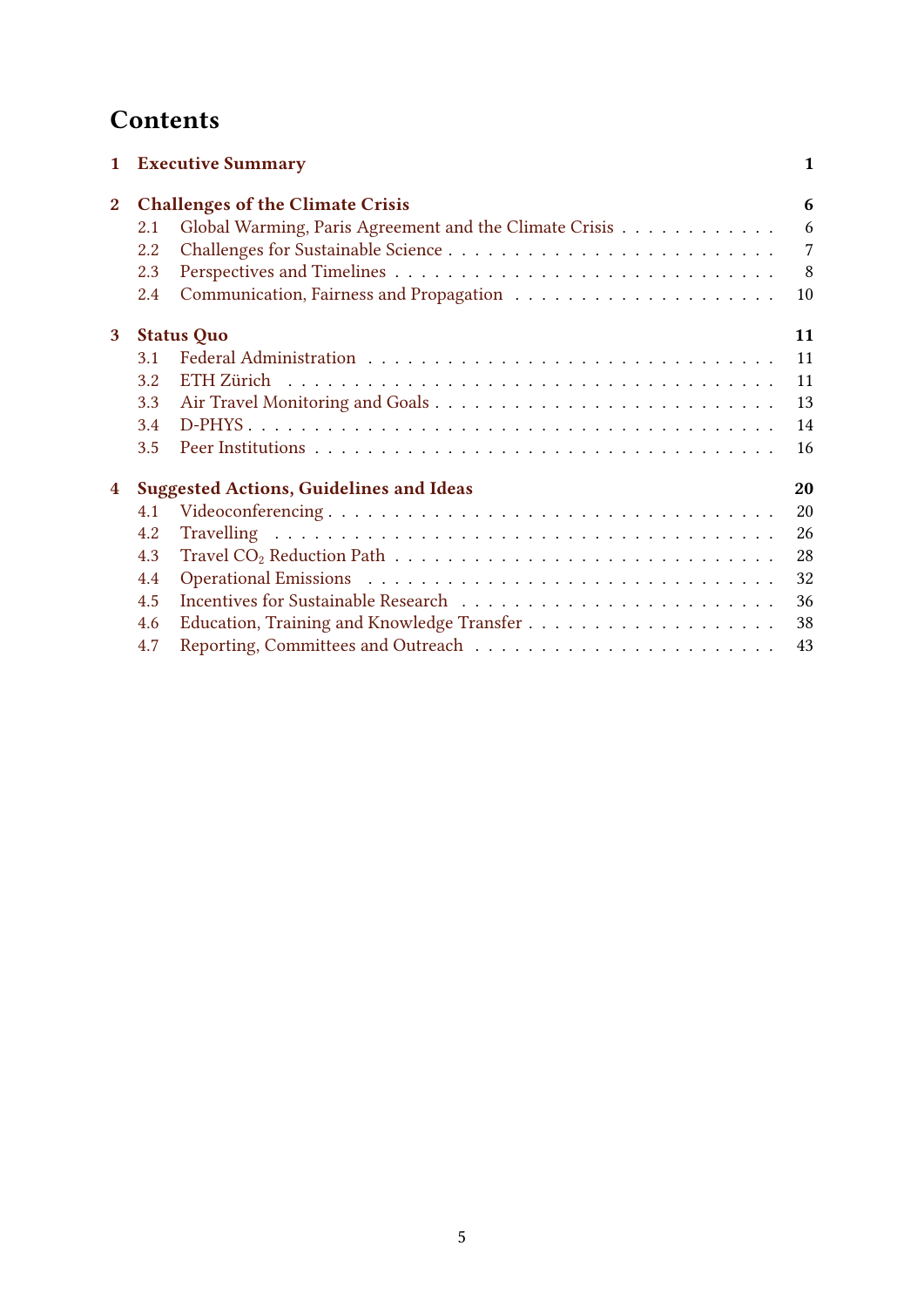# Contents

| | | |
|---|---|---|
| **1** | **Executive Summary** | **1** |
| **2** | **Challenges of the Climate Crisis** | **6** |
| 2.1 | Global Warming, Paris Agreement and the Climate Crisis | 6 |
| 2.2 | Challenges for Sustainable Science | 7 |
| 2.3 | Perspectives and Timelines | 8 |
| 2.4 | Communication, Fairness and Propagation | 10 |
| **3** | **Status Quo** | **11** |
| 3.1 | Federal Administration | 11 |
| 3.2 | ETH Zürich | 11 |
| 3.3 | Air Travel Monitoring and Goals | 13 |
| 3.4 | D-PHYS | 14 |
| 3.5 | Peer Institutions | 16 |
| **4** | **Suggested Actions, Guidelines and Ideas** | **20** |
| 4.1 | Videoconferencing | 20 |
| 4.2 | Travelling | 26 |
| 4.3 | Travel $CO_2$ Reduction Path | 28 |
| 4.4 | Operational Emissions | 32 |
| 4.5 | Incentives for Sustainable Research | 36 |
| 4.6 | Education, Training and Knowledge Transfer | 38 |
| 4.7 | Reporting, Committees and Outreach | 43 |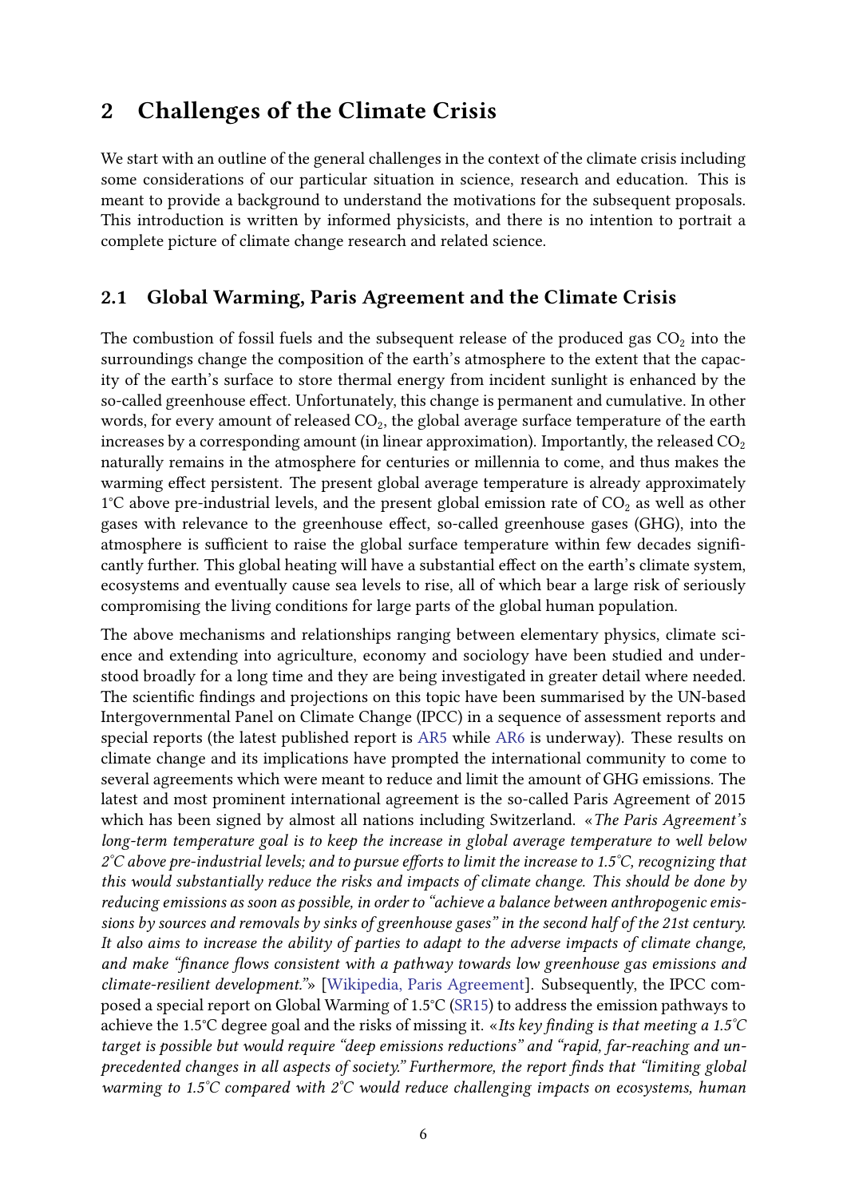## 2 Challenges of the Climate Crisis

We start with an outline of the general challenges in the context of the climate crisis including some considerations of our particular situation in science, research and education. This is meant to provide a background to understand the motivations for the subsequent proposals. This introduction is written by informed physicists, and there is no intention to portrait a complete picture of climate change research and related science.

### 2.1 Global Warming, Paris Agreement and the Climate Crisis

The combustion of fossil fuels and the subsequent release of the produced gas $CO_2$ into the surroundings change the composition of the earth's atmosphere to the extent that the capacity of the earth's surface to store thermal energy from incident sunlight is enhanced by the so-called greenhouse effect. Unfortunately, this change is permanent and cumulative. In other words, for every amount of released $CO_2$, the global average surface temperature of the earth increases by a corresponding amount (in linear approximation). Importantly, the released $CO_2$ naturally remains in the atmosphere for centuries or millennia to come, and thus makes the warming effect persistent. The present global average temperature is already approximately 1°C above pre-industrial levels, and the present global emission rate of $CO_2$ as well as other gases with relevance to the greenhouse effect, so-called greenhouse gases (GHG), into the atmosphere is sufficient to raise the global surface temperature within few decades significantly further. This global heating will have a substantial effect on the earth's climate system, ecosystems and eventually cause sea levels to rise, all of which bear a large risk of seriously compromising the living conditions for large parts of the global human population.

The above mechanisms and relationships ranging between elementary physics, climate science and extending into agriculture, economy and sociology have been studied and understood broadly for a long time and they are being investigated in greater detail where needed. The scientific findings and projections on this topic have been summarised by the UN-based Intergovernmental Panel on Climate Change (IPCC) in a sequence of assessment reports and special reports (the latest published report is AR5 while AR6 is underway). These results on climate change and its implications have prompted the international community to come to several agreements which were meant to reduce and limit the amount of GHG emissions. The latest and most prominent international agreement is the so-called Paris Agreement of 2015 which has been signed by almost all nations including Switzerland. «*The Paris Agreement's long-term temperature goal is to keep the increase in global average temperature to well below 2°C above pre-industrial levels; and to pursue efforts to limit the increase to 1.5°C, recognizing that this would substantially reduce the risks and impacts of climate change. This should be done by reducing emissions as soon as possible, in order to "achieve a balance between anthropogenic emissions by sources and removals by sinks of greenhouse gases" in the second half of the 21st century. It also aims to increase the ability of parties to adapt to the adverse impacts of climate change, and make "finance flows consistent with a pathway towards low greenhouse gas emissions and climate-resilient development."*» [Wikipedia, Paris Agreement]. Subsequently, the IPCC composed a special report on Global Warming of 1.5°C (SR15) to address the emission pathways to achieve the 1.5°C degree goal and the risks of missing it. «*Its key finding is that meeting a 1.5°C target is possible but would require "deep emissions reductions" and "rapid, far-reaching and unprecedented changes in all aspects of society." Furthermore, the report finds that "limiting global warming to 1.5°C compared with 2°C would reduce challenging impacts on ecosystems, human*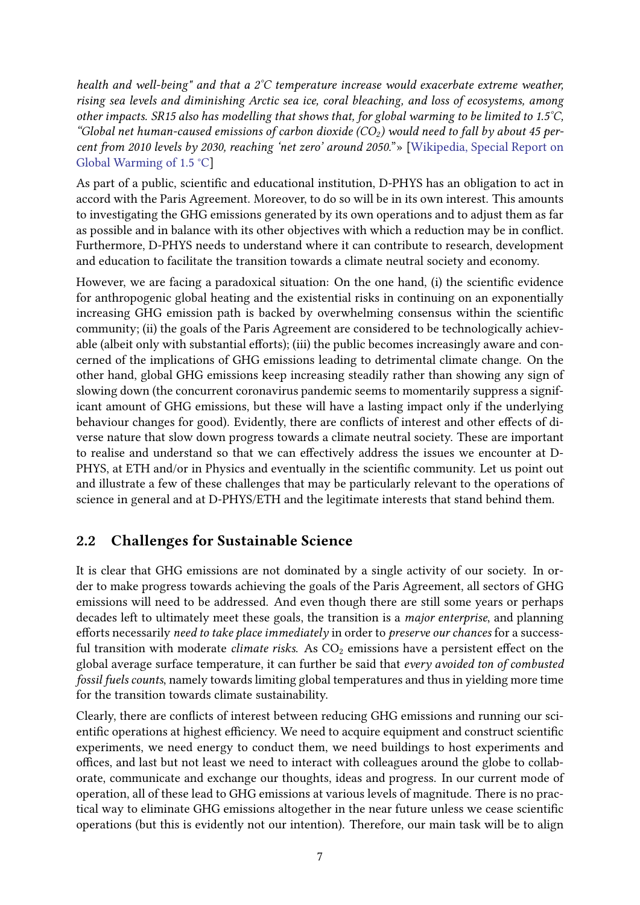*health and well-being" and that a 2°C temperature increase would exacerbate extreme weather, rising sea levels and diminishing Arctic sea ice, coral bleaching, and loss of ecosystems, among other impacts. SR15 also has modelling that shows that, for global warming to be limited to 1.5°C, "Global net human-caused emissions of carbon dioxide ($CO_2$) would need to fall by about 45 percent from 2010 levels by 2030, reaching 'net zero' around 2050."*» [Wikipedia, Special Report on Global Warming of 1.5 °C]

As part of a public, scientific and educational institution, D-PHYS has an obligation to act in accord with the Paris Agreement. Moreover, to do so will be in its own interest. This amounts to investigating the GHG emissions generated by its own operations and to adjust them as far as possible and in balance with its other objectives with which a reduction may be in conflict. Furthermore, D-PHYS needs to understand where it can contribute to research, development and education to facilitate the transition towards a climate neutral society and economy.

However, we are facing a paradoxical situation: On the one hand, (i) the scientific evidence for anthropogenic global heating and the existential risks in continuing on an exponentially increasing GHG emission path is backed by overwhelming consensus within the scientific community; (ii) the goals of the Paris Agreement are considered to be technologically achievable (albeit only with substantial efforts); (iii) the public becomes increasingly aware and concerned of the implications of GHG emissions leading to detrimental climate change. On the other hand, global GHG emissions keep increasing steadily rather than showing any sign of slowing down (the concurrent coronavirus pandemic seems to momentarily suppress a significant amount of GHG emissions, but these will have a lasting impact only if the underlying behaviour changes for good). Evidently, there are conflicts of interest and other effects of diverse nature that slow down progress towards a climate neutral society. These are important to realise and understand so that we can effectively address the issues we encounter at D-PHYS, at ETH and/or in Physics and eventually in the scientific community. Let us point out and illustrate a few of these challenges that may be particularly relevant to the operations of science in general and at D-PHYS/ETH and the legitimate interests that stand behind them.

## 2.2 Challenges for Sustainable Science

It is clear that GHG emissions are not dominated by a single activity of our society. In order to make progress towards achieving the goals of the Paris Agreement, all sectors of GHG emissions will need to be addressed. And even though there are still some years or perhaps decades left to ultimately meet these goals, the transition is a *major enterprise*, and planning efforts necessarily *need to take place immediately* in order to *preserve our chances* for a successful transition with moderate *climate risks*. As $CO_2$ emissions have a persistent effect on the global average surface temperature, it can further be said that *every avoided ton of combusted fossil fuels counts*, namely towards limiting global temperatures and thus in yielding more time for the transition towards climate sustainability.

Clearly, there are conflicts of interest between reducing GHG emissions and running our scientific operations at highest efficiency. We need to acquire equipment and construct scientific experiments, we need energy to conduct them, we need buildings to host experiments and offices, and last but not least we need to interact with colleagues around the globe to collaborate, communicate and exchange our thoughts, ideas and progress. In our current mode of operation, all of these lead to GHG emissions at various levels of magnitude. There is no practical way to eliminate GHG emissions altogether in the near future unless we cease scientific operations (but this is evidently not our intention). Therefore, our main task will be to align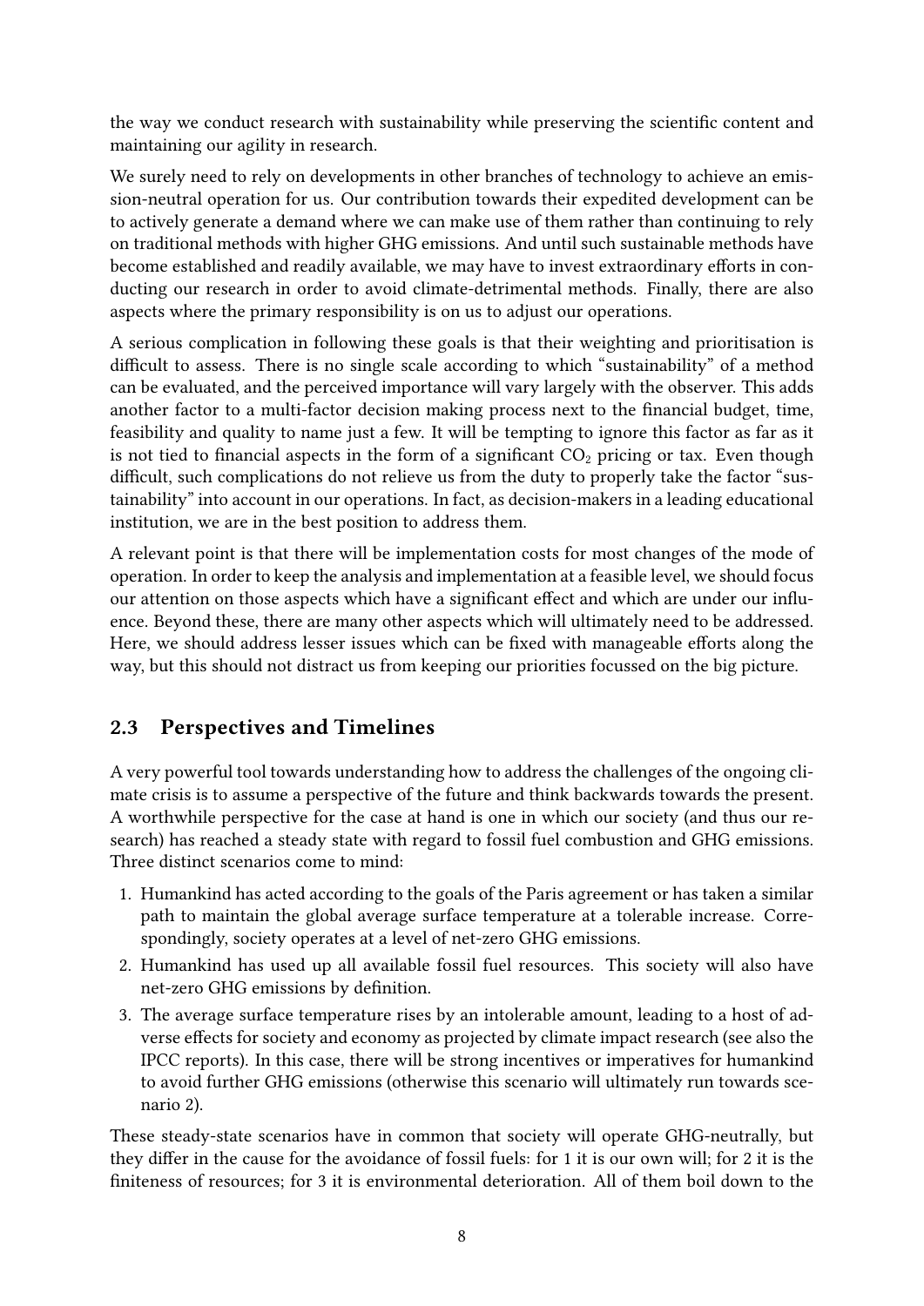the way we conduct research with sustainability while preserving the scientific content and maintaining our agility in research.

We surely need to rely on developments in other branches of technology to achieve an emission-neutral operation for us. Our contribution towards their expedited development can be to actively generate a demand where we can make use of them rather than continuing to rely on traditional methods with higher GHG emissions. And until such sustainable methods have become established and readily available, we may have to invest extraordinary efforts in conducting our research in order to avoid climate-detrimental methods. Finally, there are also aspects where the primary responsibility is on us to adjust our operations.

A serious complication in following these goals is that their weighting and prioritisation is difficult to assess. There is no single scale according to which "sustainability" of a method can be evaluated, and the perceived importance will vary largely with the observer. This adds another factor to a multi-factor decision making process next to the financial budget, time, feasibility and quality to name just a few. It will be tempting to ignore this factor as far as it is not tied to financial aspects in the form of a significant $CO_2$ pricing or tax. Even though difficult, such complications do not relieve us from the duty to properly take the factor "sustainability" into account in our operations. In fact, as decision-makers in a leading educational institution, we are in the best position to address them.

A relevant point is that there will be implementation costs for most changes of the mode of operation. In order to keep the analysis and implementation at a feasible level, we should focus our attention on those aspects which have a significant effect and which are under our influence. Beyond these, there are many other aspects which will ultimately need to be addressed. Here, we should address lesser issues which can be fixed with manageable efforts along the way, but this should not distract us from keeping our priorities focussed on the big picture.

## 2.3 Perspectives and Timelines

A very powerful tool towards understanding how to address the challenges of the ongoing climate crisis is to assume a perspective of the future and think backwards towards the present. A worthwhile perspective for the case at hand is one in which our society (and thus our research) has reached a steady state with regard to fossil fuel combustion and GHG emissions. Three distinct scenarios come to mind:

1. Humankind has acted according to the goals of the Paris agreement or has taken a similar path to maintain the global average surface temperature at a tolerable increase. Correspondingly, society operates at a level of net-zero GHG emissions.
2. Humankind has used up all available fossil fuel resources. This society will also have net-zero GHG emissions by definition.
3. The average surface temperature rises by an intolerable amount, leading to a host of adverse effects for society and economy as projected by climate impact research (see also the IPCC reports). In this case, there will be strong incentives or imperatives for humankind to avoid further GHG emissions (otherwise this scenario will ultimately run towards scenario 2).

These steady-state scenarios have in common that society will operate GHG-neutrally, but they differ in the cause for the avoidance of fossil fuels: for 1 it is our own will; for 2 it is the finiteness of resources; for 3 it is environmental deterioration. All of them boil down to the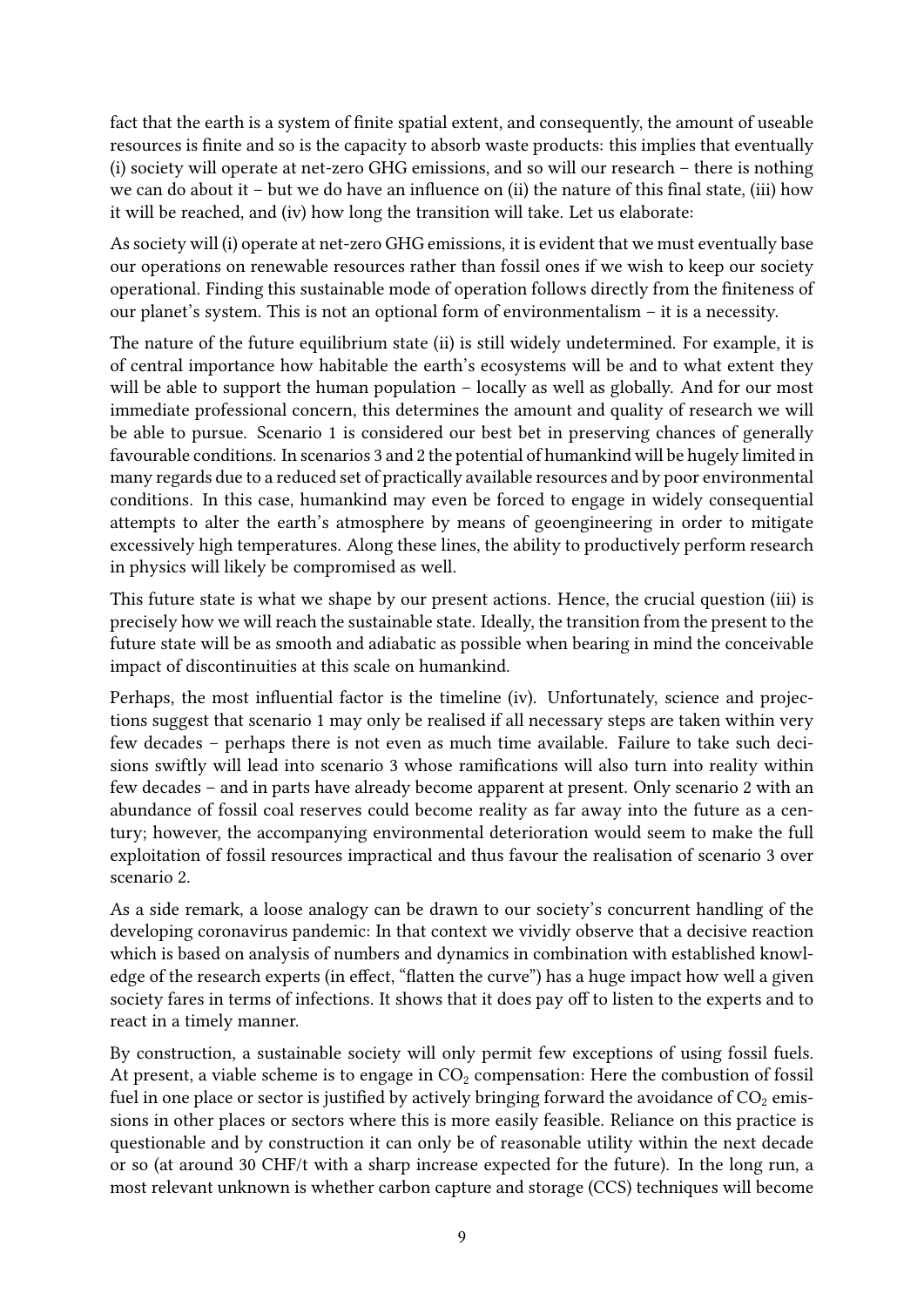fact that the earth is a system of finite spatial extent, and consequently, the amount of useable resources is finite and so is the capacity to absorb waste products: this implies that eventually (i) society will operate at net-zero GHG emissions, and so will our research – there is nothing we can do about it – but we do have an influence on (ii) the nature of this final state, (iii) how it will be reached, and (iv) how long the transition will take. Let us elaborate:

As society will (i) operate at net-zero GHG emissions, it is evident that we must eventually base our operations on renewable resources rather than fossil ones if we wish to keep our society operational. Finding this sustainable mode of operation follows directly from the finiteness of our planet's system. This is not an optional form of environmentalism – it is a necessity.

The nature of the future equilibrium state (ii) is still widely undetermined. For example, it is of central importance how habitable the earth's ecosystems will be and to what extent they will be able to support the human population – locally as well as globally. And for our most immediate professional concern, this determines the amount and quality of research we will be able to pursue. Scenario 1 is considered our best bet in preserving chances of generally favourable conditions. In scenarios 3 and 2 the potential of humankind will be hugely limited in many regards due to a reduced set of practically available resources and by poor environmental conditions. In this case, humankind may even be forced to engage in widely consequential attempts to alter the earth's atmosphere by means of geoengineering in order to mitigate excessively high temperatures. Along these lines, the ability to productively perform research in physics will likely be compromised as well.

This future state is what we shape by our present actions. Hence, the crucial question (iii) is precisely how we will reach the sustainable state. Ideally, the transition from the present to the future state will be as smooth and adiabatic as possible when bearing in mind the conceivable impact of discontinuities at this scale on humankind.

Perhaps, the most influential factor is the timeline (iv). Unfortunately, science and projections suggest that scenario 1 may only be realised if all necessary steps are taken within very few decades – perhaps there is not even as much time available. Failure to take such decisions swiftly will lead into scenario 3 whose ramifications will also turn into reality within few decades – and in parts have already become apparent at present. Only scenario 2 with an abundance of fossil coal reserves could become reality as far away into the future as a century; however, the accompanying environmental deterioration would seem to make the full exploitation of fossil resources impractical and thus favour the realisation of scenario 3 over scenario 2.

As a side remark, a loose analogy can be drawn to our society's concurrent handling of the developing coronavirus pandemic: In that context we vividly observe that a decisive reaction which is based on analysis of numbers and dynamics in combination with established knowledge of the research experts (in effect, "flatten the curve") has a huge impact how well a given society fares in terms of infections. It shows that it does pay off to listen to the experts and to react in a timely manner.

By construction, a sustainable society will only permit few exceptions of using fossil fuels. At present, a viable scheme is to engage in $CO_2$ compensation: Here the combustion of fossil fuel in one place or sector is justified by actively bringing forward the avoidance of $CO_2$ emissions in other places or sectors where this is more easily feasible. Reliance on this practice is questionable and by construction it can only be of reasonable utility within the next decade or so (at around 30 CHF/t with a sharp increase expected for the future). In the long run, a most relevant unknown is whether carbon capture and storage (CCS) techniques will become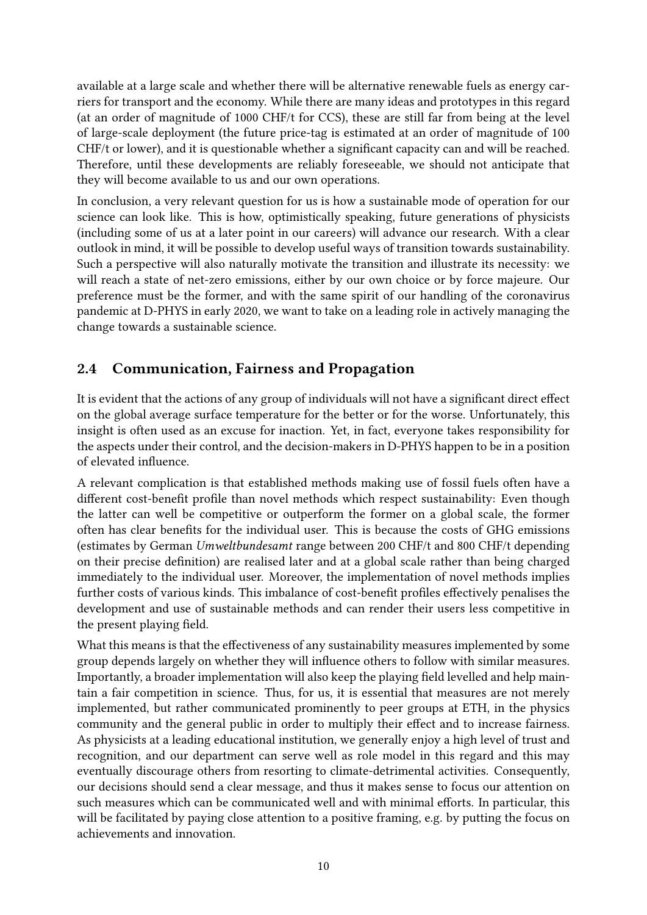available at a large scale and whether there will be alternative renewable fuels as energy carriers for transport and the economy. While there are many ideas and prototypes in this regard (at an order of magnitude of 1000 CHF/t for CCS), these are still far from being at the level of large-scale deployment (the future price-tag is estimated at an order of magnitude of 100 CHF/t or lower), and it is questionable whether a significant capacity can and will be reached. Therefore, until these developments are reliably foreseeable, we should not anticipate that they will become available to us and our own operations.

In conclusion, a very relevant question for us is how a sustainable mode of operation for our science can look like. This is how, optimistically speaking, future generations of physicists (including some of us at a later point in our careers) will advance our research. With a clear outlook in mind, it will be possible to develop useful ways of transition towards sustainability. Such a perspective will also naturally motivate the transition and illustrate its necessity: we will reach a state of net-zero emissions, either by our own choice or by force majeure. Our preference must be the former, and with the same spirit of our handling of the coronavirus pandemic at D-PHYS in early 2020, we want to take on a leading role in actively managing the change towards a sustainable science.

## 2.4 Communication, Fairness and Propagation

It is evident that the actions of any group of individuals will not have a significant direct effect on the global average surface temperature for the better or for the worse. Unfortunately, this insight is often used as an excuse for inaction. Yet, in fact, everyone takes responsibility for the aspects under their control, and the decision-makers in D-PHYS happen to be in a position of elevated influence.

A relevant complication is that established methods making use of fossil fuels often have a different cost-benefit profile than novel methods which respect sustainability: Even though the latter can well be competitive or outperform the former on a global scale, the former often has clear benefits for the individual user. This is because the costs of GHG emissions (estimates by German *Umweltbundesamt* range between 200 CHF/t and 800 CHF/t depending on their precise definition) are realised later and at a global scale rather than being charged immediately to the individual user. Moreover, the implementation of novel methods implies further costs of various kinds. This imbalance of cost-benefit profiles effectively penalises the development and use of sustainable methods and can render their users less competitive in the present playing field.

What this means is that the effectiveness of any sustainability measures implemented by some group depends largely on whether they will influence others to follow with similar measures. Importantly, a broader implementation will also keep the playing field levelled and help maintain a fair competition in science. Thus, for us, it is essential that measures are not merely implemented, but rather communicated prominently to peer groups at ETH, in the physics community and the general public in order to multiply their effect and to increase fairness. As physicists at a leading educational institution, we generally enjoy a high level of trust and recognition, and our department can serve well as role model in this regard and this may eventually discourage others from resorting to climate-detrimental activities. Consequently, our decisions should send a clear message, and thus it makes sense to focus our attention on such measures which can be communicated well and with minimal efforts. In particular, this will be facilitated by paying close attention to a positive framing, e.g. by putting the focus on achievements and innovation.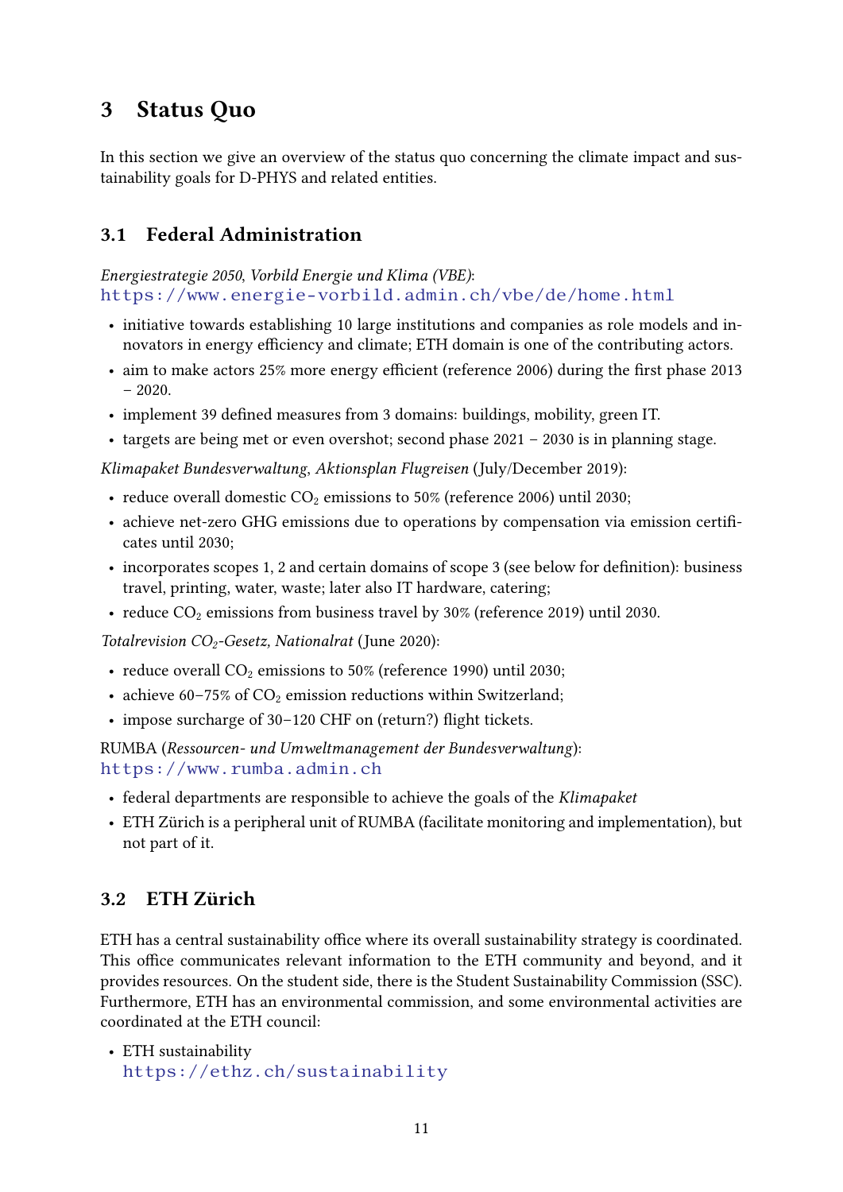## 3 Status Quo

In this section we give an overview of the status quo concerning the climate impact and sustainability goals for D-PHYS and related entities.

### 3.1 Federal Administration

*Energiestrategie 2050, Vorbild Energie und Klima (VBE)*:
https://www.energie-vorbild.admin.ch/vbe/de/home.html

- initiative towards establishing 10 large institutions and companies as role models and innovators in energy efficiency and climate; ETH domain is one of the contributing actors.
- aim to make actors 25% more energy efficient (reference 2006) during the first phase 2013 – 2020.
- implement 39 defined measures from 3 domains: buildings, mobility, green IT.
- targets are being met or even overshot; second phase 2021 – 2030 is in planning stage.

*Klimapaket Bundesverwaltung*, *Aktionsplan Flugreisen* (July/December 2019):

- reduce overall domestic $CO_2$ emissions to 50% (reference 2006) until 2030;
- achieve net-zero GHG emissions due to operations by compensation via emission certificates until 2030;
- incorporates scopes 1, 2 and certain domains of scope 3 (see below for definition): business travel, printing, water, waste; later also IT hardware, catering;
- reduce $CO_2$ emissions from business travel by 30% (reference 2019) until 2030.

*Totalrevision $CO_2$-Gesetz, Nationalrat* (June 2020):

- reduce overall $CO_2$ emissions to 50% (reference 1990) until 2030;
- achieve 60–75% of $CO_2$ emission reductions within Switzerland;
- impose surcharge of 30–120 CHF on (return?) flight tickets.

RUMBA (*Ressourcen- und Umweltmanagement der Bundesverwaltung*):
https://www.rumba.admin.ch

- federal departments are responsible to achieve the goals of the *Klimapaket*
- ETH Zürich is a peripheral unit of RUMBA (facilitate monitoring and implementation), but not part of it.

### 3.2 ETH Zürich

ETH has a central sustainability office where its overall sustainability strategy is coordinated. This office communicates relevant information to the ETH community and beyond, and it provides resources. On the student side, there is the Student Sustainability Commission (SSC). Furthermore, ETH has an environmental commission, and some environmental activities are coordinated at the ETH council:

- ETH sustainability
  https://ethz.ch/sustainability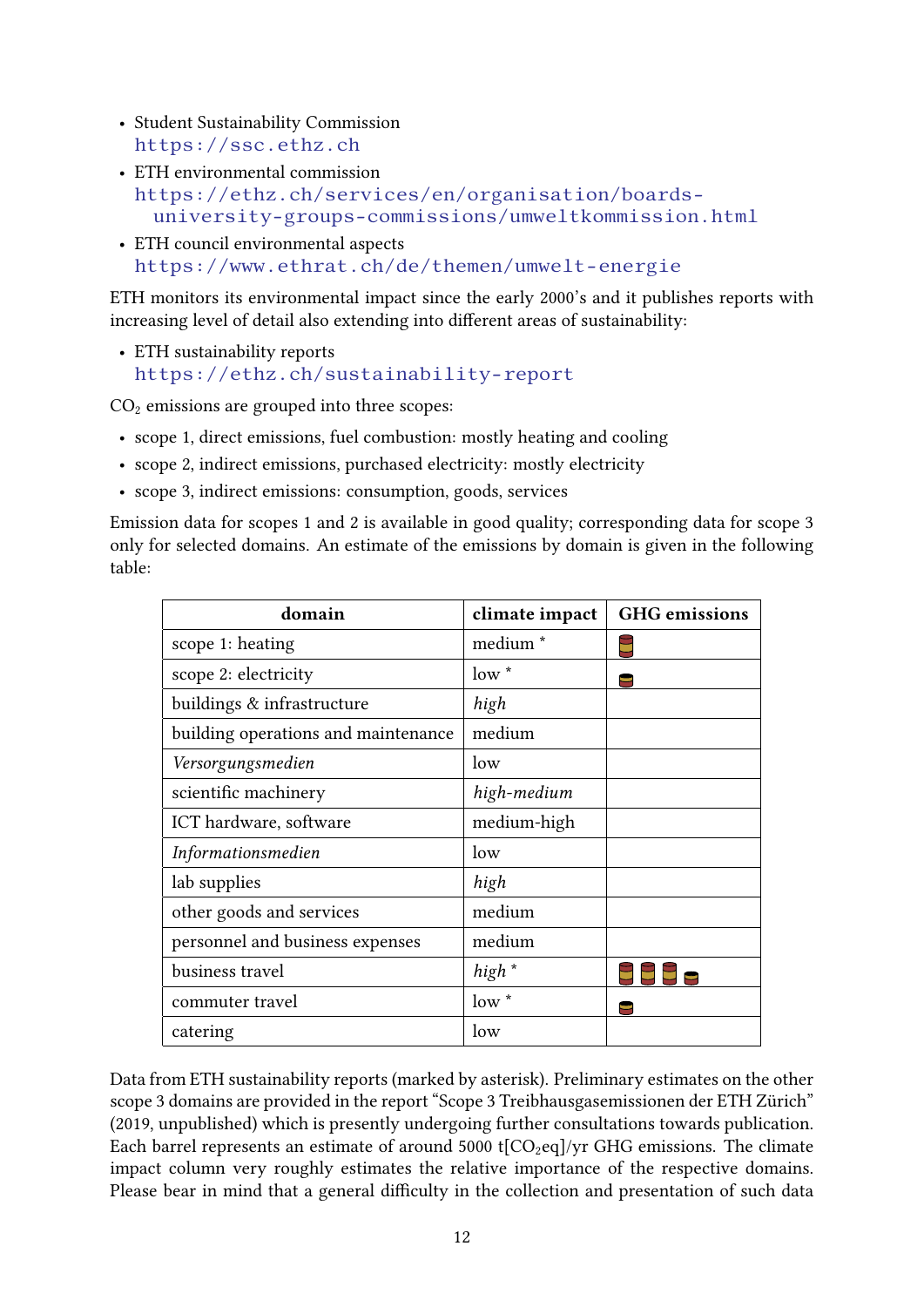- Student Sustainability Commission
  https://ssc.ethz.ch
- ETH environmental commission
  https://ethz.ch/services/en/organisation/boards-university-groups-commissions/umweltkommission.html
- ETH council environmental aspects
  https://www.ethrat.ch/de/themen/umwelt-energie

ETH monitors its environmental impact since the early 2000's and it publishes reports with increasing level of detail also extending into different areas of sustainability:

- ETH sustainability reports
  https://ethz.ch/sustainability-report

$CO_2$ emissions are grouped into three scopes:

- scope 1, direct emissions, fuel combustion: mostly heating and cooling
- scope 2, indirect emissions, purchased electricity: mostly electricity
- scope 3, indirect emissions: consumption, goods, services

Emission data for scopes 1 and 2 is available in good quality; corresponding data for scope 3 only for selected domains. An estimate of the emissions by domain is given in the following table:

| **domain** | **climate impact** | **GHG emissions** |
|---|---|---|
| scope 1: heating | medium * | 🛢 |
| scope 2: electricity | low * | ½🛢 |
| buildings & infrastructure | *high* | |
| building operations and maintenance | medium | |
| *Versorgungsmedien* | low | |
| scientific machinery | *high-medium* | |
| ICT hardware, software | medium-high | |
| *Informationsmedien* | low | |
| lab supplies | *high* | |
| other goods and services | medium | |
| personnel and business expenses | medium | |
| business travel | *high* * | 🛢🛢🛢½🛢 |
| commuter travel | low * | ½🛢 |
| catering | low | |

Data from ETH sustainability reports (marked by asterisk). Preliminary estimates on the other scope 3 domains are provided in the report "Scope 3 Treibhausgasemissionen der ETH Zürich" (2019, unpublished) which is presently undergoing further consultations towards publication. Each barrel represents an estimate of around 5000 t[$CO_2$eq]/yr GHG emissions. The climate impact column very roughly estimates the relative importance of the respective domains. Please bear in mind that a general difficulty in the collection and presentation of such data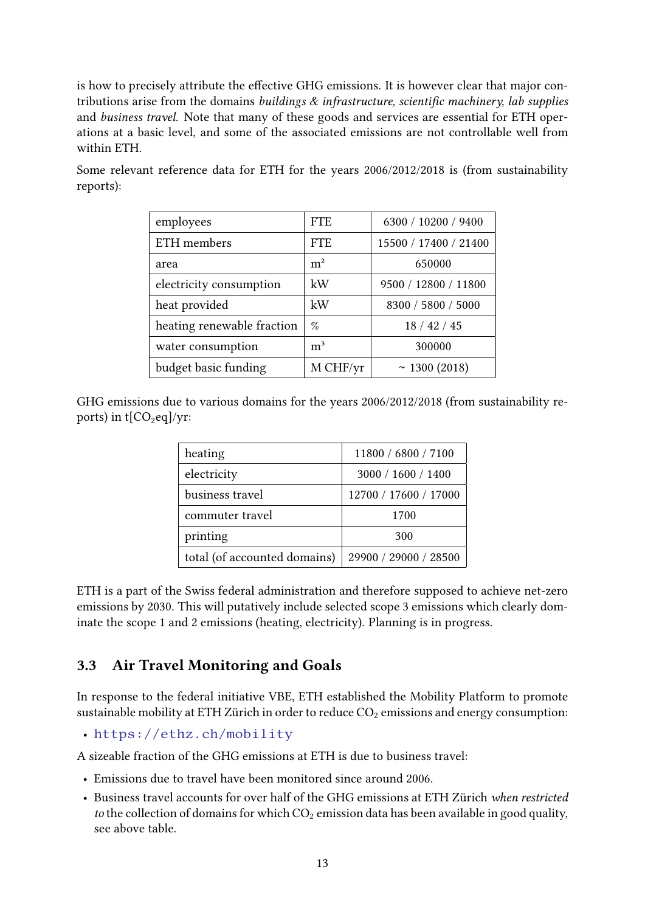is how to precisely attribute the effective GHG emissions. It is however clear that major contributions arise from the domains *buildings & infrastructure, scientific machinery, lab supplies* and *business travel*. Note that many of these goods and services are essential for ETH operations at a basic level, and some of the associated emissions are not controllable well from within ETH.

Some relevant reference data for ETH for the years 2006/2012/2018 is (from sustainability reports):

| employees | FTE | 6300 / 10200 / 9400 |
|---|---|---|
| ETH members | FTE | 15500 / 17400 / 21400 |
| area | $m^2$ | 650000 |
| electricity consumption | kW | 9500 / 12800 / 11800 |
| heat provided | kW | 8300 / 5800 / 5000 |
| heating renewable fraction | % | 18 / 42 / 45 |
| water consumption | $m^3$ | 300000 |
| budget basic funding | M CHF/yr | ~ 1300 (2018) |

GHG emissions due to various domains for the years 2006/2012/2018 (from sustainability reports) in t[$CO_2$eq]/yr:

| heating | 11800 / 6800 / 7100 |
|---|---|
| electricity | 3000 / 1600 / 1400 |
| business travel | 12700 / 17600 / 17000 |
| commuter travel | 1700 |
| printing | 300 |
| total (of accounted domains) | 29900 / 29000 / 28500 |

ETH is a part of the Swiss federal administration and therefore supposed to achieve net-zero emissions by 2030. This will putatively include selected scope 3 emissions which clearly dominate the scope 1 and 2 emissions (heating, electricity). Planning is in progress.

## 3.3 Air Travel Monitoring and Goals

In response to the federal initiative VBE, ETH established the Mobility Platform to promote sustainable mobility at ETH Zürich in order to reduce $CO_2$ emissions and energy consumption:

- https://ethz.ch/mobility

A sizeable fraction of the GHG emissions at ETH is due to business travel:

- Emissions due to travel have been monitored since around 2006.
- Business travel accounts for over half of the GHG emissions at ETH Zürich *when restricted to* the collection of domains for which $CO_2$ emission data has been available in good quality, see above table.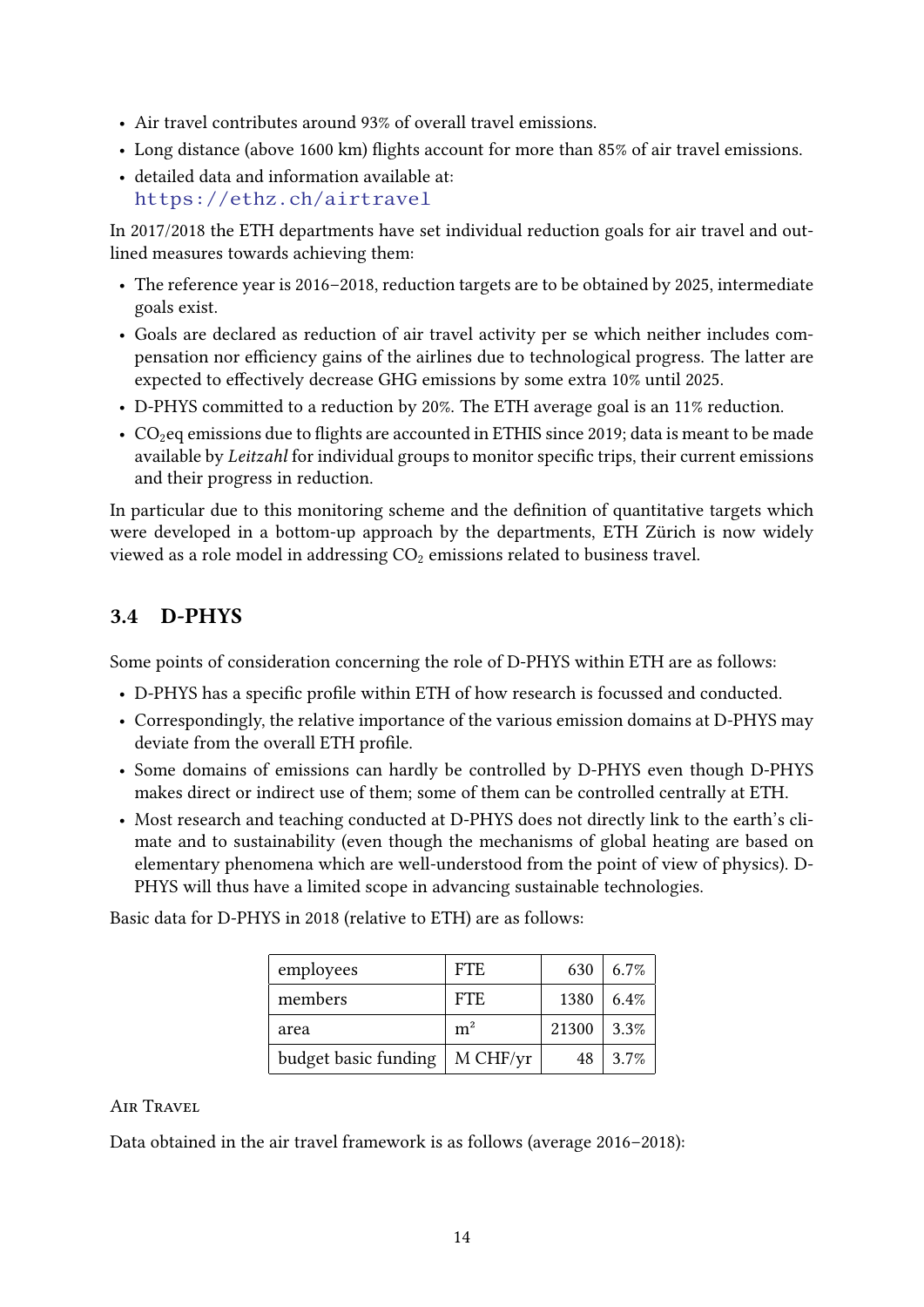- Air travel contributes around 93% of overall travel emissions.
- Long distance (above 1600 km) flights account for more than 85% of air travel emissions.
- detailed data and information available at: https://ethz.ch/airtravel

In 2017/2018 the ETH departments have set individual reduction goals for air travel and outlined measures towards achieving them:

- The reference year is 2016–2018, reduction targets are to be obtained by 2025, intermediate goals exist.
- Goals are declared as reduction of air travel activity per se which neither includes compensation nor efficiency gains of the airlines due to technological progress. The latter are expected to effectively decrease GHG emissions by some extra 10% until 2025.
- D-PHYS committed to a reduction by 20%. The ETH average goal is an 11% reduction.
- $CO_2$eq emissions due to flights are accounted in ETHIS since 2019; data is meant to be made available by *Leitzahl* for individual groups to monitor specific trips, their current emissions and their progress in reduction.

In particular due to this monitoring scheme and the definition of quantitative targets which were developed in a bottom-up approach by the departments, ETH Zürich is now widely viewed as a role model in addressing $CO_2$ emissions related to business travel.

## 3.4 D-PHYS

Some points of consideration concerning the role of D-PHYS within ETH are as follows:

- D-PHYS has a specific profile within ETH of how research is focussed and conducted.
- Correspondingly, the relative importance of the various emission domains at D-PHYS may deviate from the overall ETH profile.
- Some domains of emissions can hardly be controlled by D-PHYS even though D-PHYS makes direct or indirect use of them; some of them can be controlled centrally at ETH.
- Most research and teaching conducted at D-PHYS does not directly link to the earth's climate and to sustainability (even though the mechanisms of global heating are based on elementary phenomena which are well-understood from the point of view of physics). D-PHYS will thus have a limited scope in advancing sustainable technologies.

Basic data for D-PHYS in 2018 (relative to ETH) are as follows:

| | | | |
|---|---|---|---|
| employees | FTE | 630 | 6.7% |
| members | FTE | 1380 | 6.4% |
| area | $m^2$ | 21300 | 3.3% |
| budget basic funding | M CHF/yr | 48 | 3.7% |

Air Travel

Data obtained in the air travel framework is as follows (average 2016–2018):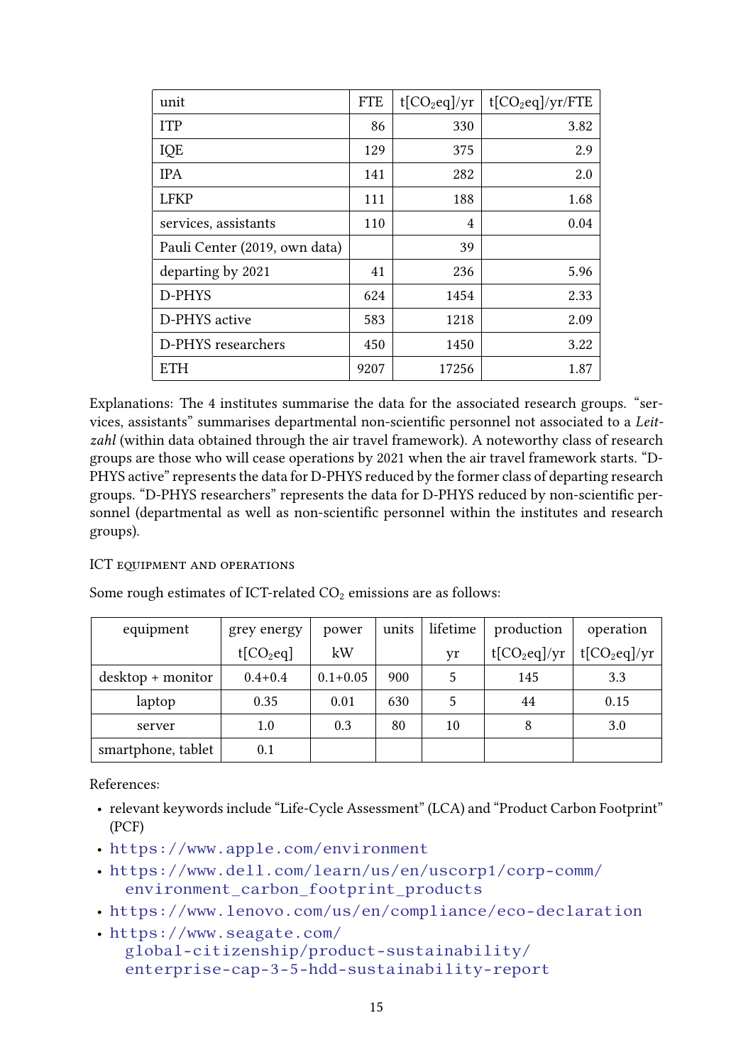| unit | FTE | t[$CO_2$eq]/yr | t[$CO_2$eq]/yr/FTE |
|---|---|---|---|
| ITP | 86 | 330 | 3.82 |
| IQE | 129 | 375 | 2.9 |
| IPA | 141 | 282 | 2.0 |
| LFKP | 111 | 188 | 1.68 |
| services, assistants | 110 | 4 | 0.04 |
| Pauli Center (2019, own data) | | 39 | |
| departing by 2021 | 41 | 236 | 5.96 |
| D-PHYS | 624 | 1454 | 2.33 |
| D-PHYS active | 583 | 1218 | 2.09 |
| D-PHYS researchers | 450 | 1450 | 3.22 |
| ETH | 9207 | 17256 | 1.87 |

Explanations: The 4 institutes summarise the data for the associated research groups. "services, assistants" summarises departmental non-scientific personnel not associated to a *Leitzahl* (within data obtained through the air travel framework). A noteworthy class of research groups are those who will cease operations by 2021 when the air travel framework starts. "D-PHYS active" represents the data for D-PHYS reduced by the former class of departing research groups. "D-PHYS researchers" represents the data for D-PHYS reduced by non-scientific personnel (departmental as well as non-scientific personnel within the institutes and research groups).

#### ICT equipment and operations

Some rough estimates of ICT-related $CO_2$ emissions are as follows:

| equipment | grey energy | power | units | lifetime | production | operation |
|---|---|---|---|---|---|---|
| | t[$CO_2$eq] | kW | | yr | t[$CO_2$eq]/yr | t[$CO_2$eq]/yr |
| desktop + monitor | 0.4+0.4 | 0.1+0.05 | 900 | 5 | 145 | 3.3 |
| laptop | 0.35 | 0.01 | 630 | 5 | 44 | 0.15 |
| server | 1.0 | 0.3 | 80 | 10 | 8 | 3.0 |
| smartphone, tablet | 0.1 | | | | | |

References:

- relevant keywords include "Life-Cycle Assessment" (LCA) and "Product Carbon Footprint" (PCF)
- https://www.apple.com/environment
- https://www.dell.com/learn/us/en/uscorp1/corp-comm/environment_carbon_footprint_products
- https://www.lenovo.com/us/en/compliance/eco-declaration
- https://www.seagate.com/global-citizenship/product-sustainability/enterprise-cap-3-5-hdd-sustainability-report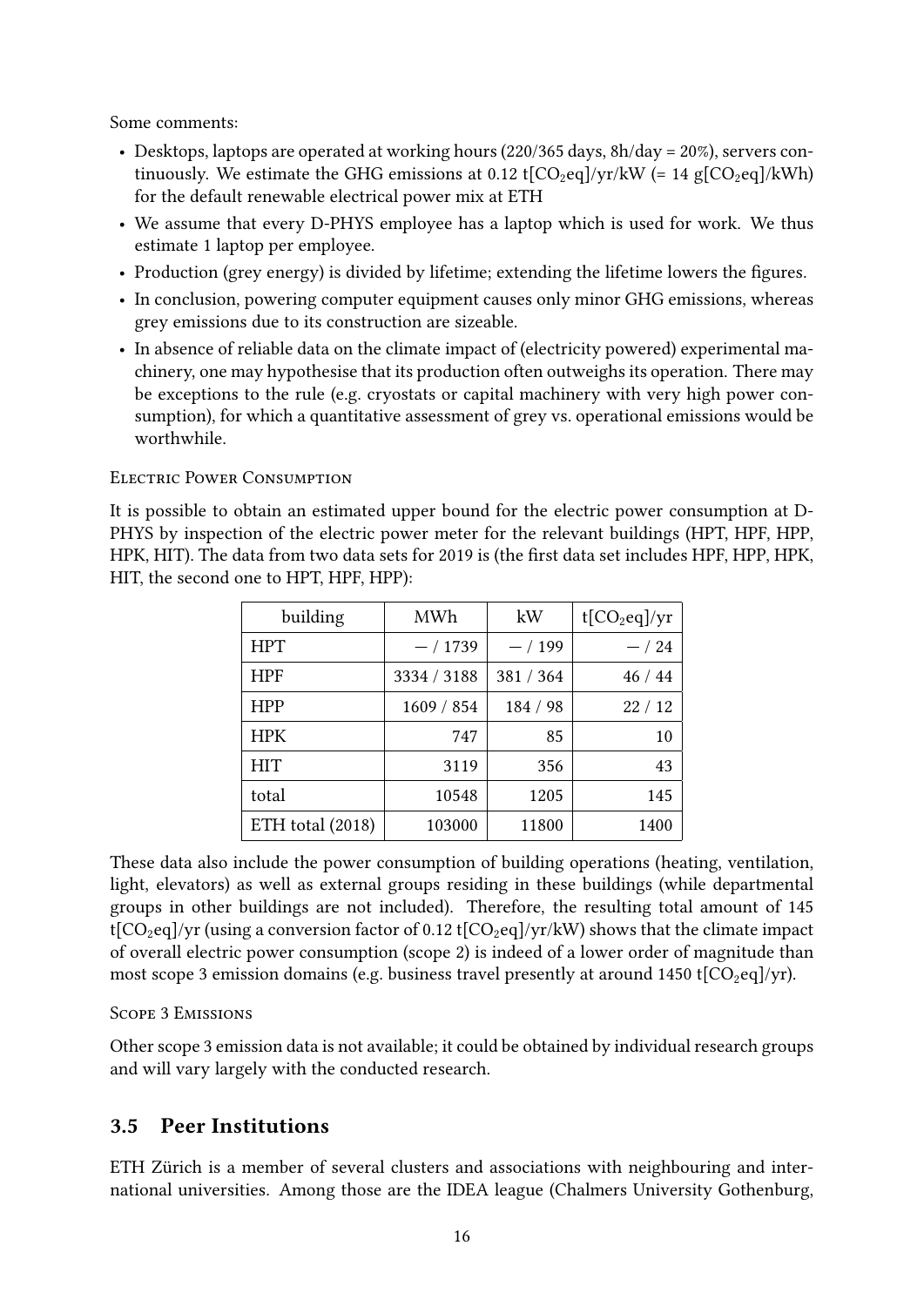Some comments:

- Desktops, laptops are operated at working hours (220/365 days, 8h/day = 20%), servers continuously. We estimate the GHG emissions at 0.12 t[$CO_2$eq]/yr/kW (= 14 g[$CO_2$eq]/kWh) for the default renewable electrical power mix at ETH
- We assume that every D-PHYS employee has a laptop which is used for work. We thus estimate 1 laptop per employee.
- Production (grey energy) is divided by lifetime; extending the lifetime lowers the figures.
- In conclusion, powering computer equipment causes only minor GHG emissions, whereas grey emissions due to its construction are sizeable.
- In absence of reliable data on the climate impact of (electricity powered) experimental machinery, one may hypothesise that its production often outweighs its operation. There may be exceptions to the rule (e.g. cryostats or capital machinery with very high power consumption), for which a quantitative assessment of grey vs. operational emissions would be worthwhile.

#### Electric Power Consumption

It is possible to obtain an estimated upper bound for the electric power consumption at D-PHYS by inspection of the electric power meter for the relevant buildings (HPT, HPF, HPP, HPK, HIT). The data from two data sets for 2019 is (the first data set includes HPF, HPP, HPK, HIT, the second one to HPT, HPF, HPP):

| building | MWh | kW | t[$CO_2$eq]/yr |
|---|---|---|---|
| HPT | — / 1739 | — / 199 | — / 24 |
| HPF | 3334 / 3188 | 381 / 364 | 46 / 44 |
| HPP | 1609 / 854 | 184 / 98 | 22 / 12 |
| HPK | 747 | 85 | 10 |
| HIT | 3119 | 356 | 43 |
| total | 10548 | 1205 | 145 |
| ETH total (2018) | 103000 | 11800 | 1400 |

These data also include the power consumption of building operations (heating, ventilation, light, elevators) as well as external groups residing in these buildings (while departmental groups in other buildings are not included). Therefore, the resulting total amount of 145 t[$CO_2$eq]/yr (using a conversion factor of 0.12 t[$CO_2$eq]/yr/kW) shows that the climate impact of overall electric power consumption (scope 2) is indeed of a lower order of magnitude than most scope 3 emission domains (e.g. business travel presently at around 1450 t[$CO_2$eq]/yr).

#### Scope 3 Emissions

Other scope 3 emission data is not available; it could be obtained by individual research groups and will vary largely with the conducted research.

## 3.5 Peer Institutions

ETH Zürich is a member of several clusters and associations with neighbouring and international universities. Among those are the IDEA league (Chalmers University Gothenburg,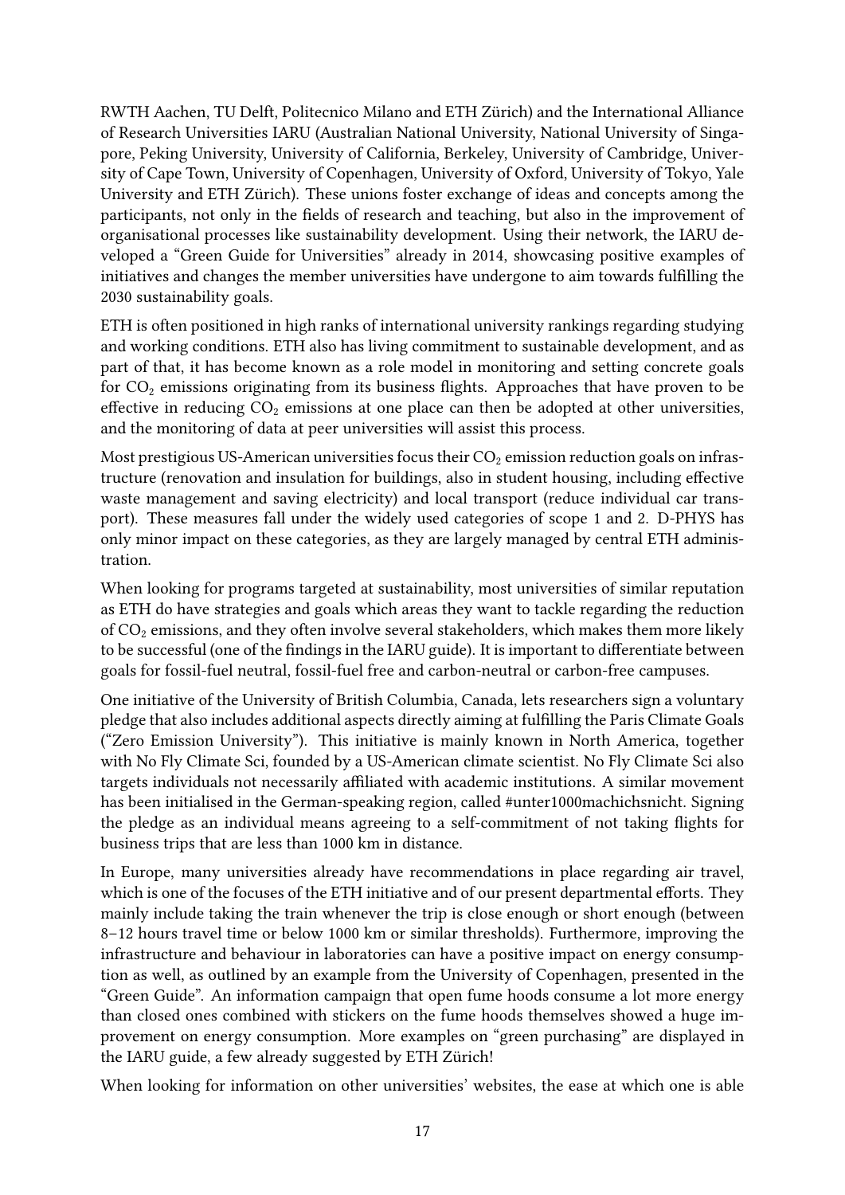RWTH Aachen, TU Delft, Politecnico Milano and ETH Zürich) and the International Alliance of Research Universities IARU (Australian National University, National University of Singapore, Peking University, University of California, Berkeley, University of Cambridge, University of Cape Town, University of Copenhagen, University of Oxford, University of Tokyo, Yale University and ETH Zürich). These unions foster exchange of ideas and concepts among the participants, not only in the fields of research and teaching, but also in the improvement of organisational processes like sustainability development. Using their network, the IARU developed a "Green Guide for Universities" already in 2014, showcasing positive examples of initiatives and changes the member universities have undergone to aim towards fulfilling the 2030 sustainability goals.

ETH is often positioned in high ranks of international university rankings regarding studying and working conditions. ETH also has living commitment to sustainable development, and as part of that, it has become known as a role model in monitoring and setting concrete goals for $CO_2$ emissions originating from its business flights. Approaches that have proven to be effective in reducing $CO_2$ emissions at one place can then be adopted at other universities, and the monitoring of data at peer universities will assist this process.

Most prestigious US-American universities focus their $CO_2$ emission reduction goals on infrastructure (renovation and insulation for buildings, also in student housing, including effective waste management and saving electricity) and local transport (reduce individual car transport). These measures fall under the widely used categories of scope 1 and 2. D-PHYS has only minor impact on these categories, as they are largely managed by central ETH administration.

When looking for programs targeted at sustainability, most universities of similar reputation as ETH do have strategies and goals which areas they want to tackle regarding the reduction of $CO_2$ emissions, and they often involve several stakeholders, which makes them more likely to be successful (one of the findings in the IARU guide). It is important to differentiate between goals for fossil-fuel neutral, fossil-fuel free and carbon-neutral or carbon-free campuses.

One initiative of the University of British Columbia, Canada, lets researchers sign a voluntary pledge that also includes additional aspects directly aiming at fulfilling the Paris Climate Goals ("Zero Emission University"). This initiative is mainly known in North America, together with No Fly Climate Sci, founded by a US-American climate scientist. No Fly Climate Sci also targets individuals not necessarily affiliated with academic institutions. A similar movement has been initialised in the German-speaking region, called #unter1000machichsnicht. Signing the pledge as an individual means agreeing to a self-commitment of not taking flights for business trips that are less than 1000 km in distance.

In Europe, many universities already have recommendations in place regarding air travel, which is one of the focuses of the ETH initiative and of our present departmental efforts. They mainly include taking the train whenever the trip is close enough or short enough (between 8–12 hours travel time or below 1000 km or similar thresholds). Furthermore, improving the infrastructure and behaviour in laboratories can have a positive impact on energy consumption as well, as outlined by an example from the University of Copenhagen, presented in the "Green Guide". An information campaign that open fume hoods consume a lot more energy than closed ones combined with stickers on the fume hoods themselves showed a huge improvement on energy consumption. More examples on "green purchasing" are displayed in the IARU guide, a few already suggested by ETH Zürich!

When looking for information on other universities' websites, the ease at which one is able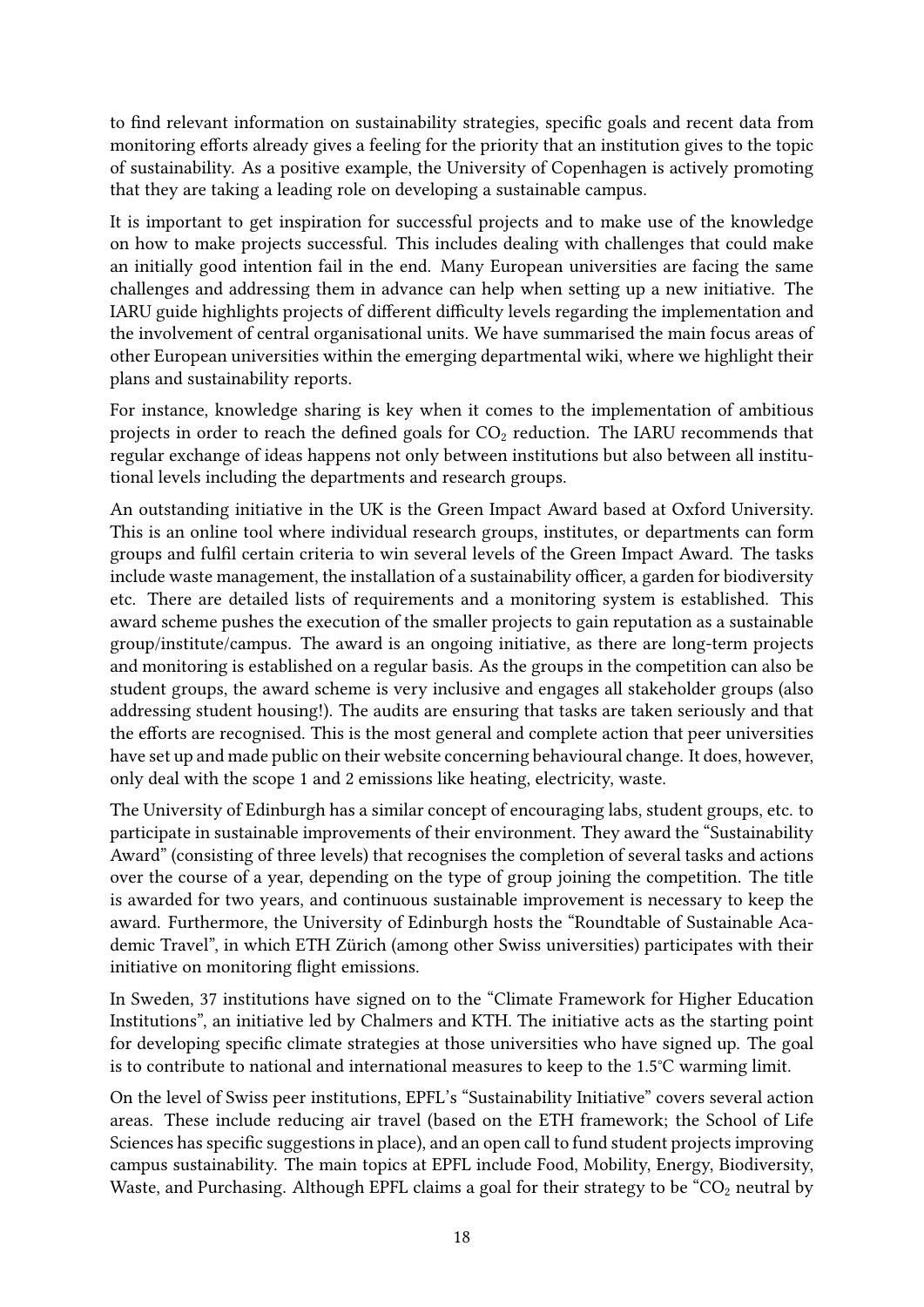to find relevant information on sustainability strategies, specific goals and recent data from monitoring efforts already gives a feeling for the priority that an institution gives to the topic of sustainability. As a positive example, the University of Copenhagen is actively promoting that they are taking a leading role on developing a sustainable campus.

It is important to get inspiration for successful projects and to make use of the knowledge on how to make projects successful. This includes dealing with challenges that could make an initially good intention fail in the end. Many European universities are facing the same challenges and addressing them in advance can help when setting up a new initiative. The IARU guide highlights projects of different difficulty levels regarding the implementation and the involvement of central organisational units. We have summarised the main focus areas of other European universities within the emerging departmental wiki, where we highlight their plans and sustainability reports.

For instance, knowledge sharing is key when it comes to the implementation of ambitious projects in order to reach the defined goals for $CO_2$ reduction. The IARU recommends that regular exchange of ideas happens not only between institutions but also between all institutional levels including the departments and research groups.

An outstanding initiative in the UK is the Green Impact Award based at Oxford University. This is an online tool where individual research groups, institutes, or departments can form groups and fulfil certain criteria to win several levels of the Green Impact Award. The tasks include waste management, the installation of a sustainability officer, a garden for biodiversity etc. There are detailed lists of requirements and a monitoring system is established. This award scheme pushes the execution of the smaller projects to gain reputation as a sustainable group/institute/campus. The award is an ongoing initiative, as there are long-term projects and monitoring is established on a regular basis. As the groups in the competition can also be student groups, the award scheme is very inclusive and engages all stakeholder groups (also addressing student housing!). The audits are ensuring that tasks are taken seriously and that the efforts are recognised. This is the most general and complete action that peer universities have set up and made public on their website concerning behavioural change. It does, however, only deal with the scope 1 and 2 emissions like heating, electricity, waste.

The University of Edinburgh has a similar concept of encouraging labs, student groups, etc. to participate in sustainable improvements of their environment. They award the "Sustainability Award" (consisting of three levels) that recognises the completion of several tasks and actions over the course of a year, depending on the type of group joining the competition. The title is awarded for two years, and continuous sustainable improvement is necessary to keep the award. Furthermore, the University of Edinburgh hosts the "Roundtable of Sustainable Academic Travel", in which ETH Zürich (among other Swiss universities) participates with their initiative on monitoring flight emissions.

In Sweden, 37 institutions have signed on to the "Climate Framework for Higher Education Institutions", an initiative led by Chalmers and KTH. The initiative acts as the starting point for developing specific climate strategies at those universities who have signed up. The goal is to contribute to national and international measures to keep to the 1.5°C warming limit.

On the level of Swiss peer institutions, EPFL's "Sustainability Initiative" covers several action areas. These include reducing air travel (based on the ETH framework; the School of Life Sciences has specific suggestions in place), and an open call to fund student projects improving campus sustainability. The main topics at EPFL include Food, Mobility, Energy, Biodiversity, Waste, and Purchasing. Although EPFL claims a goal for their strategy to be "$CO_2$ neutral by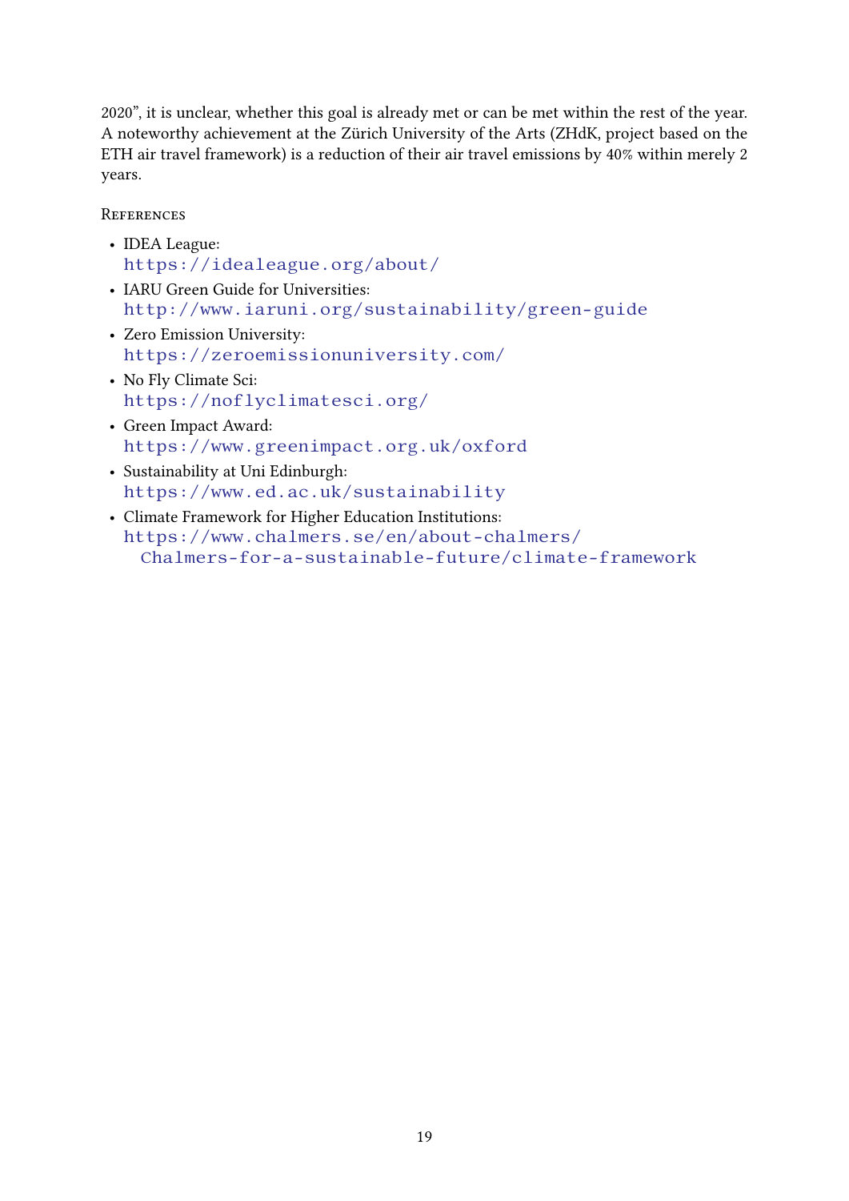2020", it is unclear, whether this goal is already met or can be met within the rest of the year. A noteworthy achievement at the Zürich University of the Arts (ZHdK, project based on the ETH air travel framework) is a reduction of their air travel emissions by 40% within merely 2 years.

References

- IDEA League:
  https://idealeague.org/about/
- IARU Green Guide for Universities:
  http://www.iaruni.org/sustainability/green-guide
- Zero Emission University:
  https://zeroemissionuniversity.com/
- No Fly Climate Sci:
  https://noflyclimatesci.org/
- Green Impact Award:
  https://www.greenimpact.org.uk/oxford
- Sustainability at Uni Edinburgh:
  https://www.ed.ac.uk/sustainability
- Climate Framework for Higher Education Institutions:
  https://www.chalmers.se/en/about-chalmers/Chalmers-for-a-sustainable-future/climate-framework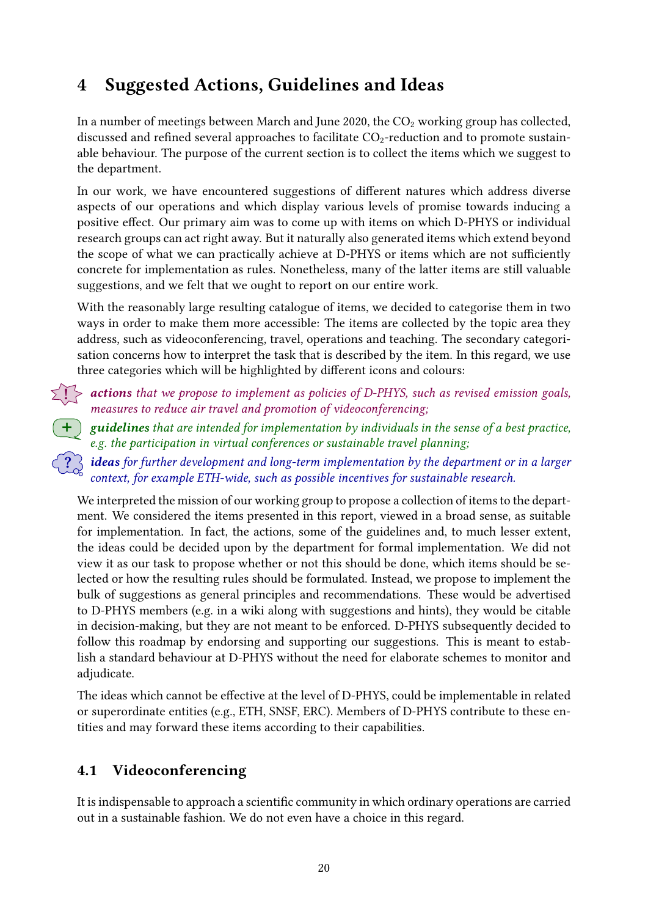# 4 Suggested Actions, Guidelines and Ideas

In a number of meetings between March and June 2020, the $CO_2$ working group has collected, discussed and refined several approaches to facilitate $CO_2$-reduction and to promote sustainable behaviour. The purpose of the current section is to collect the items which we suggest to the department.

In our work, we have encountered suggestions of different natures which address diverse aspects of our operations and which display various levels of promise towards inducing a positive effect. Our primary aim was to come up with items on which D-PHYS or individual research groups can act right away. But it naturally also generated items which extend beyond the scope of what we can practically achieve at D-PHYS or items which are not sufficiently concrete for implementation as rules. Nonetheless, many of the latter items are still valuable suggestions, and we felt that we ought to report on our entire work.

With the reasonably large resulting catalogue of items, we decided to categorise them in two ways in order to make them more accessible: The items are collected by the topic area they address, such as videoconferencing, travel, operations and teaching. The secondary categorisation concerns how to interpret the task that is described by the item. In this regard, we use three categories which will be highlighted by different icons and colours:

- ! ***actions*** *that we propose to implement as policies of D-PHYS, such as revised emission goals, measures to reduce air travel and promotion of videoconferencing;*
- \+ ***guidelines*** *that are intended for implementation by individuals in the sense of a best practice, e.g. the participation in virtual conferences or sustainable travel planning;*
- ? ***ideas*** *for further development and long-term implementation by the department or in a larger context, for example ETH-wide, such as possible incentives for sustainable research.*

We interpreted the mission of our working group to propose a collection of items to the department. We considered the items presented in this report, viewed in a broad sense, as suitable for implementation. In fact, the actions, some of the guidelines and, to much lesser extent, the ideas could be decided upon by the department for formal implementation. We did not view it as our task to propose whether or not this should be done, which items should be selected or how the resulting rules should be formulated. Instead, we propose to implement the bulk of suggestions as general principles and recommendations. These would be advertised to D-PHYS members (e.g. in a wiki along with suggestions and hints), they would be citable in decision-making, but they are not meant to be enforced. D-PHYS subsequently decided to follow this roadmap by endorsing and supporting our suggestions. This is meant to establish a standard behaviour at D-PHYS without the need for elaborate schemes to monitor and adjudicate.

The ideas which cannot be effective at the level of D-PHYS, could be implementable in related or superordinate entities (e.g., ETH, SNSF, ERC). Members of D-PHYS contribute to these entities and may forward these items according to their capabilities.

## 4.1 Videoconferencing

It is indispensable to approach a scientific community in which ordinary operations are carried out in a sustainable fashion. We do not even have a choice in this regard.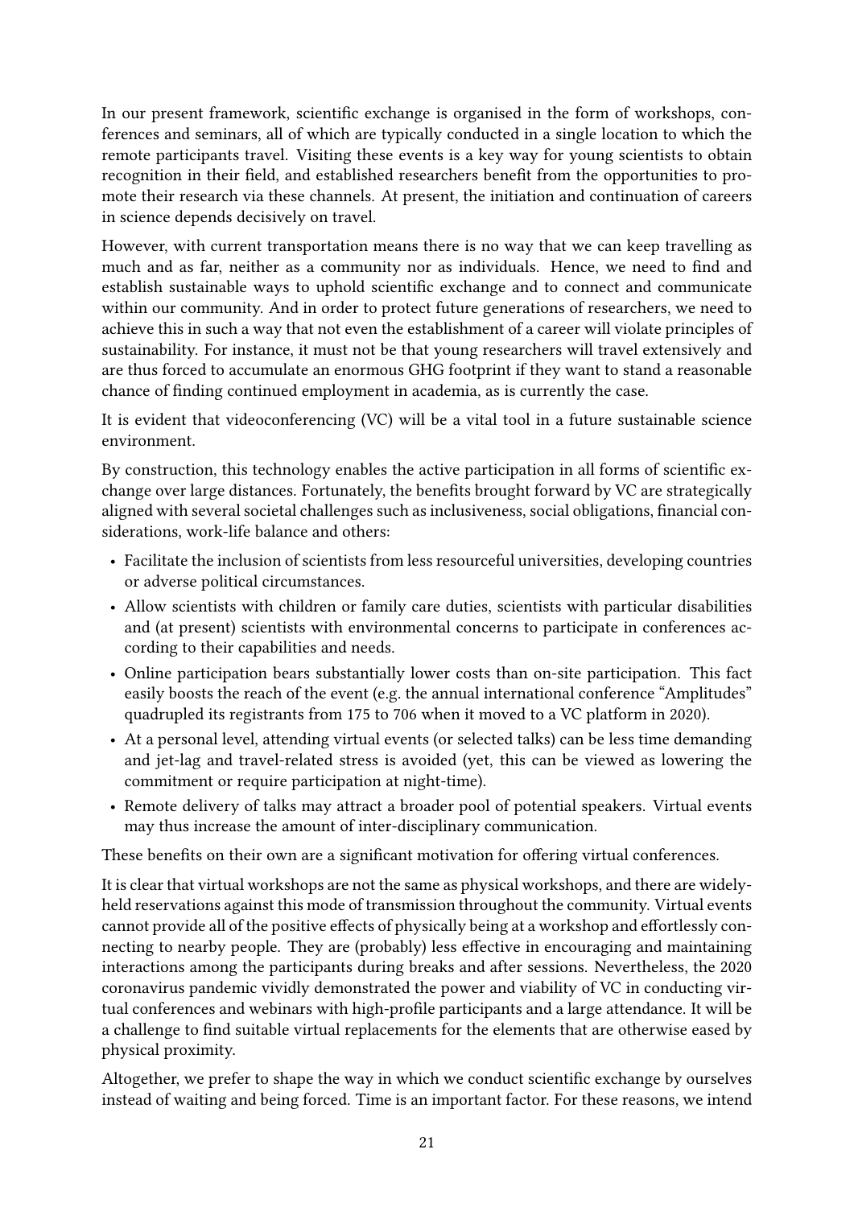In our present framework, scientific exchange is organised in the form of workshops, conferences and seminars, all of which are typically conducted in a single location to which the remote participants travel. Visiting these events is a key way for young scientists to obtain recognition in their field, and established researchers benefit from the opportunities to promote their research via these channels. At present, the initiation and continuation of careers in science depends decisively on travel.

However, with current transportation means there is no way that we can keep travelling as much and as far, neither as a community nor as individuals. Hence, we need to find and establish sustainable ways to uphold scientific exchange and to connect and communicate within our community. And in order to protect future generations of researchers, we need to achieve this in such a way that not even the establishment of a career will violate principles of sustainability. For instance, it must not be that young researchers will travel extensively and are thus forced to accumulate an enormous GHG footprint if they want to stand a reasonable chance of finding continued employment in academia, as is currently the case.

It is evident that videoconferencing (VC) will be a vital tool in a future sustainable science environment.

By construction, this technology enables the active participation in all forms of scientific exchange over large distances. Fortunately, the benefits brought forward by VC are strategically aligned with several societal challenges such as inclusiveness, social obligations, financial considerations, work-life balance and others:

- Facilitate the inclusion of scientists from less resourceful universities, developing countries or adverse political circumstances.
- Allow scientists with children or family care duties, scientists with particular disabilities and (at present) scientists with environmental concerns to participate in conferences according to their capabilities and needs.
- Online participation bears substantially lower costs than on-site participation. This fact easily boosts the reach of the event (e.g. the annual international conference "Amplitudes" quadrupled its registrants from 175 to 706 when it moved to a VC platform in 2020).
- At a personal level, attending virtual events (or selected talks) can be less time demanding and jet-lag and travel-related stress is avoided (yet, this can be viewed as lowering the commitment or require participation at night-time).
- Remote delivery of talks may attract a broader pool of potential speakers. Virtual events may thus increase the amount of inter-disciplinary communication.

These benefits on their own are a significant motivation for offering virtual conferences.

It is clear that virtual workshops are not the same as physical workshops, and there are widely-held reservations against this mode of transmission throughout the community. Virtual events cannot provide all of the positive effects of physically being at a workshop and effortlessly connecting to nearby people. They are (probably) less effective in encouraging and maintaining interactions among the participants during breaks and after sessions. Nevertheless, the 2020 coronavirus pandemic vividly demonstrated the power and viability of VC in conducting virtual conferences and webinars with high-profile participants and a large attendance. It will be a challenge to find suitable virtual replacements for the elements that are otherwise eased by physical proximity.

Altogether, we prefer to shape the way in which we conduct scientific exchange by ourselves instead of waiting and being forced. Time is an important factor. For these reasons, we intend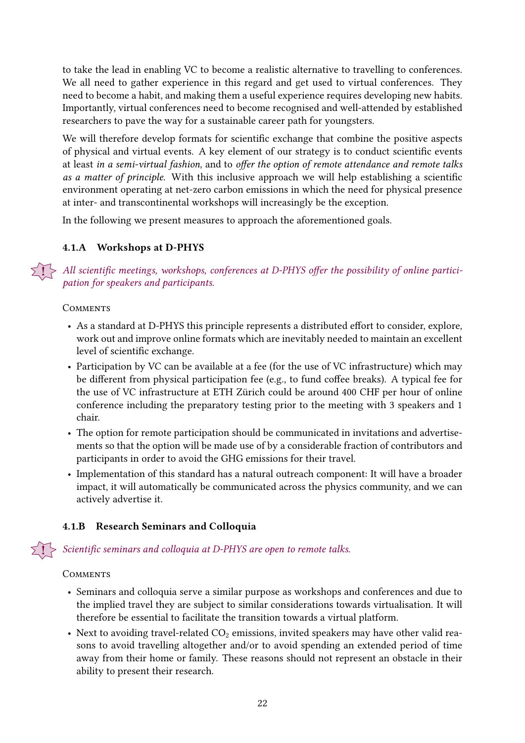to take the lead in enabling VC to become a realistic alternative to travelling to conferences. We all need to gather experience in this regard and get used to virtual conferences. They need to become a habit, and making them a useful experience requires developing new habits. Importantly, virtual conferences need to become recognised and well-attended by established researchers to pave the way for a sustainable career path for youngsters.

We will therefore develop formats for scientific exchange that combine the positive aspects of physical and virtual events. A key element of our strategy is to conduct scientific events at least *in a semi-virtual fashion*, and to *offer the option of remote attendance and remote talks as a matter of principle*. With this inclusive approach we will help establishing a scientific environment operating at net-zero carbon emissions in which the need for physical presence at inter- and transcontinental workshops will increasingly be the exception.

In the following we present measures to approach the aforementioned goals.

### 4.1.A Workshops at D-PHYS

*All scientific meetings, workshops, conferences at D-PHYS offer the possibility of online participation for speakers and participants.*

Comments

- As a standard at D-PHYS this principle represents a distributed effort to consider, explore, work out and improve online formats which are inevitably needed to maintain an excellent level of scientific exchange.
- Participation by VC can be available at a fee (for the use of VC infrastructure) which may be different from physical participation fee (e.g., to fund coffee breaks). A typical fee for the use of VC infrastructure at ETH Zürich could be around 400 CHF per hour of online conference including the preparatory testing prior to the meeting with 3 speakers and 1 chair.
- The option for remote participation should be communicated in invitations and advertisements so that the option will be made use of by a considerable fraction of contributors and participants in order to avoid the GHG emissions for their travel.
- Implementation of this standard has a natural outreach component: It will have a broader impact, it will automatically be communicated across the physics community, and we can actively advertise it.

### 4.1.B Research Seminars and Colloquia

*Scientific seminars and colloquia at D-PHYS are open to remote talks.*

Comments

- Seminars and colloquia serve a similar purpose as workshops and conferences and due to the implied travel they are subject to similar considerations towards virtualisation. It will therefore be essential to facilitate the transition towards a virtual platform.
- Next to avoiding travel-related $CO_2$ emissions, invited speakers may have other valid reasons to avoid travelling altogether and/or to avoid spending an extended period of time away from their home or family. These reasons should not represent an obstacle in their ability to present their research.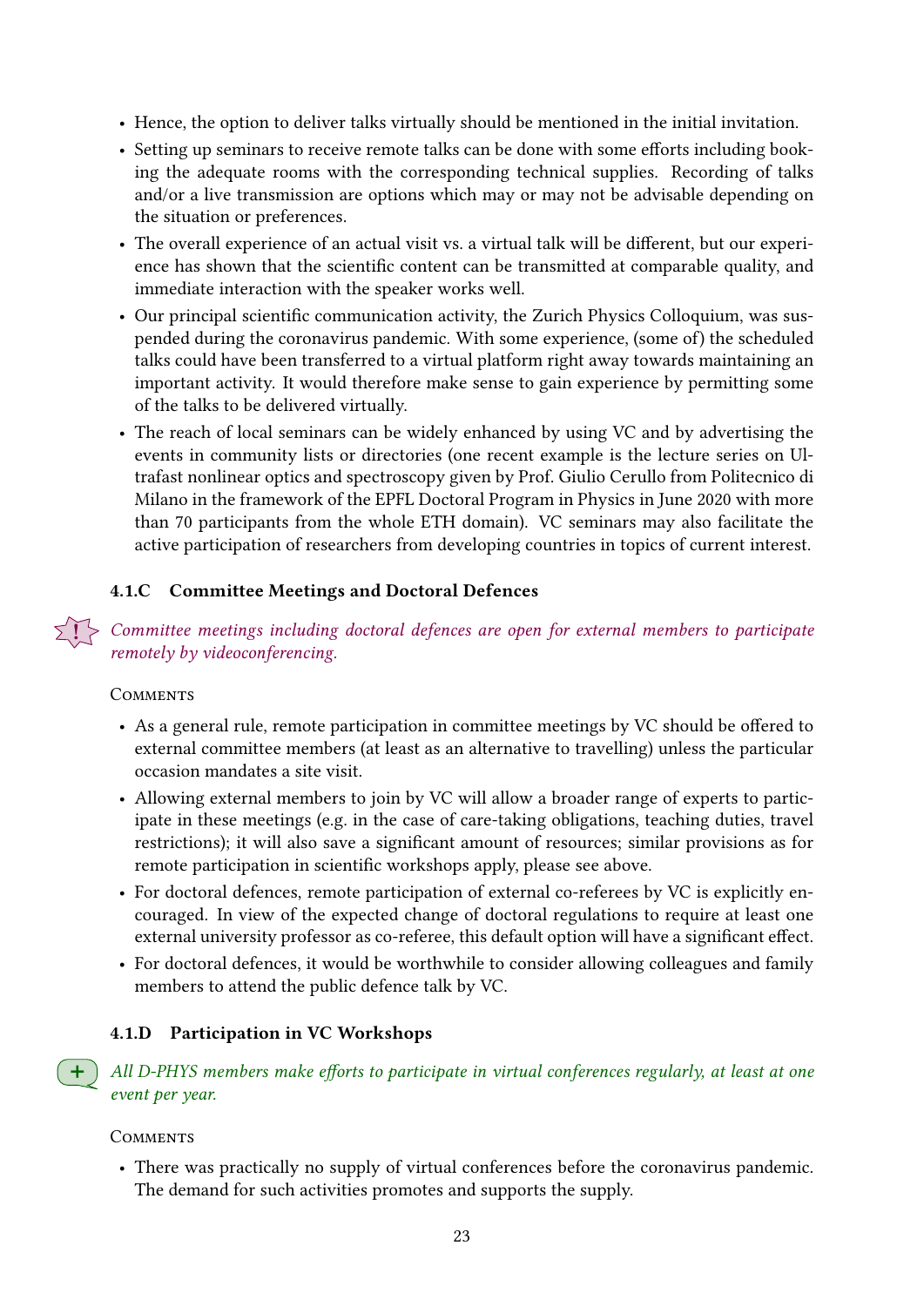- Hence, the option to deliver talks virtually should be mentioned in the initial invitation.
- Setting up seminars to receive remote talks can be done with some efforts including booking the adequate rooms with the corresponding technical supplies. Recording of talks and/or a live transmission are options which may or may not be advisable depending on the situation or preferences.
- The overall experience of an actual visit vs. a virtual talk will be different, but our experience has shown that the scientific content can be transmitted at comparable quality, and immediate interaction with the speaker works well.
- Our principal scientific communication activity, the Zurich Physics Colloquium, was suspended during the coronavirus pandemic. With some experience, (some of) the scheduled talks could have been transferred to a virtual platform right away towards maintaining an important activity. It would therefore make sense to gain experience by permitting some of the talks to be delivered virtually.
- The reach of local seminars can be widely enhanced by using VC and by advertising the events in community lists or directories (one recent example is the lecture series on Ultrafast nonlinear optics and spectroscopy given by Prof. Giulio Cerullo from Politecnico di Milano in the framework of the EPFL Doctoral Program in Physics in June 2020 with more than 70 participants from the whole ETH domain). VC seminars may also facilitate the active participation of researchers from developing countries in topics of current interest.

### 4.1.C Committee Meetings and Doctoral Defences

! *Committee meetings including doctoral defences are open for external members to participate remotely by videoconferencing.*

Comments

- As a general rule, remote participation in committee meetings by VC should be offered to external committee members (at least as an alternative to travelling) unless the particular occasion mandates a site visit.
- Allowing external members to join by VC will allow a broader range of experts to participate in these meetings (e.g. in the case of care-taking obligations, teaching duties, travel restrictions); it will also save a significant amount of resources; similar provisions as for remote participation in scientific workshops apply, please see above.
- For doctoral defences, remote participation of external co-referees by VC is explicitly encouraged. In view of the expected change of doctoral regulations to require at least one external university professor as co-referee, this default option will have a significant effect.
- For doctoral defences, it would be worthwhile to consider allowing colleagues and family members to attend the public defence talk by VC.

### 4.1.D Participation in VC Workshops

+ *All D-PHYS members make efforts to participate in virtual conferences regularly, at least at one event per year.*

Comments

- There was practically no supply of virtual conferences before the coronavirus pandemic. The demand for such activities promotes and supports the supply.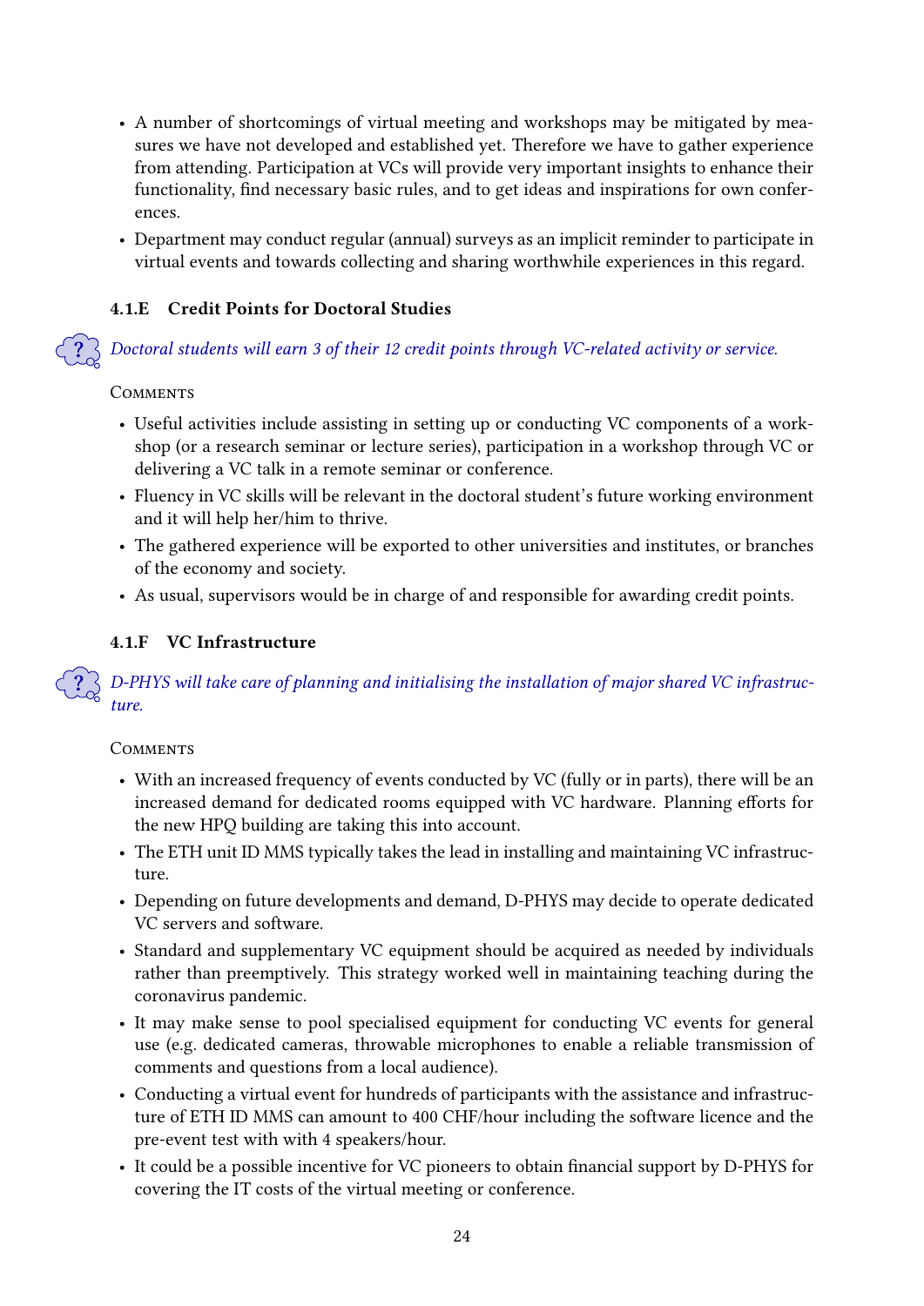- A number of shortcomings of virtual meeting and workshops may be mitigated by measures we have not developed and established yet. Therefore we have to gather experience from attending. Participation at VCs will provide very important insights to enhance their functionality, find necessary basic rules, and to get ideas and inspirations for own conferences.
- Department may conduct regular (annual) surveys as an implicit reminder to participate in virtual events and towards collecting and sharing worthwhile experiences in this regard.

### 4.1.E Credit Points for Doctoral Studies

*Doctoral students will earn 3 of their 12 credit points through VC-related activity or service.*

Comments

- Useful activities include assisting in setting up or conducting VC components of a workshop (or a research seminar or lecture series), participation in a workshop through VC or delivering a VC talk in a remote seminar or conference.
- Fluency in VC skills will be relevant in the doctoral student's future working environment and it will help her/him to thrive.
- The gathered experience will be exported to other universities and institutes, or branches of the economy and society.
- As usual, supervisors would be in charge of and responsible for awarding credit points.

### 4.1.F VC Infrastructure

*D-PHYS will take care of planning and initialising the installation of major shared VC infrastructure.*

Comments

- With an increased frequency of events conducted by VC (fully or in parts), there will be an increased demand for dedicated rooms equipped with VC hardware. Planning efforts for the new HPQ building are taking this into account.
- The ETH unit ID MMS typically takes the lead in installing and maintaining VC infrastructure.
- Depending on future developments and demand, D-PHYS may decide to operate dedicated VC servers and software.
- Standard and supplementary VC equipment should be acquired as needed by individuals rather than preemptively. This strategy worked well in maintaining teaching during the coronavirus pandemic.
- It may make sense to pool specialised equipment for conducting VC events for general use (e.g. dedicated cameras, throwable microphones to enable a reliable transmission of comments and questions from a local audience).
- Conducting a virtual event for hundreds of participants with the assistance and infrastructure of ETH ID MMS can amount to 400 CHF/hour including the software licence and the pre-event test with with 4 speakers/hour.
- It could be a possible incentive for VC pioneers to obtain financial support by D-PHYS for covering the IT costs of the virtual meeting or conference.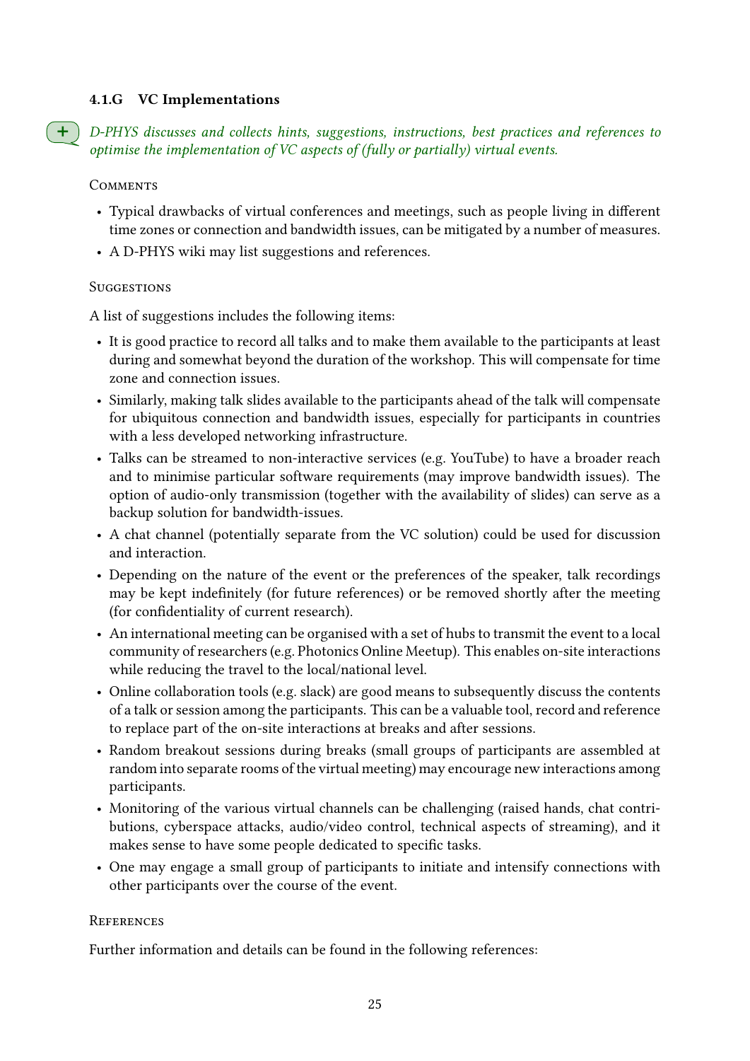#### 4.1.G VC Implementations

*D-PHYS discusses and collects hints, suggestions, instructions, best practices and references to optimise the implementation of VC aspects of (fully or partially) virtual events.*

COMMENTS

- Typical drawbacks of virtual conferences and meetings, such as people living in different time zones or connection and bandwidth issues, can be mitigated by a number of measures.
- A D-PHYS wiki may list suggestions and references.

SUGGESTIONS

A list of suggestions includes the following items:

- It is good practice to record all talks and to make them available to the participants at least during and somewhat beyond the duration of the workshop. This will compensate for time zone and connection issues.
- Similarly, making talk slides available to the participants ahead of the talk will compensate for ubiquitous connection and bandwidth issues, especially for participants in countries with a less developed networking infrastructure.
- Talks can be streamed to non-interactive services (e.g. YouTube) to have a broader reach and to minimise particular software requirements (may improve bandwidth issues). The option of audio-only transmission (together with the availability of slides) can serve as a backup solution for bandwidth-issues.
- A chat channel (potentially separate from the VC solution) could be used for discussion and interaction.
- Depending on the nature of the event or the preferences of the speaker, talk recordings may be kept indefinitely (for future references) or be removed shortly after the meeting (for confidentiality of current research).
- An international meeting can be organised with a set of hubs to transmit the event to a local community of researchers (e.g. Photonics Online Meetup). This enables on-site interactions while reducing the travel to the local/national level.
- Online collaboration tools (e.g. slack) are good means to subsequently discuss the contents of a talk or session among the participants. This can be a valuable tool, record and reference to replace part of the on-site interactions at breaks and after sessions.
- Random breakout sessions during breaks (small groups of participants are assembled at random into separate rooms of the virtual meeting) may encourage new interactions among participants.
- Monitoring of the various virtual channels can be challenging (raised hands, chat contributions, cyberspace attacks, audio/video control, technical aspects of streaming), and it makes sense to have some people dedicated to specific tasks.
- One may engage a small group of participants to initiate and intensify connections with other participants over the course of the event.

REFERENCES

Further information and details can be found in the following references: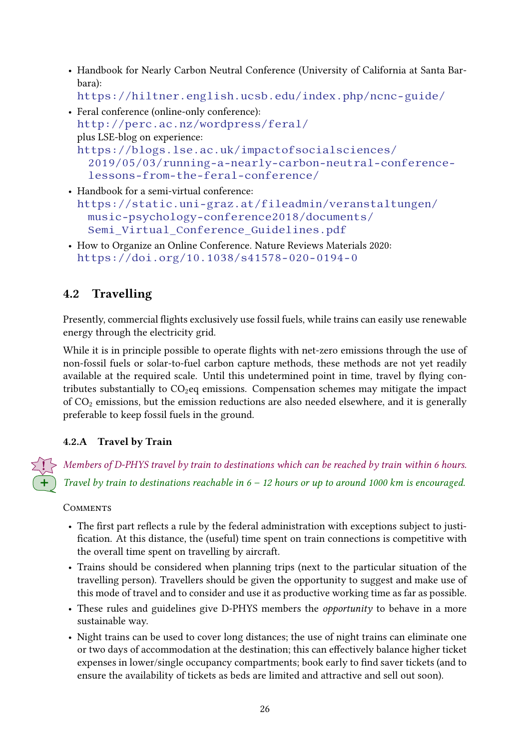- Handbook for Nearly Carbon Neutral Conference (University of California at Santa Barbara):
  https://hiltner.english.ucsb.edu/index.php/ncnc-guide/
- Feral conference (online-only conference):
  http://perc.ac.nz/wordpress/feral/
  plus LSE-blog on experience:
  https://blogs.lse.ac.uk/impactofsocialsciences/2019/05/03/running-a-nearly-carbon-neutral-conference-lessons-from-the-feral-conference/
- Handbook for a semi-virtual conference:
  https://static.uni-graz.at/fileadmin/veranstaltungen/music-psychology-conference2018/documents/Semi_Virtual_Conference_Guidelines.pdf
- How to Organize an Online Conference. Nature Reviews Materials 2020:
  https://doi.org/10.1038/s41578-020-0194-0

## 4.2 Travelling

Presently, commercial flights exclusively use fossil fuels, while trains can easily use renewable energy through the electricity grid.

While it is in principle possible to operate flights with net-zero emissions through the use of non-fossil fuels or solar-to-fuel carbon capture methods, these methods are not yet readily available at the required scale. Until this undetermined point in time, travel by flying contributes substantially to $CO_2$eq emissions. Compensation schemes may mitigate the impact of $CO_2$ emissions, but the emission reductions are also needed elsewhere, and it is generally preferable to keep fossil fuels in the ground.

### 4.2.A Travel by Train

! *Members of D-PHYS travel by train to destinations which can be reached by train within 6 hours.*

\+ *Travel by train to destinations reachable in 6 – 12 hours or up to around 1000 km is encouraged.*

Comments

- The first part reflects a rule by the federal administration with exceptions subject to justification. At this distance, the (useful) time spent on train connections is competitive with the overall time spent on travelling by aircraft.
- Trains should be considered when planning trips (next to the particular situation of the travelling person). Travellers should be given the opportunity to suggest and make use of this mode of travel and to consider and use it as productive working time as far as possible.
- These rules and guidelines give D-PHYS members the *opportunity* to behave in a more sustainable way.
- Night trains can be used to cover long distances; the use of night trains can eliminate one or two days of accommodation at the destination; this can effectively balance higher ticket expenses in lower/single occupancy compartments; book early to find saver tickets (and to ensure the availability of tickets as beds are limited and attractive and sell out soon).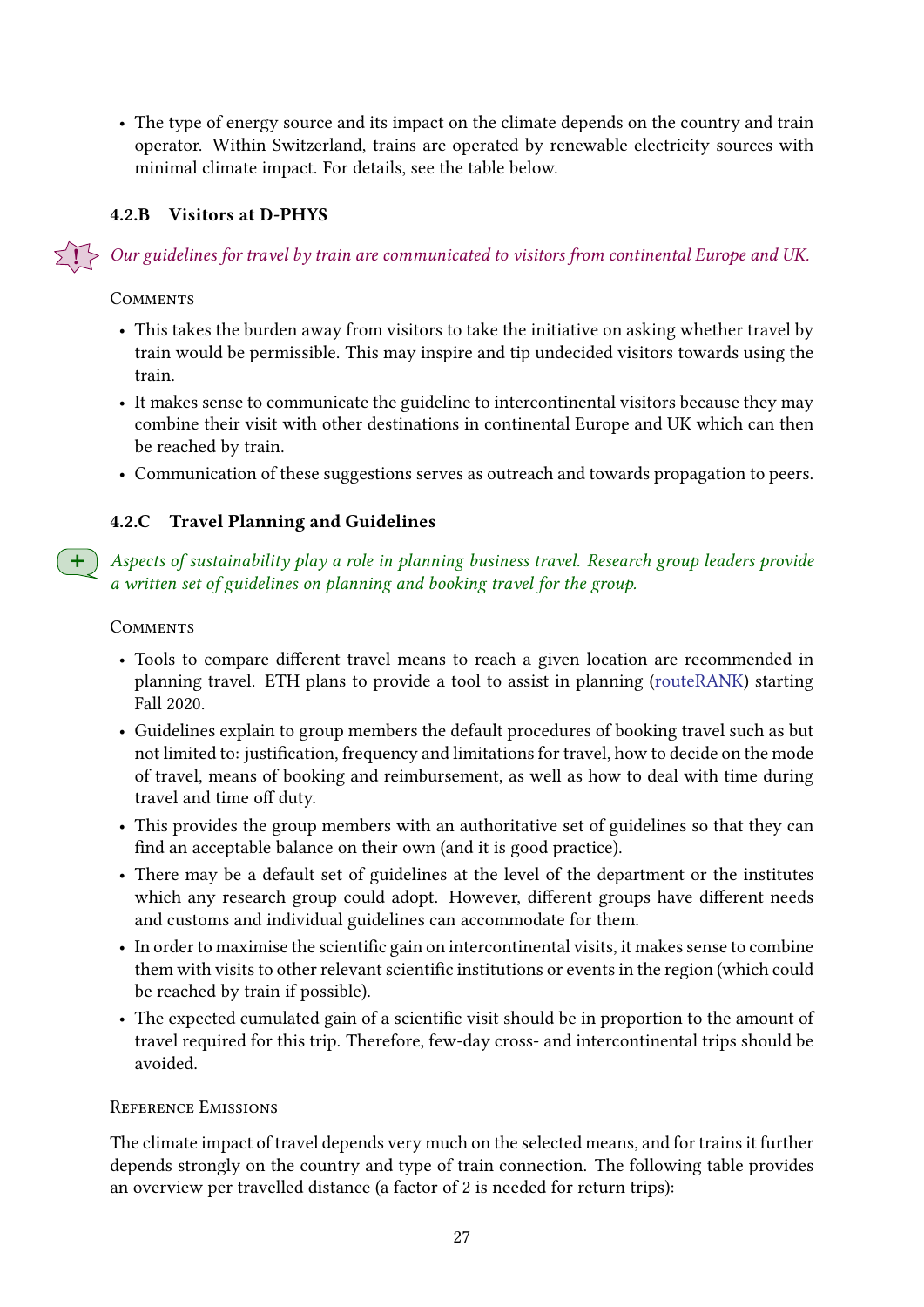- The type of energy source and its impact on the climate depends on the country and train operator. Within Switzerland, trains are operated by renewable electricity sources with minimal climate impact. For details, see the table below.

### 4.2.B Visitors at D-PHYS

! *Our guidelines for travel by train are communicated to visitors from continental Europe and UK.*

Comments

- This takes the burden away from visitors to take the initiative on asking whether travel by train would be permissible. This may inspire and tip undecided visitors towards using the train.
- It makes sense to communicate the guideline to intercontinental visitors because they may combine their visit with other destinations in continental Europe and UK which can then be reached by train.
- Communication of these suggestions serves as outreach and towards propagation to peers.

### 4.2.C Travel Planning and Guidelines

\+ *Aspects of sustainability play a role in planning business travel. Research group leaders provide a written set of guidelines on planning and booking travel for the group.*

Comments

- Tools to compare different travel means to reach a given location are recommended in planning travel. ETH plans to provide a tool to assist in planning (routeRANK) starting Fall 2020.
- Guidelines explain to group members the default procedures of booking travel such as but not limited to: justification, frequency and limitations for travel, how to decide on the mode of travel, means of booking and reimbursement, as well as how to deal with time during travel and time off duty.
- This provides the group members with an authoritative set of guidelines so that they can find an acceptable balance on their own (and it is good practice).
- There may be a default set of guidelines at the level of the department or the institutes which any research group could adopt. However, different groups have different needs and customs and individual guidelines can accommodate for them.
- In order to maximise the scientific gain on intercontinental visits, it makes sense to combine them with visits to other relevant scientific institutions or events in the region (which could be reached by train if possible).
- The expected cumulated gain of a scientific visit should be in proportion to the amount of travel required for this trip. Therefore, few-day cross- and intercontinental trips should be avoided.

Reference Emissions

The climate impact of travel depends very much on the selected means, and for trains it further depends strongly on the country and type of train connection. The following table provides an overview per travelled distance (a factor of 2 is needed for return trips):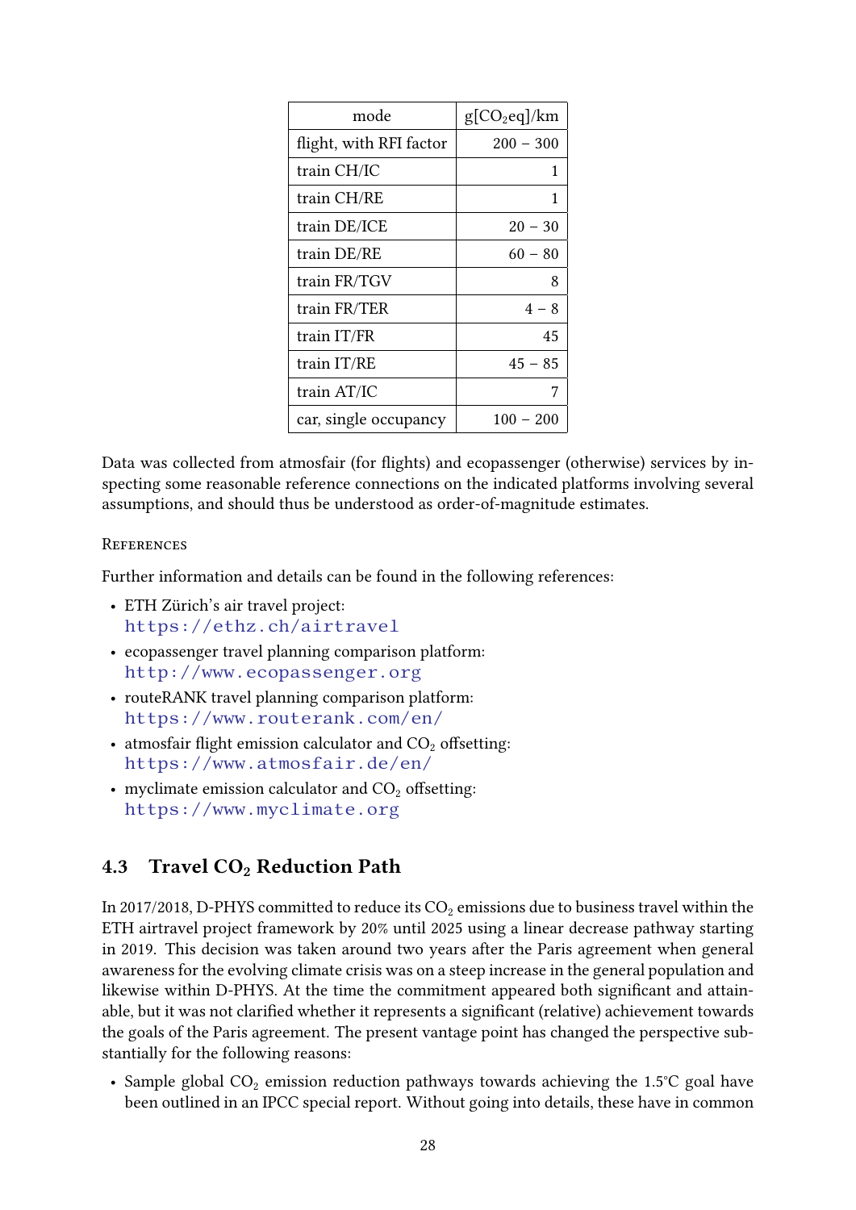| mode | g[$CO_2$eq]/km |
| --- | --- |
| flight, with RFI factor | 200 – 300 |
| train CH/IC | 1 |
| train CH/RE | 1 |
| train DE/ICE | 20 – 30 |
| train DE/RE | 60 – 80 |
| train FR/TGV | 8 |
| train FR/TER | 4 – 8 |
| train IT/FR | 45 |
| train IT/RE | 45 – 85 |
| train AT/IC | 7 |
| car, single occupancy | 100 – 200 |

Data was collected from atmosfair (for flights) and ecopassenger (otherwise) services by inspecting some reasonable reference connections on the indicated platforms involving several assumptions, and should thus be understood as order-of-magnitude estimates.

#### References

Further information and details can be found in the following references:

- ETH Zürich's air travel project:
  https://ethz.ch/airtravel
- ecopassenger travel planning comparison platform:
  http://www.ecopassenger.org
- routeRANK travel planning comparison platform:
  https://www.routerank.com/en/
- atmosfair flight emission calculator and $CO_2$ offsetting:
  https://www.atmosfair.de/en/
- myclimate emission calculator and $CO_2$ offsetting:
  https://www.myclimate.org

### 4.3 Travel $CO_2$ Reduction Path

In 2017/2018, D-PHYS committed to reduce its $CO_2$ emissions due to business travel within the ETH airtravel project framework by 20% until 2025 using a linear decrease pathway starting in 2019. This decision was taken around two years after the Paris agreement when general awareness for the evolving climate crisis was on a steep increase in the general population and likewise within D-PHYS. At the time the commitment appeared both significant and attainable, but it was not clarified whether it represents a significant (relative) achievement towards the goals of the Paris agreement. The present vantage point has changed the perspective substantially for the following reasons:

- Sample global $CO_2$ emission reduction pathways towards achieving the 1.5°C goal have been outlined in an IPCC special report. Without going into details, these have in common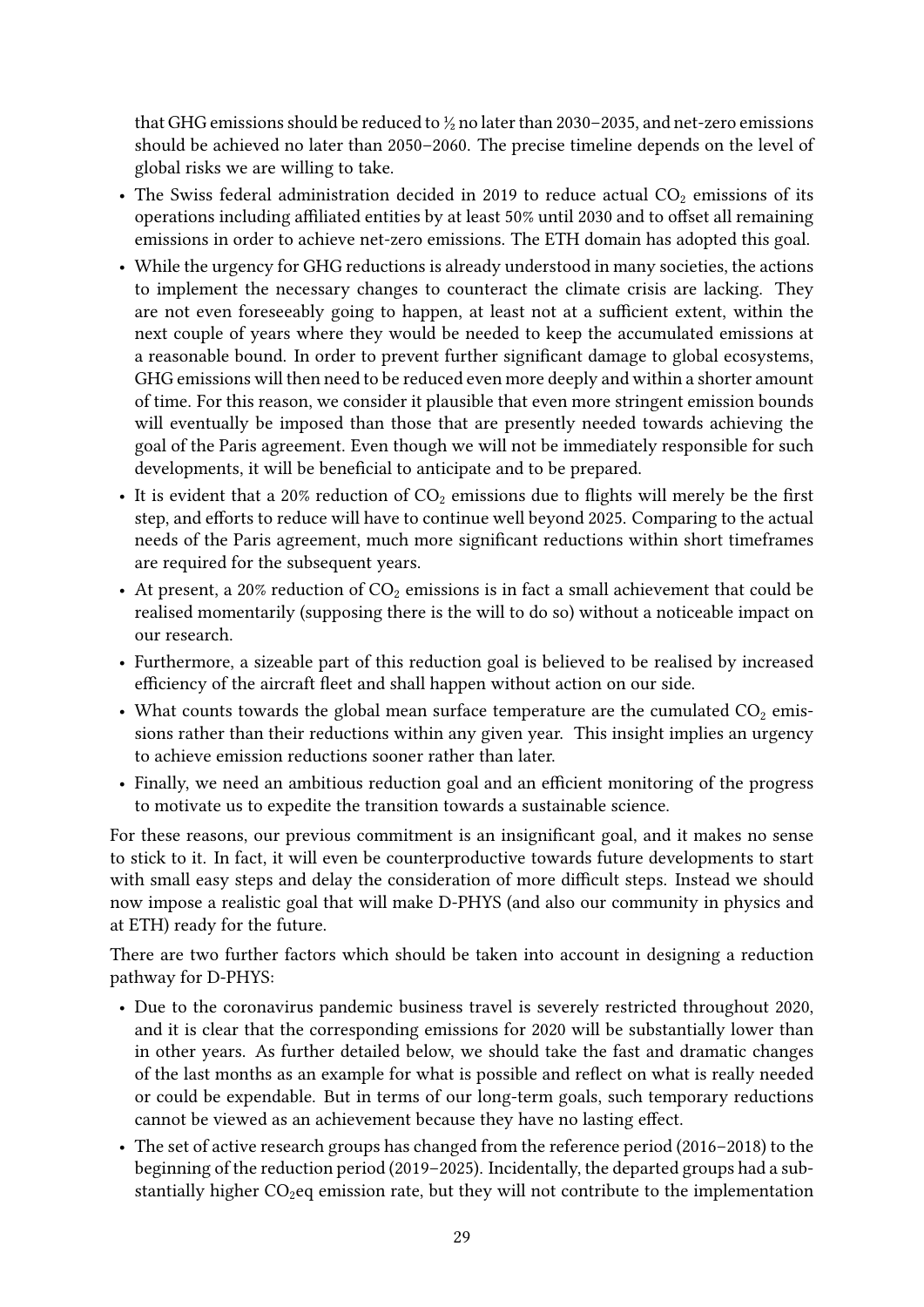that GHG emissions should be reduced to ½ no later than 2030–2035, and net-zero emissions should be achieved no later than 2050–2060. The precise timeline depends on the level of global risks we are willing to take.

- The Swiss federal administration decided in 2019 to reduce actual $CO_2$ emissions of its operations including affiliated entities by at least 50% until 2030 and to offset all remaining emissions in order to achieve net-zero emissions. The ETH domain has adopted this goal.
- While the urgency for GHG reductions is already understood in many societies, the actions to implement the necessary changes to counteract the climate crisis are lacking. They are not even foreseeably going to happen, at least not at a sufficient extent, within the next couple of years where they would be needed to keep the accumulated emissions at a reasonable bound. In order to prevent further significant damage to global ecosystems, GHG emissions will then need to be reduced even more deeply and within a shorter amount of time. For this reason, we consider it plausible that even more stringent emission bounds will eventually be imposed than those that are presently needed towards achieving the goal of the Paris agreement. Even though we will not be immediately responsible for such developments, it will be beneficial to anticipate and to be prepared.
- It is evident that a 20% reduction of $CO_2$ emissions due to flights will merely be the first step, and efforts to reduce will have to continue well beyond 2025. Comparing to the actual needs of the Paris agreement, much more significant reductions within short timeframes are required for the subsequent years.
- At present, a 20% reduction of $CO_2$ emissions is in fact a small achievement that could be realised momentarily (supposing there is the will to do so) without a noticeable impact on our research.
- Furthermore, a sizeable part of this reduction goal is believed to be realised by increased efficiency of the aircraft fleet and shall happen without action on our side.
- What counts towards the global mean surface temperature are the cumulated $CO_2$ emissions rather than their reductions within any given year. This insight implies an urgency to achieve emission reductions sooner rather than later.
- Finally, we need an ambitious reduction goal and an efficient monitoring of the progress to motivate us to expedite the transition towards a sustainable science.

For these reasons, our previous commitment is an insignificant goal, and it makes no sense to stick to it. In fact, it will even be counterproductive towards future developments to start with small easy steps and delay the consideration of more difficult steps. Instead we should now impose a realistic goal that will make D-PHYS (and also our community in physics and at ETH) ready for the future.

There are two further factors which should be taken into account in designing a reduction pathway for D-PHYS:

- Due to the coronavirus pandemic business travel is severely restricted throughout 2020, and it is clear that the corresponding emissions for 2020 will be substantially lower than in other years. As further detailed below, we should take the fast and dramatic changes of the last months as an example for what is possible and reflect on what is really needed or could be expendable. But in terms of our long-term goals, such temporary reductions cannot be viewed as an achievement because they have no lasting effect.
- The set of active research groups has changed from the reference period (2016–2018) to the beginning of the reduction period (2019–2025). Incidentally, the departed groups had a substantially higher $CO_2$eq emission rate, but they will not contribute to the implementation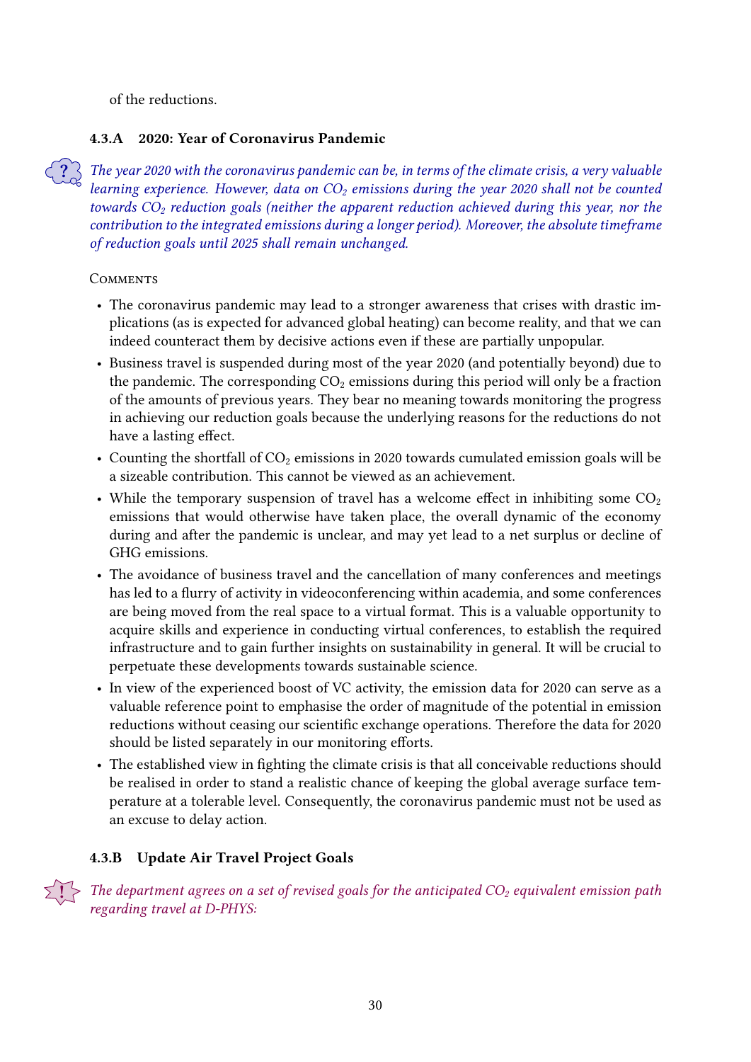of the reductions.

### 4.3.A 2020: Year of Coronavirus Pandemic

*The year 2020 with the coronavirus pandemic can be, in terms of the climate crisis, a very valuable learning experience. However, data on $CO_2$ emissions during the year 2020 shall not be counted towards $CO_2$ reduction goals (neither the apparent reduction achieved during this year, nor the contribution to the integrated emissions during a longer period). Moreover, the absolute timeframe of reduction goals until 2025 shall remain unchanged.*

Comments

- The coronavirus pandemic may lead to a stronger awareness that crises with drastic implications (as is expected for advanced global heating) can become reality, and that we can indeed counteract them by decisive actions even if these are partially unpopular.
- Business travel is suspended during most of the year 2020 (and potentially beyond) due to the pandemic. The corresponding $CO_2$ emissions during this period will only be a fraction of the amounts of previous years. They bear no meaning towards monitoring the progress in achieving our reduction goals because the underlying reasons for the reductions do not have a lasting effect.
- Counting the shortfall of $CO_2$ emissions in 2020 towards cumulated emission goals will be a sizeable contribution. This cannot be viewed as an achievement.
- While the temporary suspension of travel has a welcome effect in inhibiting some $CO_2$ emissions that would otherwise have taken place, the overall dynamic of the economy during and after the pandemic is unclear, and may yet lead to a net surplus or decline of GHG emissions.
- The avoidance of business travel and the cancellation of many conferences and meetings has led to a flurry of activity in videoconferencing within academia, and some conferences are being moved from the real space to a virtual format. This is a valuable opportunity to acquire skills and experience in conducting virtual conferences, to establish the required infrastructure and to gain further insights on sustainability in general. It will be crucial to perpetuate these developments towards sustainable science.
- In view of the experienced boost of VC activity, the emission data for 2020 can serve as a valuable reference point to emphasise the order of magnitude of the potential in emission reductions without ceasing our scientific exchange operations. Therefore the data for 2020 should be listed separately in our monitoring efforts.
- The established view in fighting the climate crisis is that all conceivable reductions should be realised in order to stand a realistic chance of keeping the global average surface temperature at a tolerable level. Consequently, the coronavirus pandemic must not be used as an excuse to delay action.

### 4.3.B Update Air Travel Project Goals

*The department agrees on a set of revised goals for the anticipated $CO_2$ equivalent emission path regarding travel at D-PHYS:*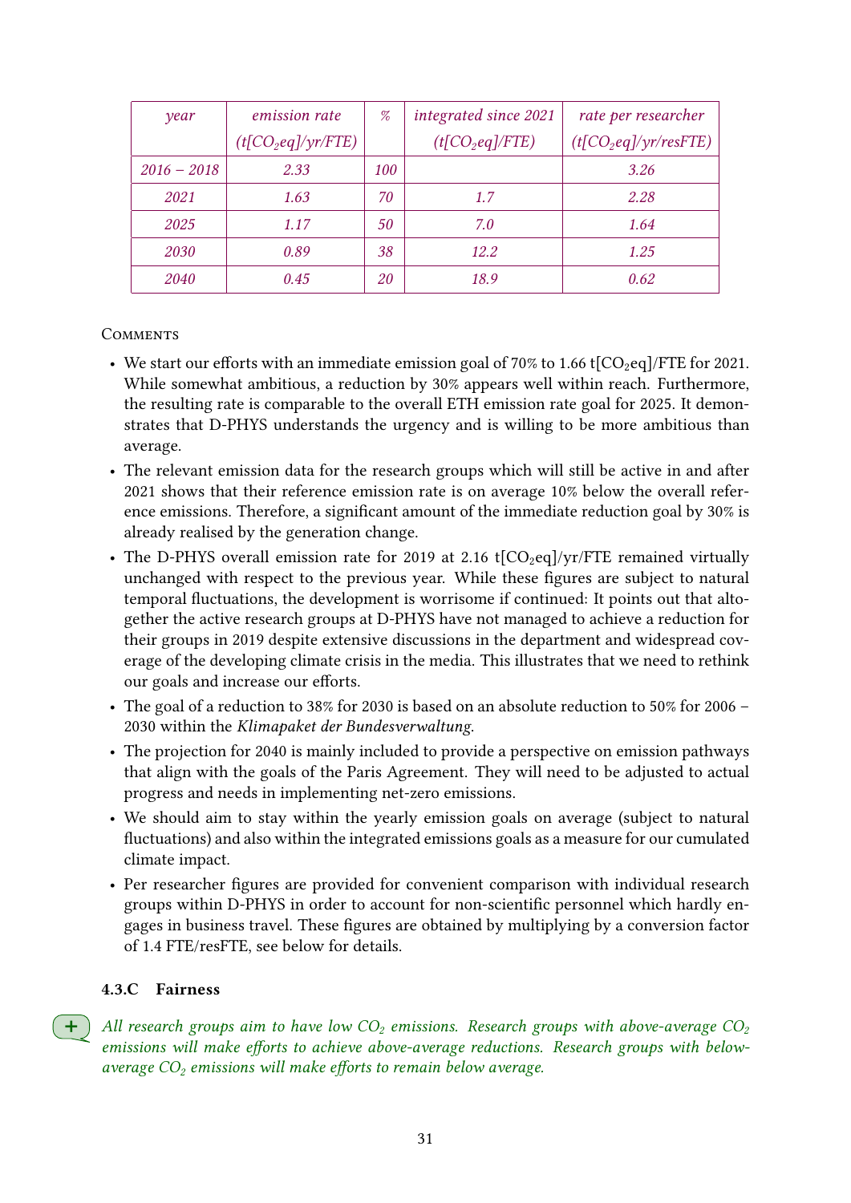| *year* | *emission rate* ($t[CO_2eq]/yr/FTE$) | *%* | *integrated since 2021* ($t[CO_2eq]/FTE$) | *rate per researcher* ($t[CO_2eq]/yr/resFTE$) |
|---|---|---|---|---|
| *2016 − 2018* | *2.33* | *100* | | *3.26* |
| *2021* | *1.63* | *70* | *1.7* | *2.28* |
| *2025* | *1.17* | *50* | *7.0* | *1.64* |
| *2030* | *0.89* | *38* | *12.2* | *1.25* |
| *2040* | *0.45* | *20* | *18.9* | *0.62* |

Comments

- We start our efforts with an immediate emission goal of 70% to 1.66 $t[CO_2eq]/FTE$ for 2021. While somewhat ambitious, a reduction by 30% appears well within reach. Furthermore, the resulting rate is comparable to the overall ETH emission rate goal for 2025. It demonstrates that D-PHYS understands the urgency and is willing to be more ambitious than average.
- The relevant emission data for the research groups which will still be active in and after 2021 shows that their reference emission rate is on average 10% below the overall reference emissions. Therefore, a significant amount of the immediate reduction goal by 30% is already realised by the generation change.
- The D-PHYS overall emission rate for 2019 at 2.16 $t[CO_2eq]/yr/FTE$ remained virtually unchanged with respect to the previous year. While these figures are subject to natural temporal fluctuations, the development is worrisome if continued: It points out that altogether the active research groups at D-PHYS have not managed to achieve a reduction for their groups in 2019 despite extensive discussions in the department and widespread coverage of the developing climate crisis in the media. This illustrates that we need to rethink our goals and increase our efforts.
- The goal of a reduction to 38% for 2030 is based on an absolute reduction to 50% for 2006 – 2030 within the *Klimapaket der Bundesverwaltung*.
- The projection for 2040 is mainly included to provide a perspective on emission pathways that align with the goals of the Paris Agreement. They will need to be adjusted to actual progress and needs in implementing net-zero emissions.
- We should aim to stay within the yearly emission goals on average (subject to natural fluctuations) and also within the integrated emissions goals as a measure for our cumulated climate impact.
- Per researcher figures are provided for convenient comparison with individual research groups within D-PHYS in order to account for non-scientific personnel which hardly engages in business travel. These figures are obtained by multiplying by a conversion factor of 1.4 FTE/resFTE, see below for details.

### 4.3.C Fairness

*All research groups aim to have low $CO_2$ emissions. Research groups with above-average $CO_2$ emissions will make efforts to achieve above-average reductions. Research groups with below-average $CO_2$ emissions will make efforts to remain below average.*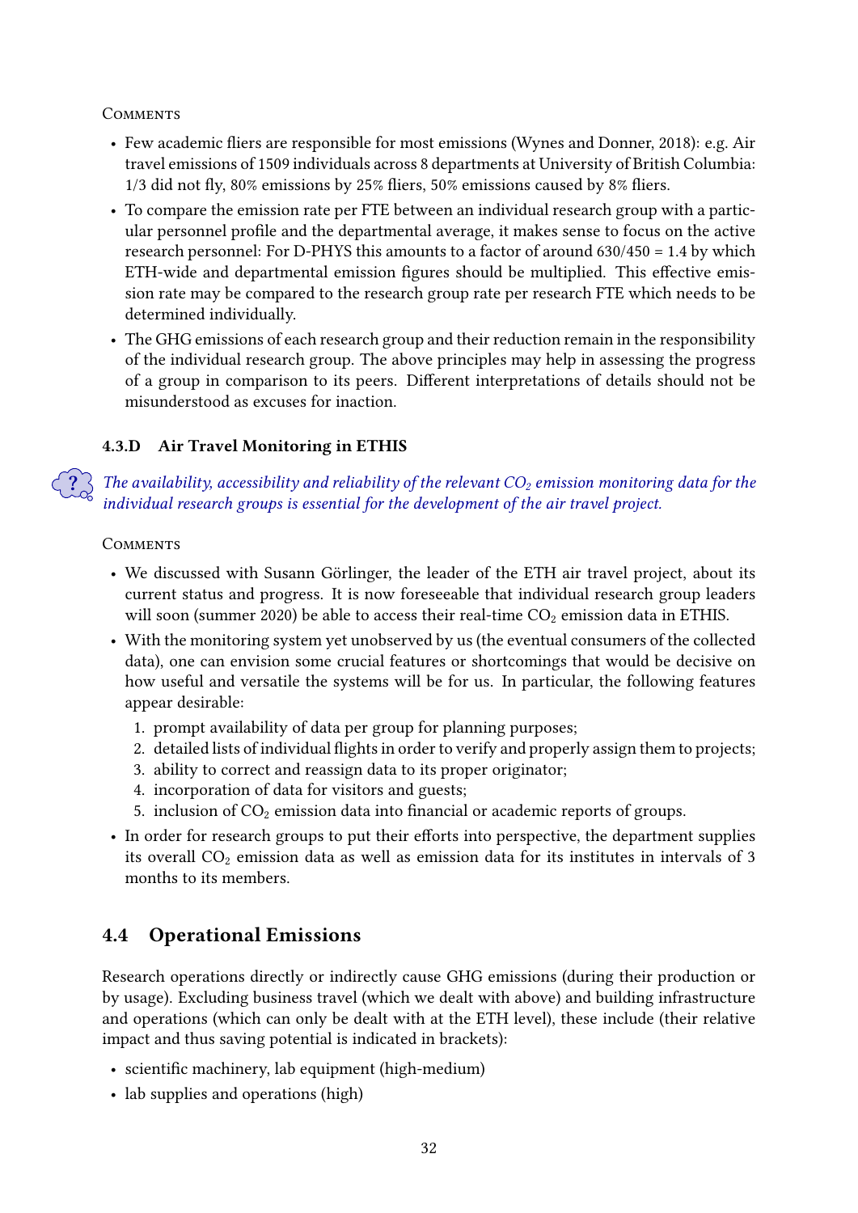Comments

- Few academic fliers are responsible for most emissions (Wynes and Donner, 2018): e.g. Air travel emissions of 1509 individuals across 8 departments at University of British Columbia: 1/3 did not fly, 80% emissions by 25% fliers, 50% emissions caused by 8% fliers.
- To compare the emission rate per FTE between an individual research group with a particular personnel profile and the departmental average, it makes sense to focus on the active research personnel: For D-PHYS this amounts to a factor of around 630/450 = 1.4 by which ETH-wide and departmental emission figures should be multiplied. This effective emission rate may be compared to the research group rate per research FTE which needs to be determined individually.
- The GHG emissions of each research group and their reduction remain in the responsibility of the individual research group. The above principles may help in assessing the progress of a group in comparison to its peers. Different interpretations of details should not be misunderstood as excuses for inaction.

### 4.3.D Air Travel Monitoring in ETHIS

*The availability, accessibility and reliability of the relevant $CO_2$ emission monitoring data for the individual research groups is essential for the development of the air travel project.*

Comments

- We discussed with Susann Görlinger, the leader of the ETH air travel project, about its current status and progress. It is now foreseeable that individual research group leaders will soon (summer 2020) be able to access their real-time $CO_2$ emission data in ETHIS.
- With the monitoring system yet unobserved by us (the eventual consumers of the collected data), one can envision some crucial features or shortcomings that would be decisive on how useful and versatile the systems will be for us. In particular, the following features appear desirable:
  1. prompt availability of data per group for planning purposes;
  2. detailed lists of individual flights in order to verify and properly assign them to projects;
  3. ability to correct and reassign data to its proper originator;
  4. incorporation of data for visitors and guests;
  5. inclusion of $CO_2$ emission data into financial or academic reports of groups.
- In order for research groups to put their efforts into perspective, the department supplies its overall $CO_2$ emission data as well as emission data for its institutes in intervals of 3 months to its members.

## 4.4 Operational Emissions

Research operations directly or indirectly cause GHG emissions (during their production or by usage). Excluding business travel (which we dealt with above) and building infrastructure and operations (which can only be dealt with at the ETH level), these include (their relative impact and thus saving potential is indicated in brackets):

- scientific machinery, lab equipment (high-medium)
- lab supplies and operations (high)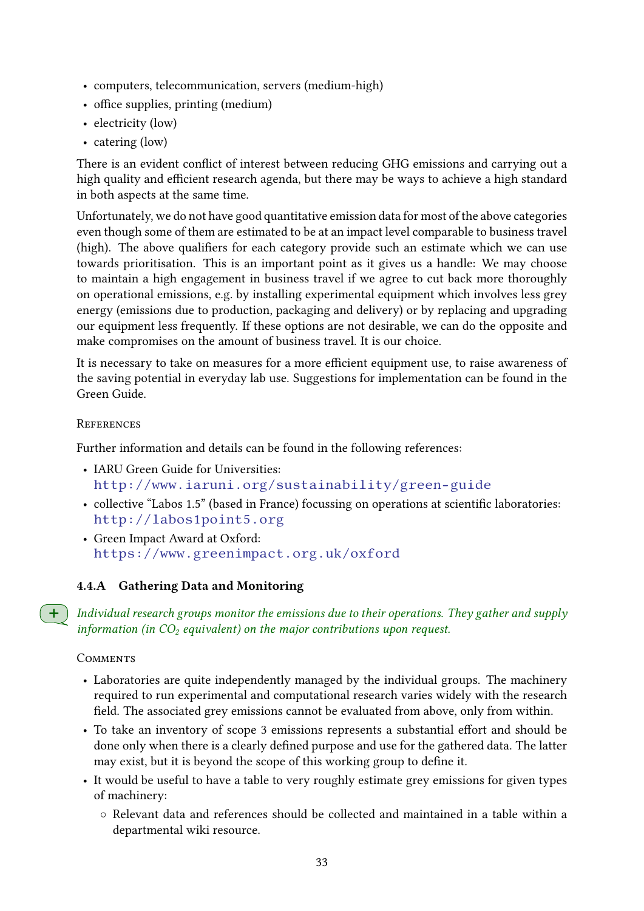- computers, telecommunication, servers (medium-high)
- office supplies, printing (medium)
- electricity (low)
- catering (low)

There is an evident conflict of interest between reducing GHG emissions and carrying out a high quality and efficient research agenda, but there may be ways to achieve a high standard in both aspects at the same time.

Unfortunately, we do not have good quantitative emission data for most of the above categories even though some of them are estimated to be at an impact level comparable to business travel (high). The above qualifiers for each category provide such an estimate which we can use towards prioritisation. This is an important point as it gives us a handle: We may choose to maintain a high engagement in business travel if we agree to cut back more thoroughly on operational emissions, e.g. by installing experimental equipment which involves less grey energy (emissions due to production, packaging and delivery) or by replacing and upgrading our equipment less frequently. If these options are not desirable, we can do the opposite and make compromises on the amount of business travel. It is our choice.

It is necessary to take on measures for a more efficient equipment use, to raise awareness of the saving potential in everyday lab use. Suggestions for implementation can be found in the Green Guide.

References

Further information and details can be found in the following references:

- IARU Green Guide for Universities:
  http://www.iaruni.org/sustainability/green-guide
- collective "Labos 1.5" (based in France) focussing on operations at scientific laboratories:
  http://labos1point5.org
- Green Impact Award at Oxford:
  https://www.greenimpact.org.uk/oxford

### 4.4.A Gathering Data and Monitoring

+ *Individual research groups monitor the emissions due to their operations. They gather and supply information (in $CO_2$ equivalent) on the major contributions upon request.*

Comments

- Laboratories are quite independently managed by the individual groups. The machinery required to run experimental and computational research varies widely with the research field. The associated grey emissions cannot be evaluated from above, only from within.
- To take an inventory of scope 3 emissions represents a substantial effort and should be done only when there is a clearly defined purpose and use for the gathered data. The latter may exist, but it is beyond the scope of this working group to define it.
- It would be useful to have a table to very roughly estimate grey emissions for given types of machinery:
  - Relevant data and references should be collected and maintained in a table within a departmental wiki resource.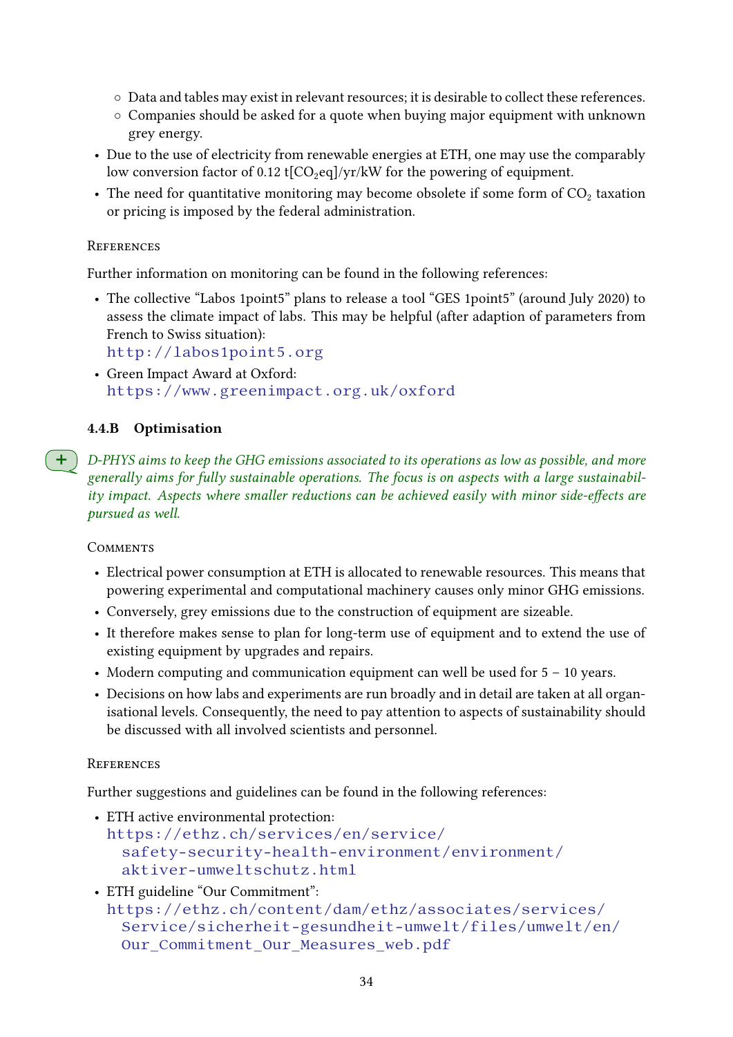- Data and tables may exist in relevant resources; it is desirable to collect these references.
    - Companies should be asked for a quote when buying major equipment with unknown grey energy.
- Due to the use of electricity from renewable energies at ETH, one may use the comparably low conversion factor of 0.12 t[$CO_2$eq]/yr/kW for the powering of equipment.
- The need for quantitative monitoring may become obsolete if some form of $CO_2$ taxation or pricing is imposed by the federal administration.

References

Further information on monitoring can be found in the following references:

- The collective "Labos 1point5" plans to release a tool "GES 1point5" (around July 2020) to assess the climate impact of labs. This may be helpful (after adaption of parameters from French to Swiss situation):
  http://labos1point5.org
- Green Impact Award at Oxford:
  https://www.greenimpact.org.uk/oxford

### 4.4.B Optimisation

*D-PHYS aims to keep the GHG emissions associated to its operations as low as possible, and more generally aims for fully sustainable operations. The focus is on aspects with a large sustainability impact. Aspects where smaller reductions can be achieved easily with minor side-effects are pursued as well.*

Comments

- Electrical power consumption at ETH is allocated to renewable resources. This means that powering experimental and computational machinery causes only minor GHG emissions.
- Conversely, grey emissions due to the construction of equipment are sizeable.
- It therefore makes sense to plan for long-term use of equipment and to extend the use of existing equipment by upgrades and repairs.
- Modern computing and communication equipment can well be used for 5 – 10 years.
- Decisions on how labs and experiments are run broadly and in detail are taken at all organisational levels. Consequently, the need to pay attention to aspects of sustainability should be discussed with all involved scientists and personnel.

References

Further suggestions and guidelines can be found in the following references:

- ETH active environmental protection:
  https://ethz.ch/services/en/service/safety-security-health-environment/environment/aktiver-umweltschutz.html
- ETH guideline "Our Commitment":
  https://ethz.ch/content/dam/ethz/associates/services/Service/sicherheit-gesundheit-umwelt/files/umwelt/en/Our_Commitment_Our_Measures_web.pdf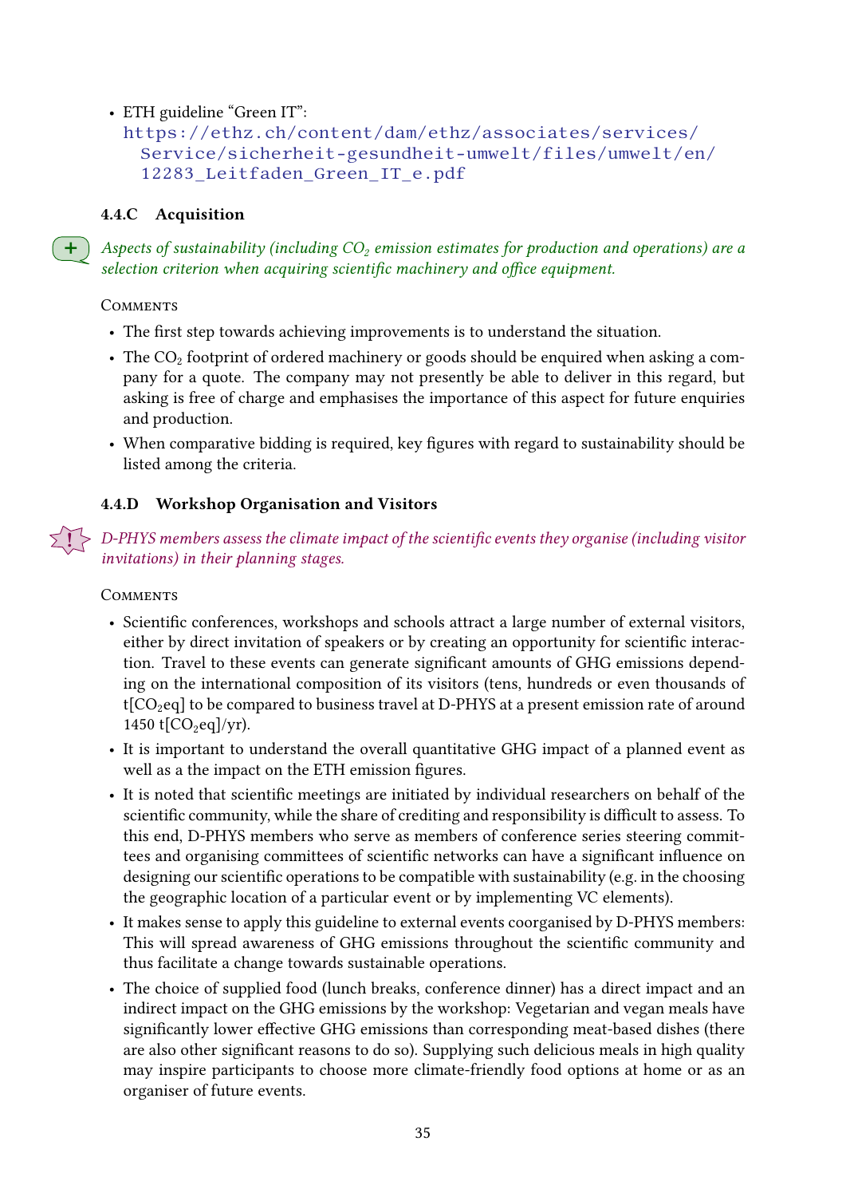- ETH guideline "Green IT": https://ethz.ch/content/dam/ethz/associates/services/Service/sicherheit-gesundheit-umwelt/files/umwelt/en/12283_Leitfaden_Green_IT_e.pdf

### 4.4.C Acquisition

*Aspects of sustainability (including $CO_2$ emission estimates for production and operations) are a selection criterion when acquiring scientific machinery and office equipment.*

Comments

- The first step towards achieving improvements is to understand the situation.
- The $CO_2$ footprint of ordered machinery or goods should be enquired when asking a company for a quote. The company may not presently be able to deliver in this regard, but asking is free of charge and emphasises the importance of this aspect for future enquiries and production.
- When comparative bidding is required, key figures with regard to sustainability should be listed among the criteria.

### 4.4.D Workshop Organisation and Visitors

*D-PHYS members assess the climate impact of the scientific events they organise (including visitor invitations) in their planning stages.*

Comments

- Scientific conferences, workshops and schools attract a large number of external visitors, either by direct invitation of speakers or by creating an opportunity for scientific interaction. Travel to these events can generate significant amounts of GHG emissions depending on the international composition of its visitors (tens, hundreds or even thousands of t[$CO_2$eq] to be compared to business travel at D-PHYS at a present emission rate of around 1450 t[$CO_2$eq]/yr).
- It is important to understand the overall quantitative GHG impact of a planned event as well as a the impact on the ETH emission figures.
- It is noted that scientific meetings are initiated by individual researchers on behalf of the scientific community, while the share of crediting and responsibility is difficult to assess. To this end, D-PHYS members who serve as members of conference series steering committees and organising committees of scientific networks can have a significant influence on designing our scientific operations to be compatible with sustainability (e.g. in the choosing the geographic location of a particular event or by implementing VC elements).
- It makes sense to apply this guideline to external events coorganised by D-PHYS members: This will spread awareness of GHG emissions throughout the scientific community and thus facilitate a change towards sustainable operations.
- The choice of supplied food (lunch breaks, conference dinner) has a direct impact and an indirect impact on the GHG emissions by the workshop: Vegetarian and vegan meals have significantly lower effective GHG emissions than corresponding meat-based dishes (there are also other significant reasons to do so). Supplying such delicious meals in high quality may inspire participants to choose more climate-friendly food options at home or as an organiser of future events.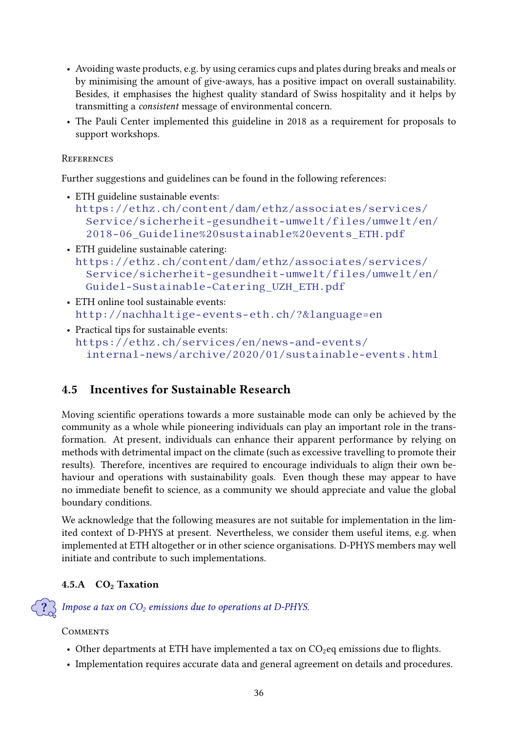- Avoiding waste products, e.g. by using ceramics cups and plates during breaks and meals or by minimising the amount of give-aways, has a positive impact on overall sustainability. Besides, it emphasises the highest quality standard of Swiss hospitality and it helps by transmitting a *consistent* message of environmental concern.
- The Pauli Center implemented this guideline in 2018 as a requirement for proposals to support workshops.

References

Further suggestions and guidelines can be found in the following references:

- ETH guideline sustainable events: https://ethz.ch/content/dam/ethz/associates/services/Service/sicherheit-gesundheit-umwelt/files/umwelt/en/2018-06_Guideline%20sustainable%20events_ETH.pdf
- ETH guideline sustainable catering: https://ethz.ch/content/dam/ethz/associates/services/Service/sicherheit-gesundheit-umwelt/files/umwelt/en/Guidel-Sustainable-Catering_UZH_ETH.pdf
- ETH online tool sustainable events: http://nachhaltige-events-eth.ch/?&language=en
- Practical tips for sustainable events: https://ethz.ch/services/en/news-and-events/internal-news/archive/2020/01/sustainable-events.html

## 4.5 Incentives for Sustainable Research

Moving scientific operations towards a more sustainable mode can only be achieved by the community as a whole while pioneering individuals can play an important role in the transformation. At present, individuals can enhance their apparent performance by relying on methods with detrimental impact on the climate (such as excessive travelling to promote their results). Therefore, incentives are required to encourage individuals to align their own behaviour and operations with sustainability goals. Even though these may appear to have no immediate benefit to science, as a community we should appreciate and value the global boundary conditions.

We acknowledge that the following measures are not suitable for implementation in the limited context of D-PHYS at present. Nevertheless, we consider them useful items, e.g. when implemented at ETH altogether or in other science organisations. D-PHYS members may well initiate and contribute to such implementations.

### 4.5.A $CO_2$ Taxation

*Impose a tax on $CO_2$ emissions due to operations at D-PHYS.*

Comments

- Other departments at ETH have implemented a tax on $CO_2$eq emissions due to flights.
- Implementation requires accurate data and general agreement on details and procedures.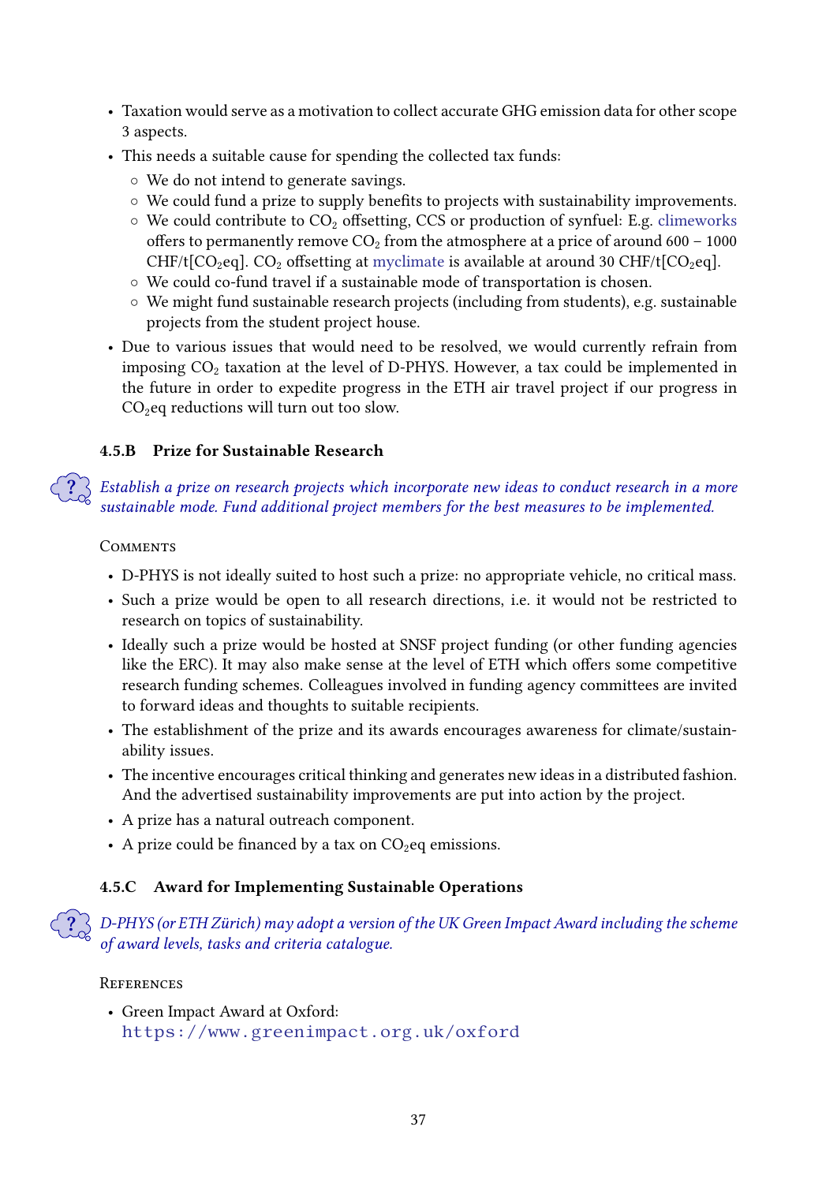- Taxation would serve as a motivation to collect accurate GHG emission data for other scope 3 aspects.
- This needs a suitable cause for spending the collected tax funds:
  - We do not intend to generate savings.
  - We could fund a prize to supply benefits to projects with sustainability improvements.
  - We could contribute to $CO_2$ offsetting, CCS or production of synfuel: E.g. climeworks offers to permanently remove $CO_2$ from the atmosphere at a price of around 600 – 1000 CHF/t[$CO_2$eq]. $CO_2$ offsetting at myclimate is available at around 30 CHF/t[$CO_2$eq].
  - We could co-fund travel if a sustainable mode of transportation is chosen.
  - We might fund sustainable research projects (including from students), e.g. sustainable projects from the student project house.
- Due to various issues that would need to be resolved, we would currently refrain from imposing $CO_2$ taxation at the level of D-PHYS. However, a tax could be implemented in the future in order to expedite progress in the ETH air travel project if our progress in $CO_2$eq reductions will turn out too slow.

### 4.5.B Prize for Sustainable Research

*Establish a prize on research projects which incorporate new ideas to conduct research in a more sustainable mode. Fund additional project members for the best measures to be implemented.*

Comments

- D-PHYS is not ideally suited to host such a prize: no appropriate vehicle, no critical mass.
- Such a prize would be open to all research directions, i.e. it would not be restricted to research on topics of sustainability.
- Ideally such a prize would be hosted at SNSF project funding (or other funding agencies like the ERC). It may also make sense at the level of ETH which offers some competitive research funding schemes. Colleagues involved in funding agency committees are invited to forward ideas and thoughts to suitable recipients.
- The establishment of the prize and its awards encourages awareness for climate/sustainability issues.
- The incentive encourages critical thinking and generates new ideas in a distributed fashion. And the advertised sustainability improvements are put into action by the project.
- A prize has a natural outreach component.
- A prize could be financed by a tax on $CO_2$eq emissions.

### 4.5.C Award for Implementing Sustainable Operations

*D-PHYS (or ETH Zürich) may adopt a version of the UK Green Impact Award including the scheme of award levels, tasks and criteria catalogue.*

References

- Green Impact Award at Oxford:
  `https://www.greenimpact.org.uk/oxford`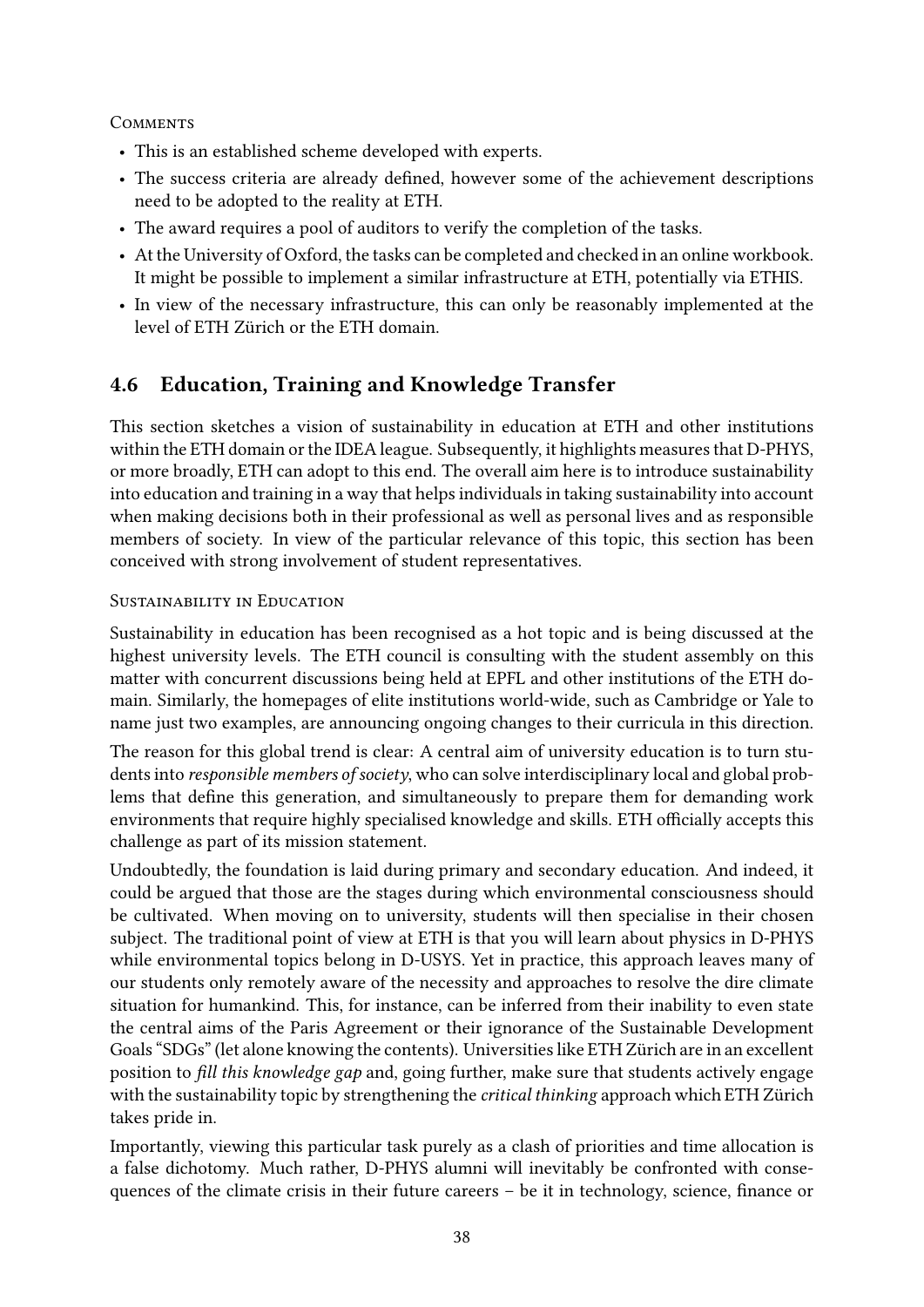Comments

- This is an established scheme developed with experts.
- The success criteria are already defined, however some of the achievement descriptions need to be adopted to the reality at ETH.
- The award requires a pool of auditors to verify the completion of the tasks.
- At the University of Oxford, the tasks can be completed and checked in an online workbook. It might be possible to implement a similar infrastructure at ETH, potentially via ETHIS.
- In view of the necessary infrastructure, this can only be reasonably implemented at the level of ETH Zürich or the ETH domain.

## 4.6 Education, Training and Knowledge Transfer

This section sketches a vision of sustainability in education at ETH and other institutions within the ETH domain or the IDEA league. Subsequently, it highlights measures that D-PHYS, or more broadly, ETH can adopt to this end. The overall aim here is to introduce sustainability into education and training in a way that helps individuals in taking sustainability into account when making decisions both in their professional as well as personal lives and as responsible members of society. In view of the particular relevance of this topic, this section has been conceived with strong involvement of student representatives.

Sustainability in Education

Sustainability in education has been recognised as a hot topic and is being discussed at the highest university levels. The ETH council is consulting with the student assembly on this matter with concurrent discussions being held at EPFL and other institutions of the ETH domain. Similarly, the homepages of elite institutions world-wide, such as Cambridge or Yale to name just two examples, are announcing ongoing changes to their curricula in this direction.

The reason for this global trend is clear: A central aim of university education is to turn students into *responsible members of society*, who can solve interdisciplinary local and global problems that define this generation, and simultaneously to prepare them for demanding work environments that require highly specialised knowledge and skills. ETH officially accepts this challenge as part of its mission statement.

Undoubtedly, the foundation is laid during primary and secondary education. And indeed, it could be argued that those are the stages during which environmental consciousness should be cultivated. When moving on to university, students will then specialise in their chosen subject. The traditional point of view at ETH is that you will learn about physics in D-PHYS while environmental topics belong in D-USYS. Yet in practice, this approach leaves many of our students only remotely aware of the necessity and approaches to resolve the dire climate situation for humankind. This, for instance, can be inferred from their inability to even state the central aims of the Paris Agreement or their ignorance of the Sustainable Development Goals "SDGs" (let alone knowing the contents). Universities like ETH Zürich are in an excellent position to *fill this knowledge gap* and, going further, make sure that students actively engage with the sustainability topic by strengthening the *critical thinking* approach which ETH Zürich takes pride in.

Importantly, viewing this particular task purely as a clash of priorities and time allocation is a false dichotomy. Much rather, D-PHYS alumni will inevitably be confronted with consequences of the climate crisis in their future careers – be it in technology, science, finance or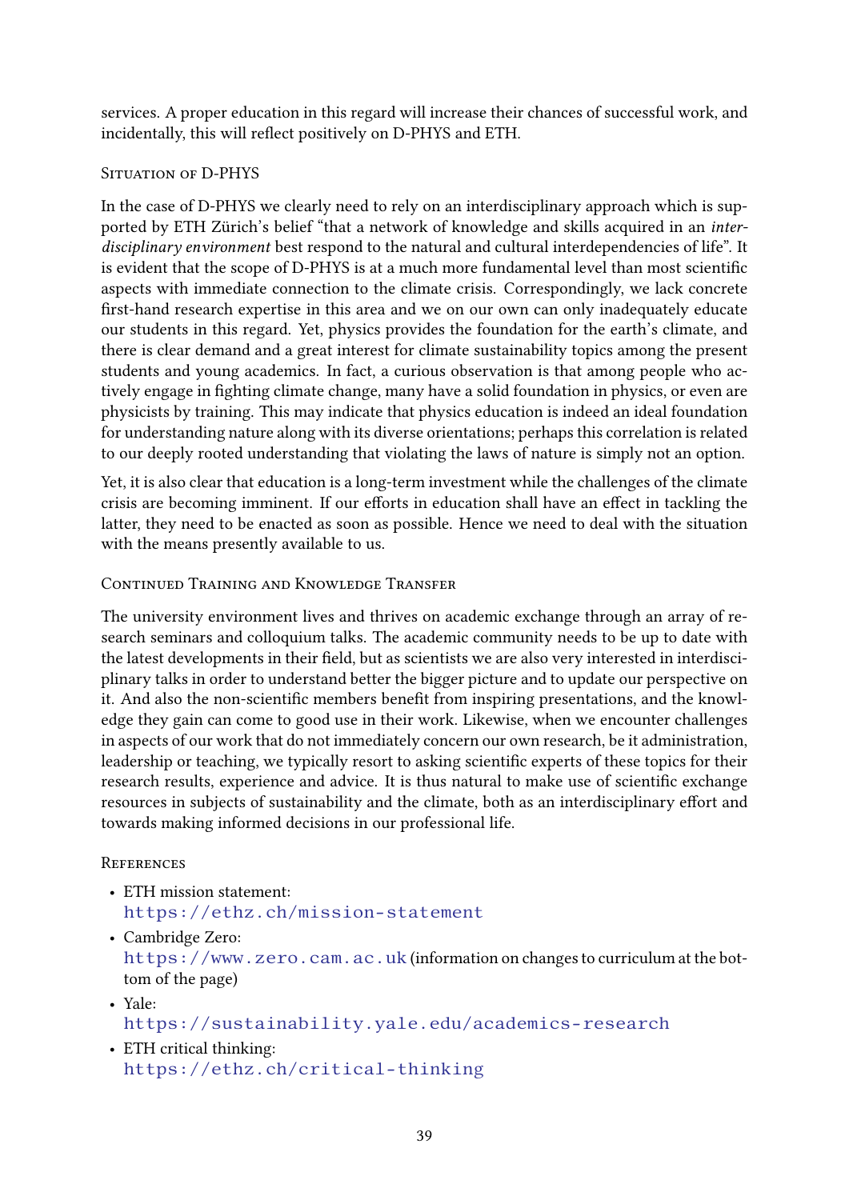services. A proper education in this regard will increase their chances of successful work, and incidentally, this will reflect positively on D-PHYS and ETH.

### Situation of D-PHYS

In the case of D-PHYS we clearly need to rely on an interdisciplinary approach which is supported by ETH Zürich's belief "that a network of knowledge and skills acquired in an *interdisciplinary environment* best respond to the natural and cultural interdependencies of life". It is evident that the scope of D-PHYS is at a much more fundamental level than most scientific aspects with immediate connection to the climate crisis. Correspondingly, we lack concrete first-hand research expertise in this area and we on our own can only inadequately educate our students in this regard. Yet, physics provides the foundation for the earth's climate, and there is clear demand and a great interest for climate sustainability topics among the present students and young academics. In fact, a curious observation is that among people who actively engage in fighting climate change, many have a solid foundation in physics, or even are physicists by training. This may indicate that physics education is indeed an ideal foundation for understanding nature along with its diverse orientations; perhaps this correlation is related to our deeply rooted understanding that violating the laws of nature is simply not an option.

Yet, it is also clear that education is a long-term investment while the challenges of the climate crisis are becoming imminent. If our efforts in education shall have an effect in tackling the latter, they need to be enacted as soon as possible. Hence we need to deal with the situation with the means presently available to us.

### Continued Training and Knowledge Transfer

The university environment lives and thrives on academic exchange through an array of research seminars and colloquium talks. The academic community needs to be up to date with the latest developments in their field, but as scientists we are also very interested in interdisciplinary talks in order to understand better the bigger picture and to update our perspective on it. And also the non-scientific members benefit from inspiring presentations, and the knowledge they gain can come to good use in their work. Likewise, when we encounter challenges in aspects of our work that do not immediately concern our own research, be it administration, leadership or teaching, we typically resort to asking scientific experts of these topics for their research results, experience and advice. It is thus natural to make use of scientific exchange resources in subjects of sustainability and the climate, both as an interdisciplinary effort and towards making informed decisions in our professional life.

### References

- ETH mission statement:
  https://ethz.ch/mission-statement
- Cambridge Zero:
  https://www.zero.cam.ac.uk (information on changes to curriculum at the bottom of the page)
- Yale:
  https://sustainability.yale.edu/academics-research
- ETH critical thinking:
  https://ethz.ch/critical-thinking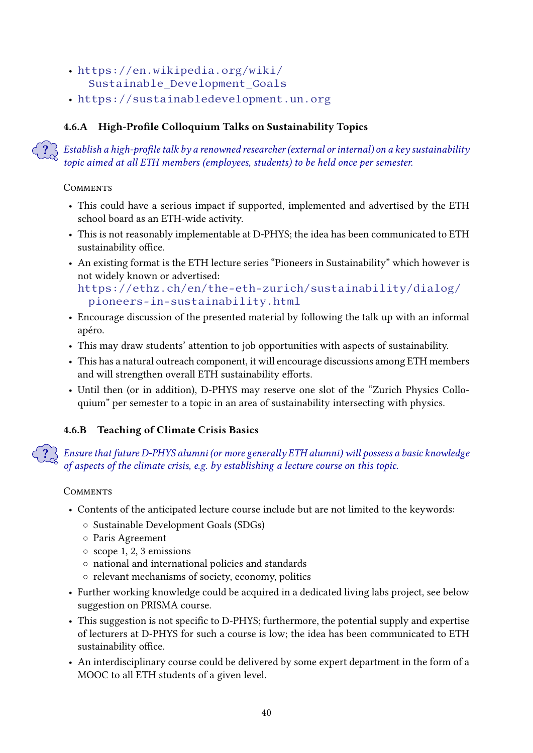- https://en.wikipedia.org/wiki/Sustainable_Development_Goals
- https://sustainabledevelopment.un.org

### 4.6.A High-Profile Colloquium Talks on Sustainability Topics

*Establish a high-profile talk by a renowned researcher (external or internal) on a key sustainability topic aimed at all ETH members (employees, students) to be held once per semester.*

Comments

- This could have a serious impact if supported, implemented and advertised by the ETH school board as an ETH-wide activity.
- This is not reasonably implementable at D-PHYS; the idea has been communicated to ETH sustainability office.
- An existing format is the ETH lecture series "Pioneers in Sustainability" which however is not widely known or advertised: https://ethz.ch/en/the-eth-zurich/sustainability/dialog/pioneers-in-sustainability.html
- Encourage discussion of the presented material by following the talk up with an informal apéro.
- This may draw students' attention to job opportunities with aspects of sustainability.
- This has a natural outreach component, it will encourage discussions among ETH members and will strengthen overall ETH sustainability efforts.
- Until then (or in addition), D-PHYS may reserve one slot of the "Zurich Physics Colloquium" per semester to a topic in an area of sustainability intersecting with physics.

### 4.6.B Teaching of Climate Crisis Basics

*Ensure that future D-PHYS alumni (or more generally ETH alumni) will possess a basic knowledge of aspects of the climate crisis, e.g. by establishing a lecture course on this topic.*

Comments

- Contents of the anticipated lecture course include but are not limited to the keywords:
  - Sustainable Development Goals (SDGs)
  - Paris Agreement
  - scope 1, 2, 3 emissions
  - national and international policies and standards
  - relevant mechanisms of society, economy, politics
- Further working knowledge could be acquired in a dedicated living labs project, see below suggestion on PRISMA course.
- This suggestion is not specific to D-PHYS; furthermore, the potential supply and expertise of lecturers at D-PHYS for such a course is low; the idea has been communicated to ETH sustainability office.
- An interdisciplinary course could be delivered by some expert department in the form of a MOOC to all ETH students of a given level.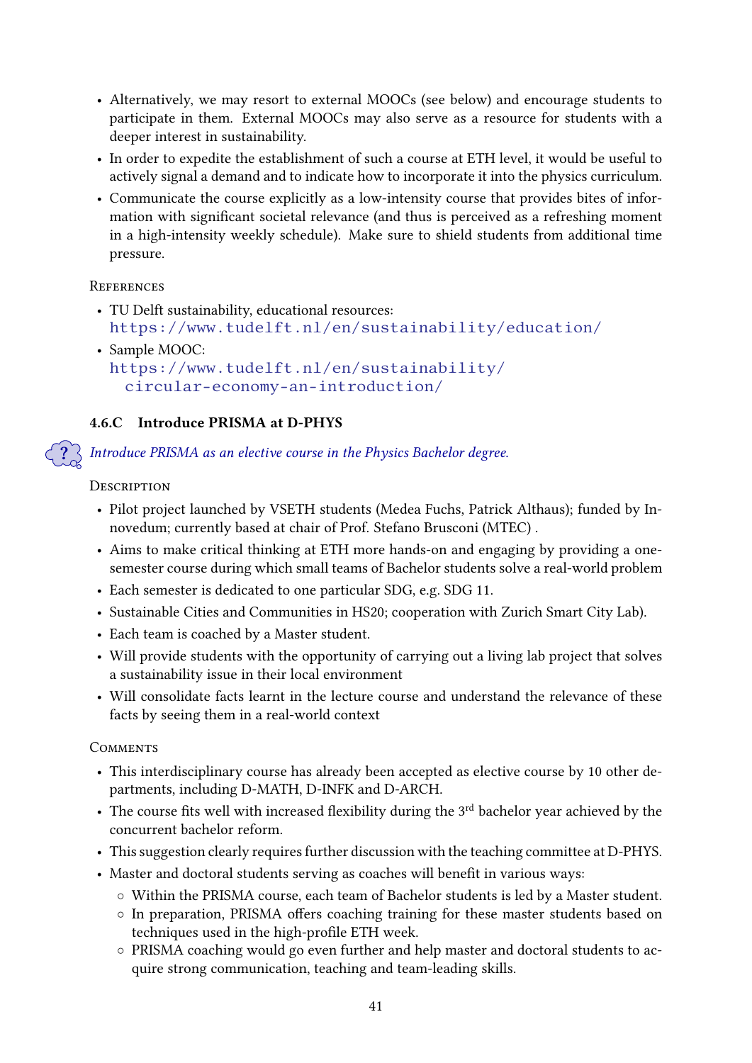- Alternatively, we may resort to external MOOCs (see below) and encourage students to participate in them. External MOOCs may also serve as a resource for students with a deeper interest in sustainability.
- In order to expedite the establishment of such a course at ETH level, it would be useful to actively signal a demand and to indicate how to incorporate it into the physics curriculum.
- Communicate the course explicitly as a low-intensity course that provides bites of information with significant societal relevance (and thus is perceived as a refreshing moment in a high-intensity weekly schedule). Make sure to shield students from additional time pressure.

References

- TU Delft sustainability, educational resources: https://www.tudelft.nl/en/sustainability/education/
- Sample MOOC: https://www.tudelft.nl/en/sustainability/circular-economy-an-introduction/

### 4.6.C Introduce PRISMA at D-PHYS

*Introduce PRISMA as an elective course in the Physics Bachelor degree.*

Description

- Pilot project launched by VSETH students (Medea Fuchs, Patrick Althaus); funded by Innovedum; currently based at chair of Prof. Stefano Brusconi (MTEC) .
- Aims to make critical thinking at ETH more hands-on and engaging by providing a one-semester course during which small teams of Bachelor students solve a real-world problem
- Each semester is dedicated to one particular SDG, e.g. SDG 11.
- Sustainable Cities and Communities in HS20; cooperation with Zurich Smart City Lab).
- Each team is coached by a Master student.
- Will provide students with the opportunity of carrying out a living lab project that solves a sustainability issue in their local environment
- Will consolidate facts learnt in the lecture course and understand the relevance of these facts by seeing them in a real-world context

Comments

- This interdisciplinary course has already been accepted as elective course by 10 other departments, including D-MATH, D-INFK and D-ARCH.
- The course fits well with increased flexibility during the 3rd bachelor year achieved by the concurrent bachelor reform.
- This suggestion clearly requires further discussion with the teaching committee at D-PHYS.
- Master and doctoral students serving as coaches will benefit in various ways:
  - Within the PRISMA course, each team of Bachelor students is led by a Master student.
  - In preparation, PRISMA offers coaching training for these master students based on techniques used in the high-profile ETH week.
  - PRISMA coaching would go even further and help master and doctoral students to acquire strong communication, teaching and team-leading skills.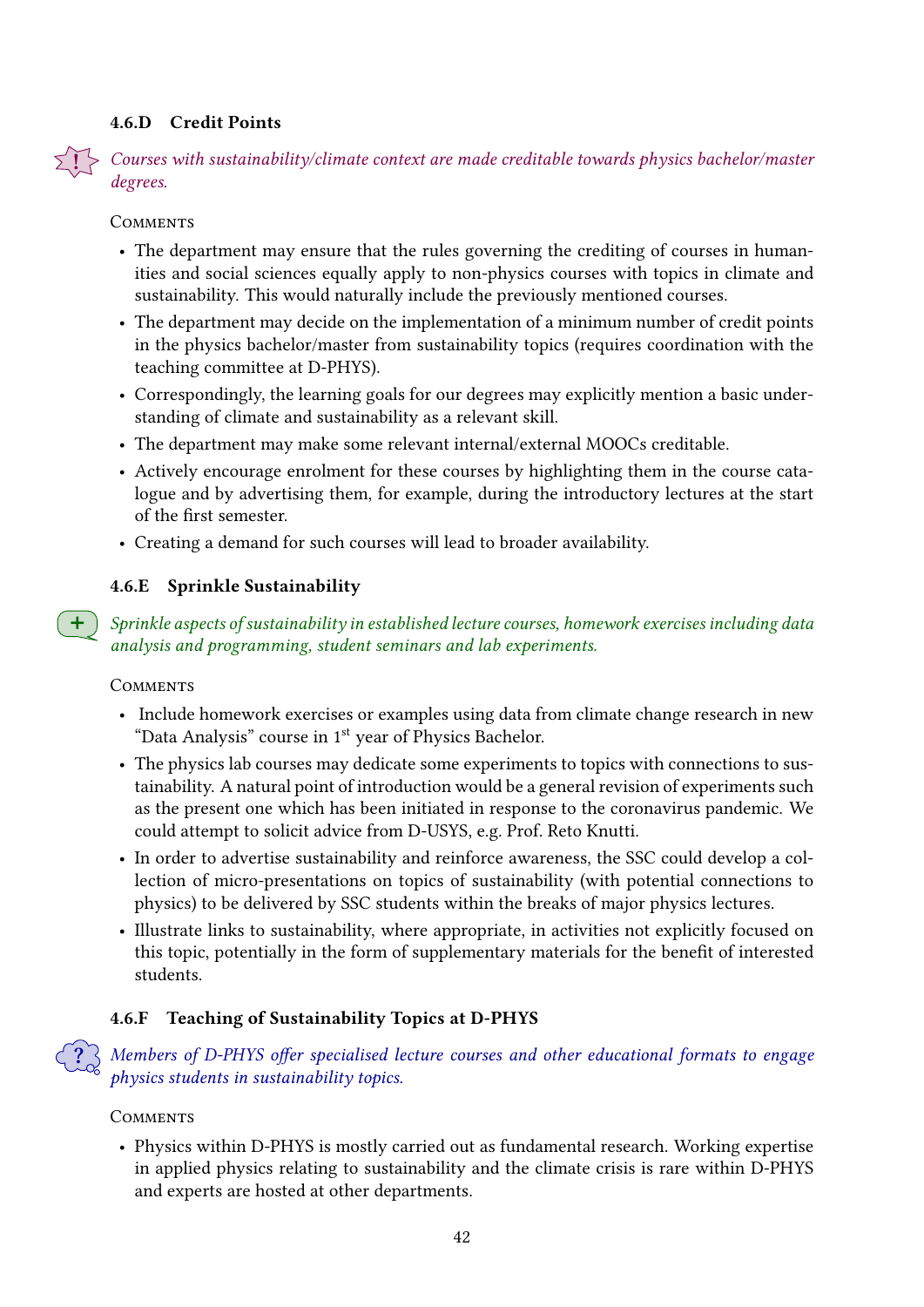### 4.6.D Credit Points

*Courses with sustainability/climate context are made creditable towards physics bachelor/master degrees.*

Comments

- The department may ensure that the rules governing the crediting of courses in humanities and social sciences equally apply to non-physics courses with topics in climate and sustainability. This would naturally include the previously mentioned courses.
- The department may decide on the implementation of a minimum number of credit points in the physics bachelor/master from sustainability topics (requires coordination with the teaching committee at D-PHYS).
- Correspondingly, the learning goals for our degrees may explicitly mention a basic understanding of climate and sustainability as a relevant skill.
- The department may make some relevant internal/external MOOCs creditable.
- Actively encourage enrolment for these courses by highlighting them in the course catalogue and by advertising them, for example, during the introductory lectures at the start of the first semester.
- Creating a demand for such courses will lead to broader availability.

### 4.6.E Sprinkle Sustainability

*Sprinkle aspects of sustainability in established lecture courses, homework exercises including data analysis and programming, student seminars and lab experiments.*

Comments

- Include homework exercises or examples using data from climate change research in new "Data Analysis" course in 1st year of Physics Bachelor.
- The physics lab courses may dedicate some experiments to topics with connections to sustainability. A natural point of introduction would be a general revision of experiments such as the present one which has been initiated in response to the coronavirus pandemic. We could attempt to solicit advice from D-USYS, e.g. Prof. Reto Knutti.
- In order to advertise sustainability and reinforce awareness, the SSC could develop a collection of micro-presentations on topics of sustainability (with potential connections to physics) to be delivered by SSC students within the breaks of major physics lectures.
- Illustrate links to sustainability, where appropriate, in activities not explicitly focused on this topic, potentially in the form of supplementary materials for the benefit of interested students.

### 4.6.F Teaching of Sustainability Topics at D-PHYS

*Members of D-PHYS offer specialised lecture courses and other educational formats to engage physics students in sustainability topics.*

Comments

- Physics within D-PHYS is mostly carried out as fundamental research. Working expertise in applied physics relating to sustainability and the climate crisis is rare within D-PHYS and experts are hosted at other departments.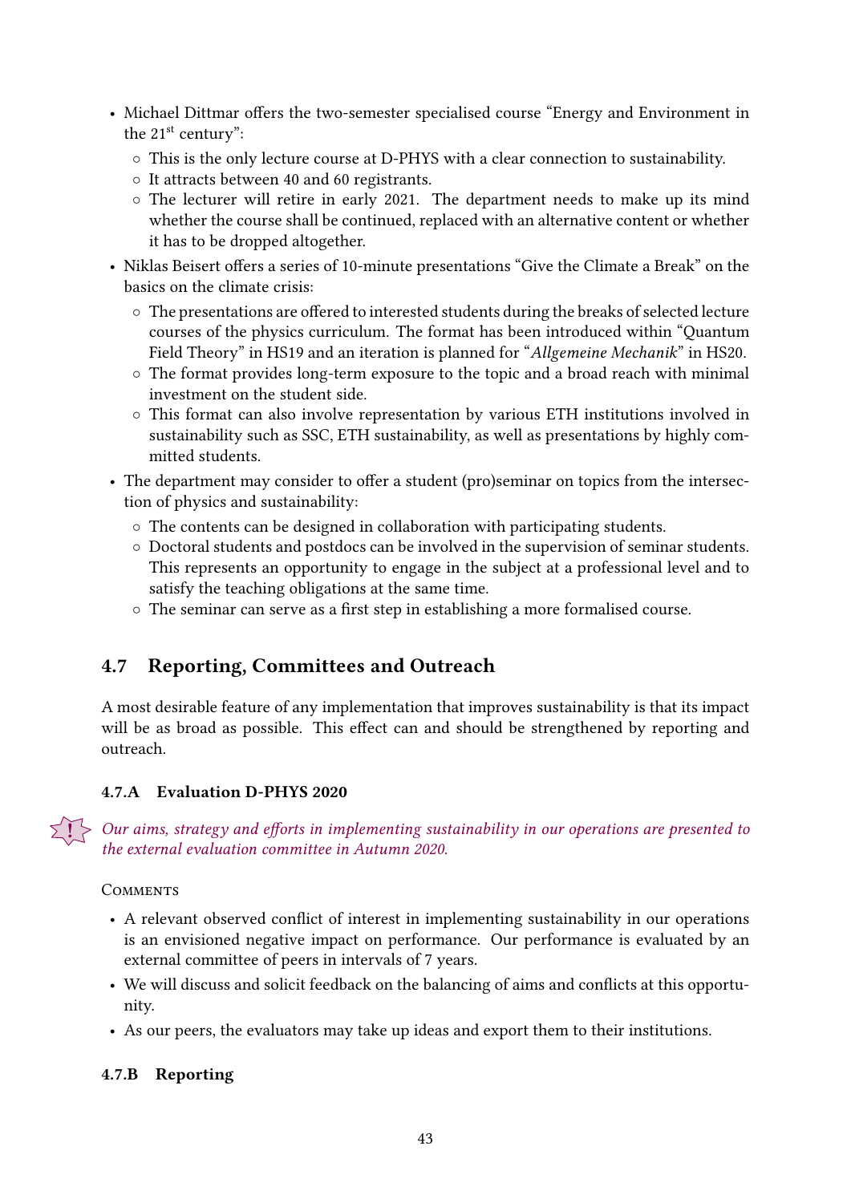- Michael Dittmar offers the two-semester specialised course "Energy and Environment in the 21st century":
  - This is the only lecture course at D-PHYS with a clear connection to sustainability.
  - It attracts between 40 and 60 registrants.
  - The lecturer will retire in early 2021. The department needs to make up its mind whether the course shall be continued, replaced with an alternative content or whether it has to be dropped altogether.
- Niklas Beisert offers a series of 10-minute presentations "Give the Climate a Break" on the basics on the climate crisis:
  - The presentations are offered to interested students during the breaks of selected lecture courses of the physics curriculum. The format has been introduced within "Quantum Field Theory" in HS19 and an iteration is planned for "*Allgemeine Mechanik*" in HS20.
  - The format provides long-term exposure to the topic and a broad reach with minimal investment on the student side.
  - This format can also involve representation by various ETH institutions involved in sustainability such as SSC, ETH sustainability, as well as presentations by highly committed students.
- The department may consider to offer a student (pro)seminar on topics from the intersection of physics and sustainability:
  - The contents can be designed in collaboration with participating students.
  - Doctoral students and postdocs can be involved in the supervision of seminar students. This represents an opportunity to engage in the subject at a professional level and to satisfy the teaching obligations at the same time.
  - The seminar can serve as a first step in establishing a more formalised course.

## 4.7 Reporting, Committees and Outreach

A most desirable feature of any implementation that improves sustainability is that its impact will be as broad as possible. This effect can and should be strengthened by reporting and outreach.

### 4.7.A Evaluation D-PHYS 2020

*Our aims, strategy and efforts in implementing sustainability in our operations are presented to the external evaluation committee in Autumn 2020.*

Comments

- A relevant observed conflict of interest in implementing sustainability in our operations is an envisioned negative impact on performance. Our performance is evaluated by an external committee of peers in intervals of 7 years.
- We will discuss and solicit feedback on the balancing of aims and conflicts at this opportunity.
- As our peers, the evaluators may take up ideas and export them to their institutions.

### 4.7.B Reporting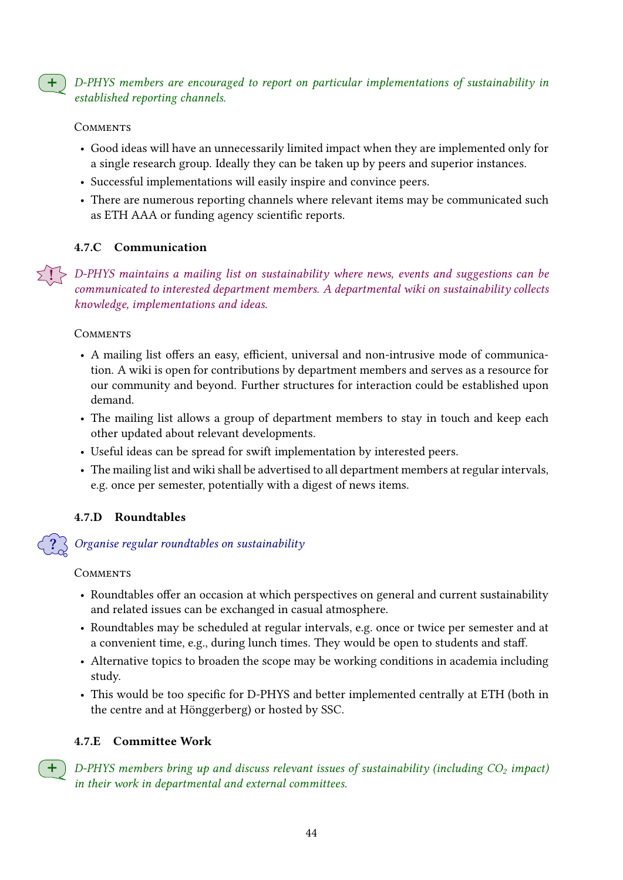*D-PHYS members are encouraged to report on particular implementations of sustainability in established reporting channels.*

Comments

- Good ideas will have an unnecessarily limited impact when they are implemented only for a single research group. Ideally they can be taken up by peers and superior instances.
- Successful implementations will easily inspire and convince peers.
- There are numerous reporting channels where relevant items may be communicated such as ETH AAA or funding agency scientific reports.

### 4.7.C Communication

*D-PHYS maintains a mailing list on sustainability where news, events and suggestions can be communicated to interested department members. A departmental wiki on sustainability collects knowledge, implementations and ideas.*

Comments

- A mailing list offers an easy, efficient, universal and non-intrusive mode of communication. A wiki is open for contributions by department members and serves as a resource for our community and beyond. Further structures for interaction could be established upon demand.
- The mailing list allows a group of department members to stay in touch and keep each other updated about relevant developments.
- Useful ideas can be spread for swift implementation by interested peers.
- The mailing list and wiki shall be advertised to all department members at regular intervals, e.g. once per semester, potentially with a digest of news items.

### 4.7.D Roundtables

*Organise regular roundtables on sustainability*

Comments

- Roundtables offer an occasion at which perspectives on general and current sustainability and related issues can be exchanged in casual atmosphere.
- Roundtables may be scheduled at regular intervals, e.g. once or twice per semester and at a convenient time, e.g., during lunch times. They would be open to students and staff.
- Alternative topics to broaden the scope may be working conditions in academia including study.
- This would be too specific for D-PHYS and better implemented centrally at ETH (both in the centre and at Hönggerberg) or hosted by SSC.

### 4.7.E Committee Work

*D-PHYS members bring up and discuss relevant issues of sustainability (including $CO_2$ impact) in their work in departmental and external committees.*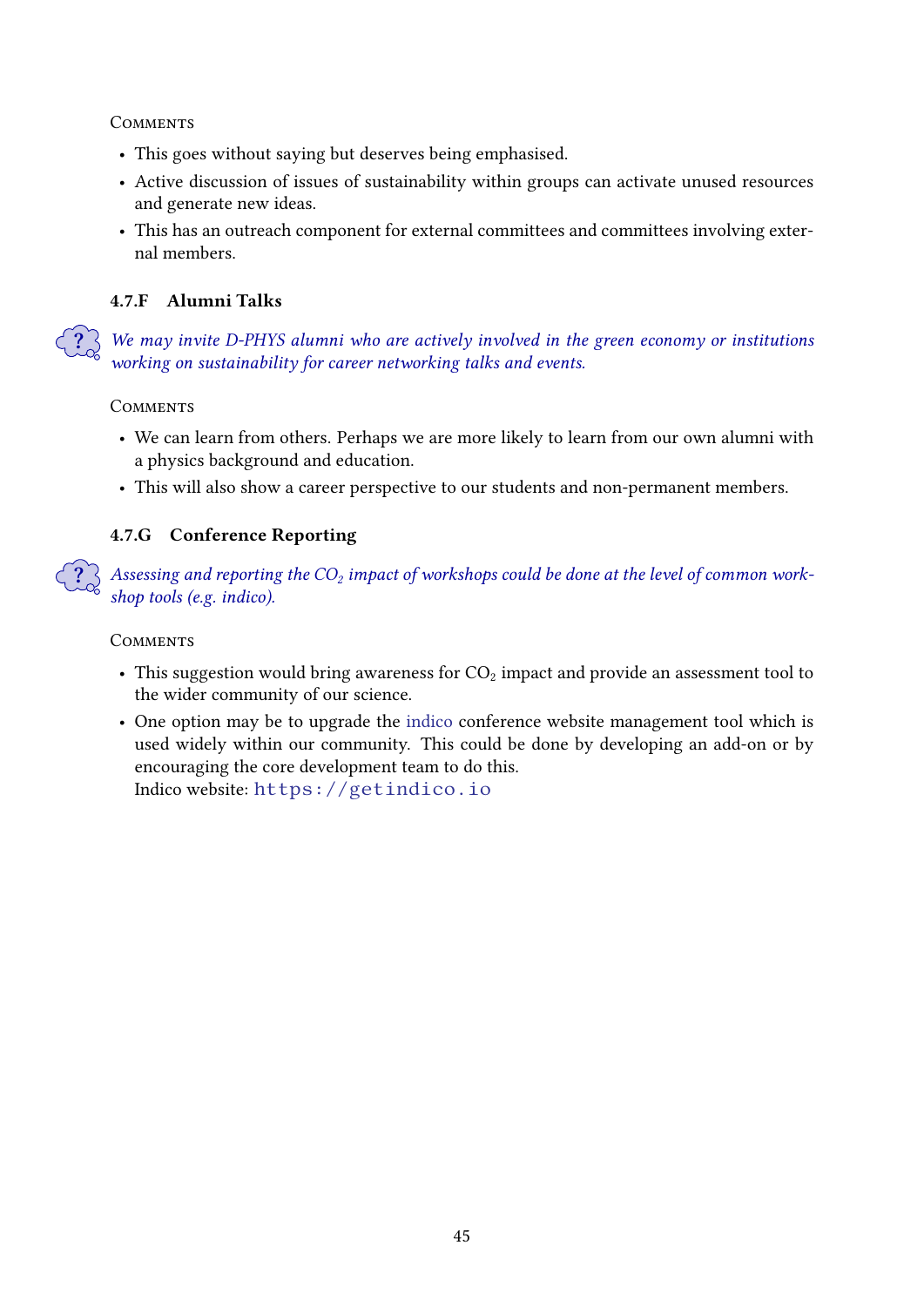COMMENTS

- This goes without saying but deserves being emphasised.
- Active discussion of issues of sustainability within groups can activate unused resources and generate new ideas.
- This has an outreach component for external committees and committees involving external members.

### 4.7.F Alumni Talks

*We may invite D-PHYS alumni who are actively involved in the green economy or institutions working on sustainability for career networking talks and events.*

COMMENTS

- We can learn from others. Perhaps we are more likely to learn from our own alumni with a physics background and education.
- This will also show a career perspective to our students and non-permanent members.

### 4.7.G Conference Reporting

*Assessing and reporting the $CO_2$ impact of workshops could be done at the level of common workshop tools (e.g. indico).*

COMMENTS

- This suggestion would bring awareness for $CO_2$ impact and provide an assessment tool to the wider community of our science.
- One option may be to upgrade the indico conference website management tool which is used widely within our community. This could be done by developing an add-on or by encouraging the core development team to do this.
  Indico website: https://getindico.io